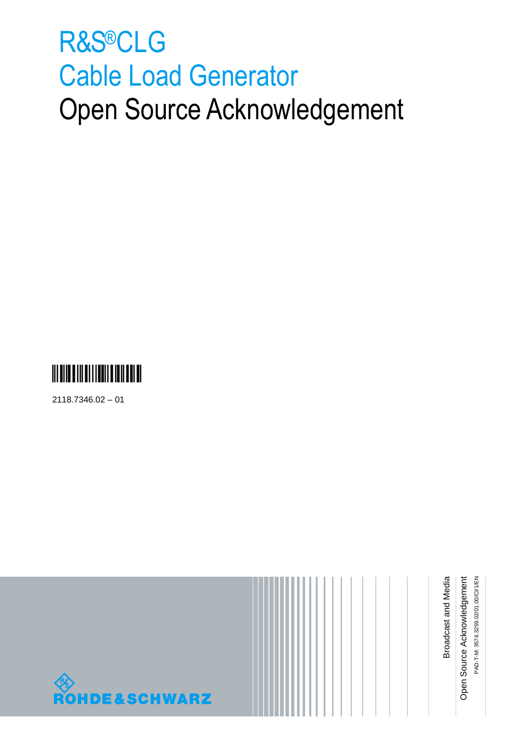# R&S®CLG Cable Load Generator Open Source Acknowledgement

2118.7346.02 – 01

Broadcast and Media

Open Source Acknowledgement

PAD-T-M: 3574.3259.02/01.00/CI/1/EN

ROHDE&SCHWARZ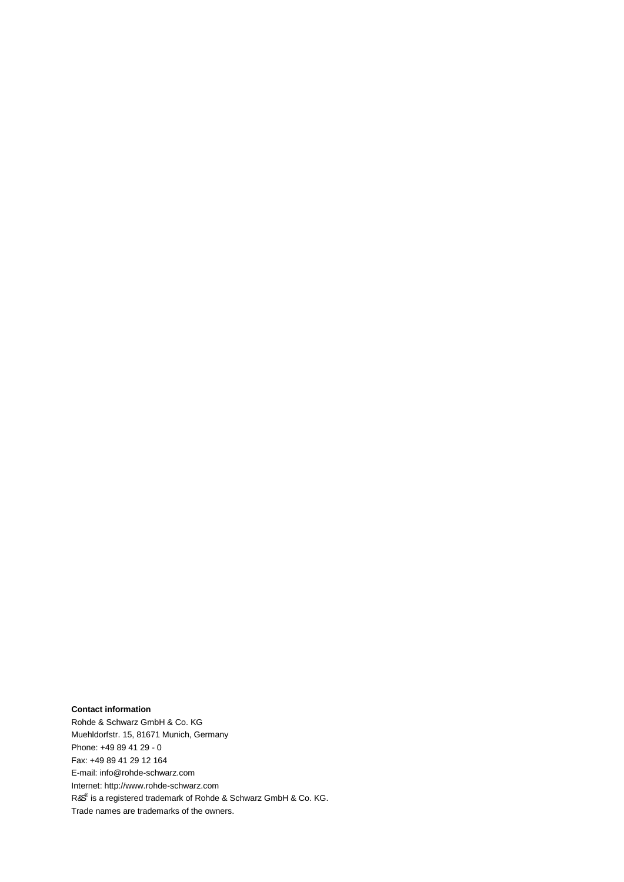**Contact information**

Rohde & Schwarz GmbH & Co. KG

Muehldorfstr. 15, 81671 Munich, Germany

Phone: +49 89 41 29 - 0

Fax: +49 89 41 29 12 164

E-mail: info@rohde-schwarz.com

Internet: http://www.rohde-schwarz.com

R&S® is a registered trademark of Rohde & Schwarz GmbH & Co. KG.

Trade names are trademarks of the owners.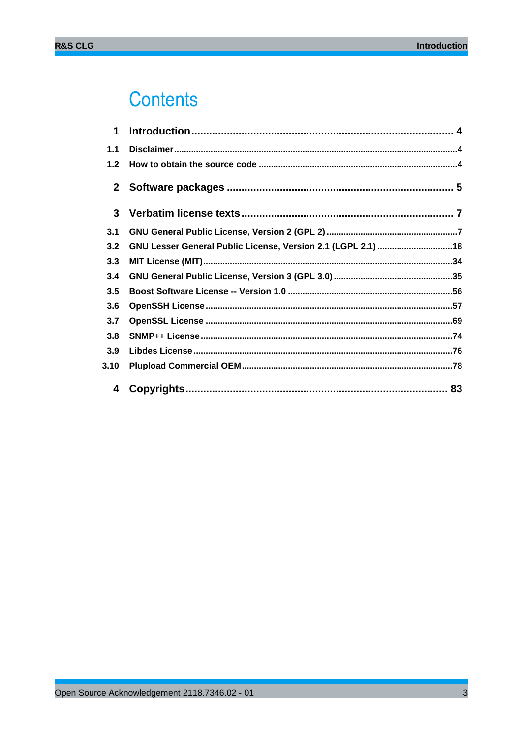# Contents

**1 Introduction** .......................................................................................... **4**

1.1 Disclaimer .......................................................................................................4

1.2 How to obtain the source code ......................................................................4

**2 Software packages** ........................................................................... **5**

**3 Verbatim license texts** ...................................................................... **7**

3.1 GNU General Public License, Version 2 (GPL 2) ...........................................7

3.2 GNU Lesser General Public License, Version 2.1 (LGPL 2.1) .....................18

3.3 MIT License (MIT) .........................................................................................34

3.4 GNU General Public License, Version 3 (GPL 3.0) ......................................35

3.5 Boost Software License -- Version 1.0 .........................................................56

3.6 OpenSSH License ........................................................................................57

3.7 OpenSSL License .........................................................................................69

3.8 SNMP++ License ..........................................................................................74

3.9 Libdes License ..............................................................................................76

3.10 Plupload Commercial OEM ...........................................................................78

**4 Copyrights** ........................................................................................ **83**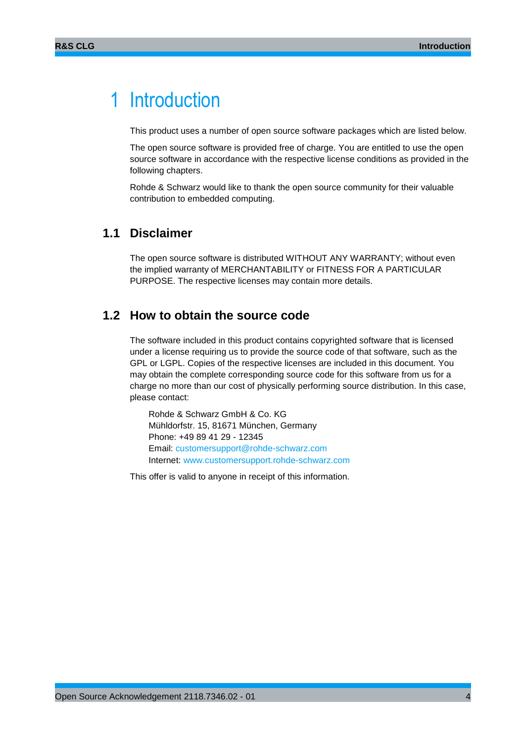# 1 Introduction

This product uses a number of open source software packages which are listed below.

The open source software is provided free of charge. You are entitled to use the open source software in accordance with the respective license conditions as provided in the following chapters.

Rohde & Schwarz would like to thank the open source community for their valuable contribution to embedded computing.

## 1.1 Disclaimer

The open source software is distributed WITHOUT ANY WARRANTY; without even the implied warranty of MERCHANTABILITY or FITNESS FOR A PARTICULAR PURPOSE. The respective licenses may contain more details.

## 1.2 How to obtain the source code

The software included in this product contains copyrighted software that is licensed under a license requiring us to provide the source code of that software, such as the GPL or LGPL. Copies of the respective licenses are included in this document. You may obtain the complete corresponding source code for this software from us for a charge no more than our cost of physically performing source distribution. In this case, please contact:

Rohde & Schwarz GmbH & Co. KG
Mühldorfstr. 15, 81671 München, Germany
Phone: +49 89 41 29 - 12345
Email: customersupport@rohde-schwarz.com
Internet: www.customersupport.rohde-schwarz.com

This offer is valid to anyone in receipt of this information.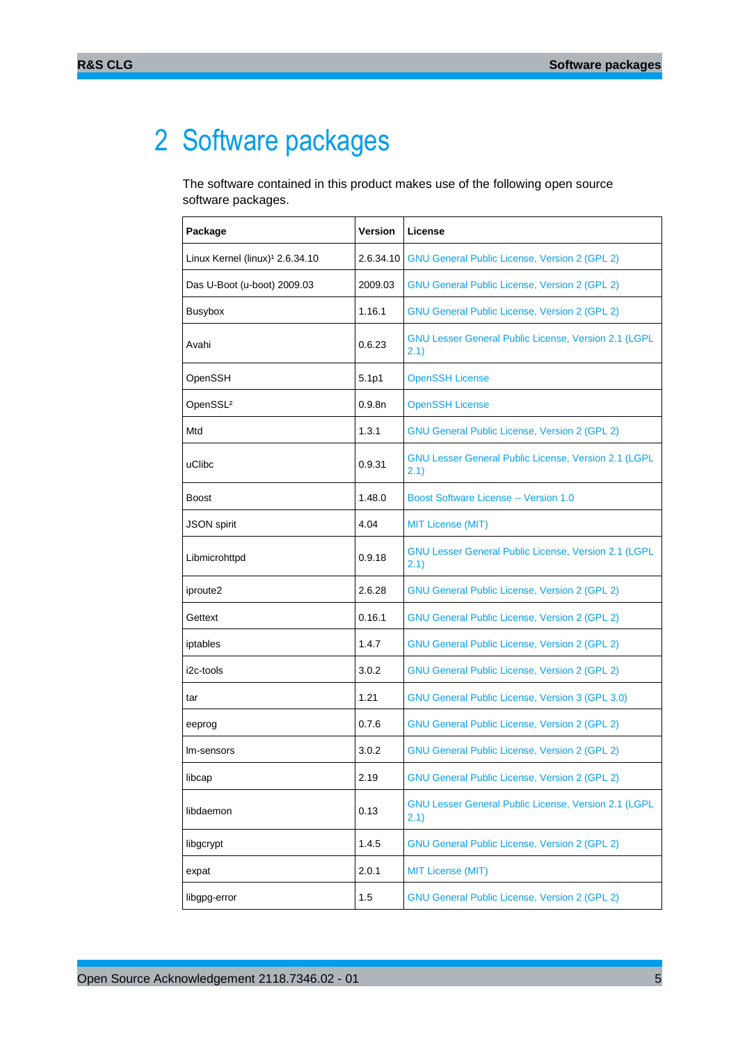# 2 Software packages

The software contained in this product makes use of the following open source software packages.

| Package | Version | License |
|---|---|---|
| Linux Kernel (linux)[1] 2.6.34.10 | 2.6.34.10 | GNU General Public License, Version 2 (GPL 2) |
| Das U-Boot (u-boot) 2009.03 | 2009.03 | GNU General Public License, Version 2 (GPL 2) |
| Busybox | 1.16.1 | GNU General Public License, Version 2 (GPL 2) |
| Avahi | 0.6.23 | GNU Lesser General Public License, Version 2.1 (LGPL 2.1) |
| OpenSSH | 5.1p1 | OpenSSH License |
| OpenSSL[2] | 0.9.8n | OpenSSH License |
| Mtd | 1.3.1 | GNU General Public License, Version 2 (GPL 2) |
| uClibc | 0.9.31 | GNU Lesser General Public License, Version 2.1 (LGPL 2.1) |
| Boost | 1.48.0 | Boost Software License -- Version 1.0 |
| JSON spirit | 4.04 | MIT License (MIT) |
| Libmicrohttpd | 0.9.18 | GNU Lesser General Public License, Version 2.1 (LGPL 2.1) |
| iproute2 | 2.6.28 | GNU General Public License, Version 2 (GPL 2) |
| Gettext | 0.16.1 | GNU General Public License, Version 2 (GPL 2) |
| iptables | 1.4.7 | GNU General Public License, Version 2 (GPL 2) |
| i2c-tools | 3.0.2 | GNU General Public License, Version 2 (GPL 2) |
| tar | 1.21 | GNU General Public License, Version 3 (GPL 3.0) |
| eeprog | 0.7.6 | GNU General Public License, Version 2 (GPL 2) |
| lm-sensors | 3.0.2 | GNU General Public License, Version 2 (GPL 2) |
| libcap | 2.19 | GNU General Public License, Version 2 (GPL 2) |
| libdaemon | 0.13 | GNU Lesser General Public License, Version 2.1 (LGPL 2.1) |
| libgcrypt | 1.4.5 | GNU General Public License, Version 2 (GPL 2) |
| expat | 2.0.1 | MIT License (MIT) |
| libgpg-error | 1.5 | GNU General Public License, Version 2 (GPL 2) |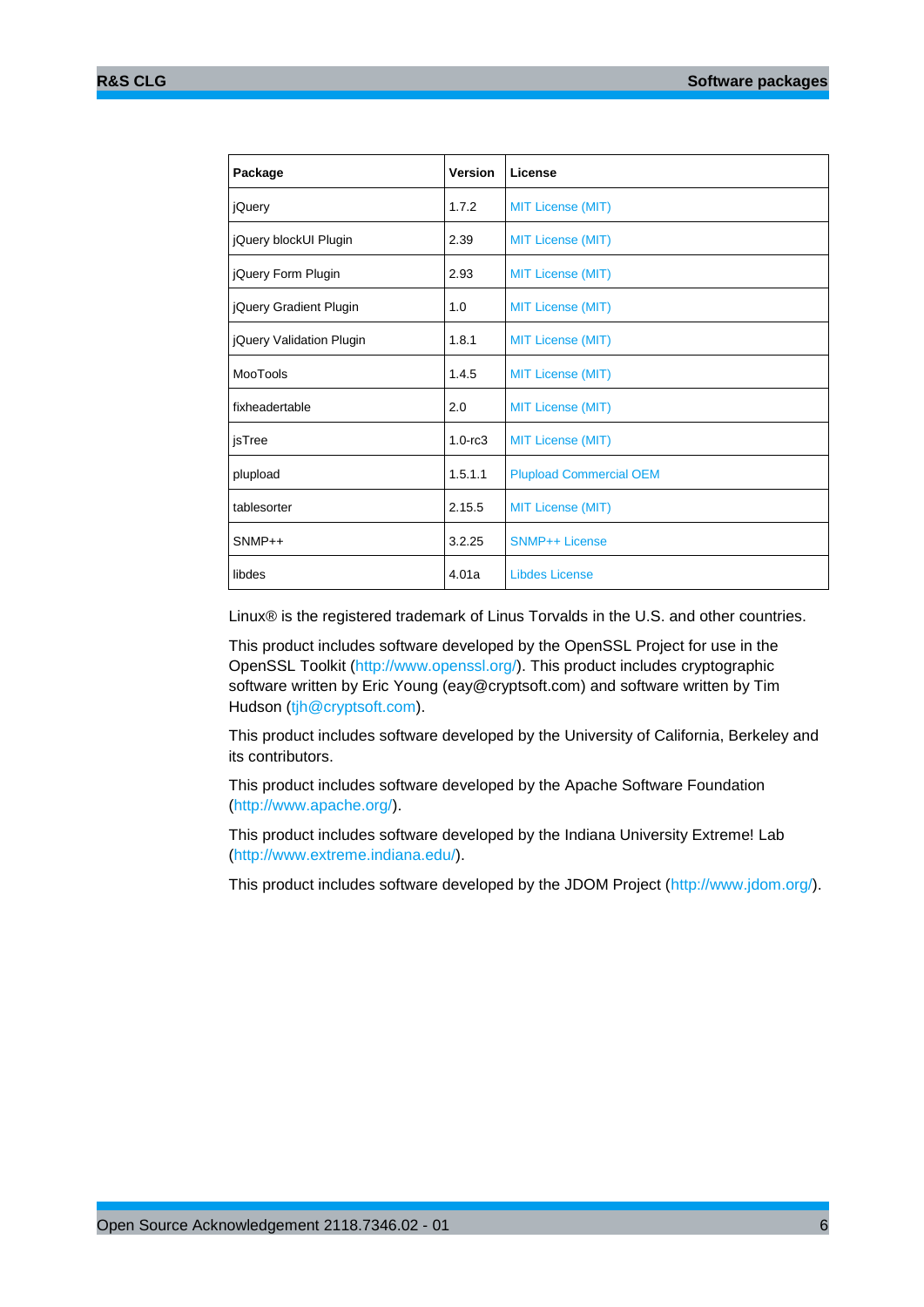| Package | Version | License |
| --- | --- | --- |
| jQuery | 1.7.2 | MIT License (MIT) |
| jQuery blockUI Plugin | 2.39 | MIT License (MIT) |
| jQuery Form Plugin | 2.93 | MIT License (MIT) |
| jQuery Gradient Plugin | 1.0 | MIT License (MIT) |
| jQuery Validation Plugin | 1.8.1 | MIT License (MIT) |
| MooTools | 1.4.5 | MIT License (MIT) |
| fixheadertable | 2.0 | MIT License (MIT) |
| jsTree | 1.0-rc3 | MIT License (MIT) |
| plupload | 1.5.1.1 | Plupload Commercial OEM |
| tablesorter | 2.15.5 | MIT License (MIT) |
| SNMP++ | 3.2.25 | SNMP++ License |
| libdes | 4.01a | Libdes License |

Linux® is the registered trademark of Linus Torvalds in the U.S. and other countries.

This product includes software developed by the OpenSSL Project for use in the OpenSSL Toolkit (http://www.openssl.org/). This product includes cryptographic software written by Eric Young (eay@cryptsoft.com) and software written by Tim Hudson (tjh@cryptsoft.com).

This product includes software developed by the University of California, Berkeley and its contributors.

This product includes software developed by the Apache Software Foundation (http://www.apache.org/).

This product includes software developed by the Indiana University Extreme! Lab (http://www.extreme.indiana.edu/).

This product includes software developed by the JDOM Project (http://www.jdom.org/).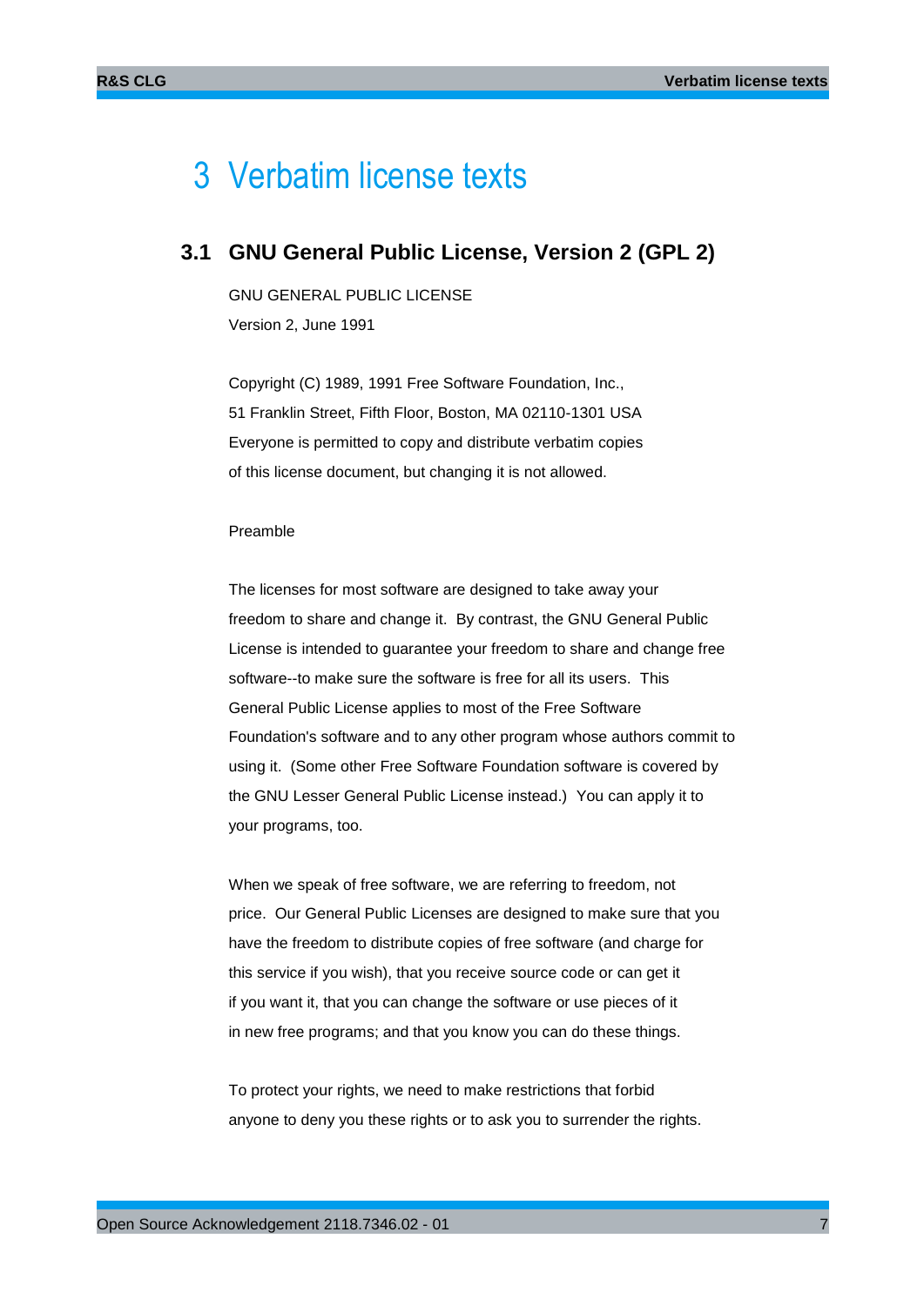# 3 Verbatim license texts

## 3.1 GNU General Public License, Version 2 (GPL 2)

GNU GENERAL PUBLIC LICENSE

Version 2, June 1991

Copyright (C) 1989, 1991 Free Software Foundation, Inc.,

51 Franklin Street, Fifth Floor, Boston, MA 02110-1301 USA

Everyone is permitted to copy and distribute verbatim copies

of this license document, but changing it is not allowed.

Preamble

The licenses for most software are designed to take away your freedom to share and change it. By contrast, the GNU General Public License is intended to guarantee your freedom to share and change free software--to make sure the software is free for all its users. This General Public License applies to most of the Free Software Foundation's software and to any other program whose authors commit to using it. (Some other Free Software Foundation software is covered by the GNU Lesser General Public License instead.) You can apply it to your programs, too.

When we speak of free software, we are referring to freedom, not price. Our General Public Licenses are designed to make sure that you have the freedom to distribute copies of free software (and charge for this service if you wish), that you receive source code or can get it if you want it, that you can change the software or use pieces of it in new free programs; and that you know you can do these things.

To protect your rights, we need to make restrictions that forbid anyone to deny you these rights or to ask you to surrender the rights.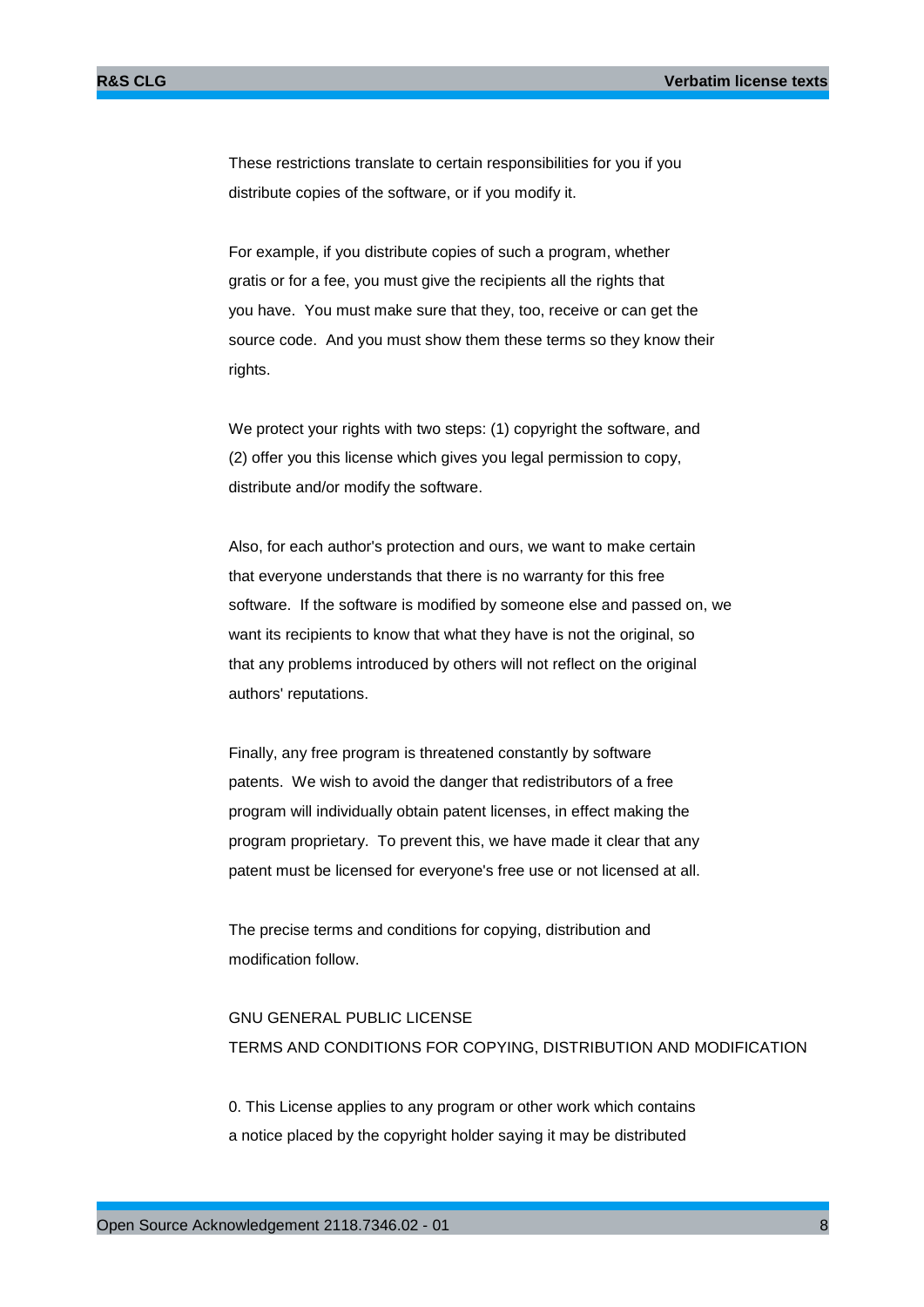These restrictions translate to certain responsibilities for you if you distribute copies of the software, or if you modify it.

For example, if you distribute copies of such a program, whether gratis or for a fee, you must give the recipients all the rights that you have. You must make sure that they, too, receive or can get the source code. And you must show them these terms so they know their rights.

We protect your rights with two steps: (1) copyright the software, and (2) offer you this license which gives you legal permission to copy, distribute and/or modify the software.

Also, for each author's protection and ours, we want to make certain that everyone understands that there is no warranty for this free software. If the software is modified by someone else and passed on, we want its recipients to know that what they have is not the original, so that any problems introduced by others will not reflect on the original authors' reputations.

Finally, any free program is threatened constantly by software patents. We wish to avoid the danger that redistributors of a free program will individually obtain patent licenses, in effect making the program proprietary. To prevent this, we have made it clear that any patent must be licensed for everyone's free use or not licensed at all.

The precise terms and conditions for copying, distribution and modification follow.

GNU GENERAL PUBLIC LICENSE
TERMS AND CONDITIONS FOR COPYING, DISTRIBUTION AND MODIFICATION

0. This License applies to any program or other work which contains a notice placed by the copyright holder saying it may be distributed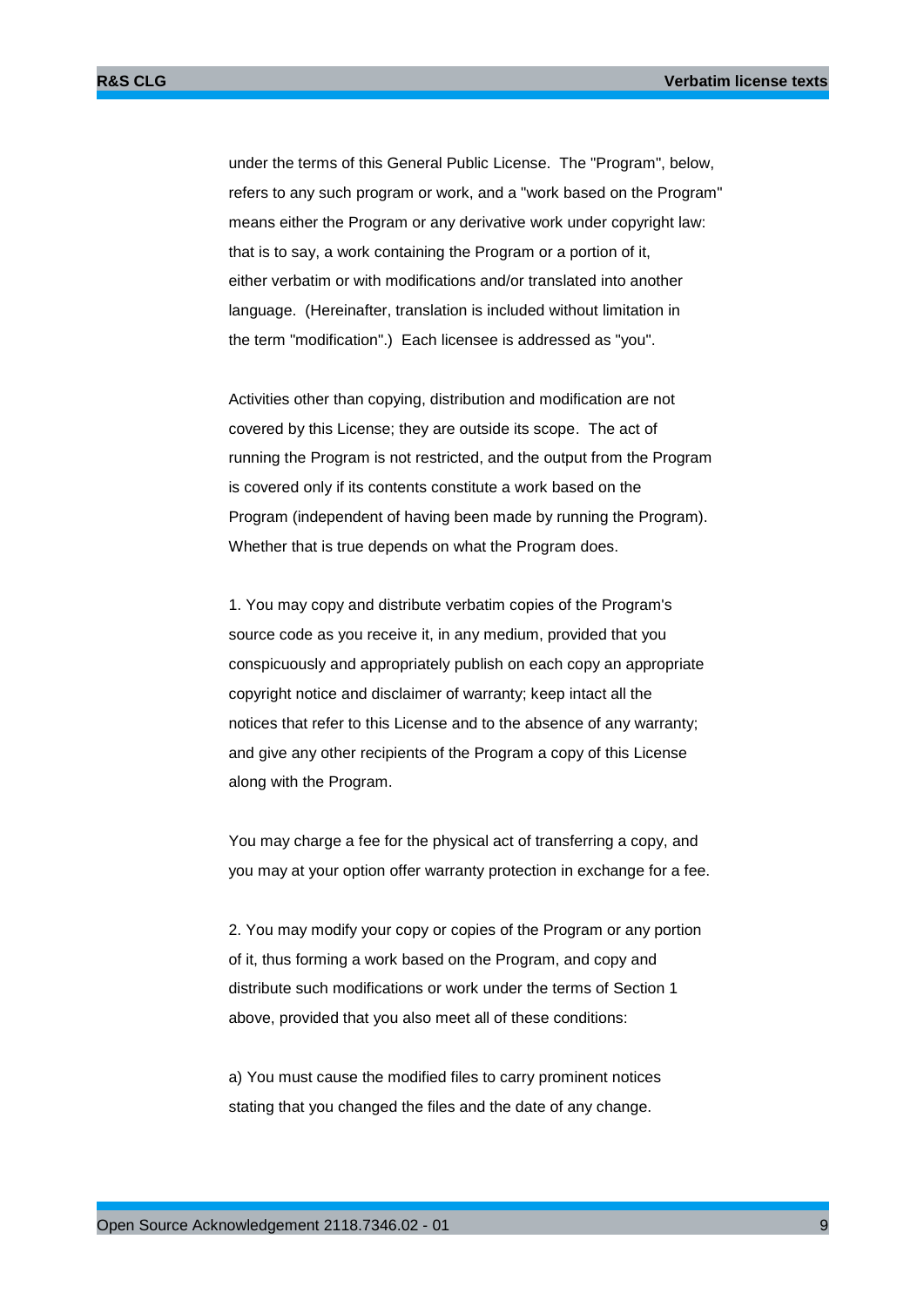under the terms of this General Public License. The "Program", below, refers to any such program or work, and a "work based on the Program" means either the Program or any derivative work under copyright law: that is to say, a work containing the Program or a portion of it, either verbatim or with modifications and/or translated into another language. (Hereinafter, translation is included without limitation in the term "modification".) Each licensee is addressed as "you".

Activities other than copying, distribution and modification are not covered by this License; they are outside its scope. The act of running the Program is not restricted, and the output from the Program is covered only if its contents constitute a work based on the Program (independent of having been made by running the Program). Whether that is true depends on what the Program does.

1. You may copy and distribute verbatim copies of the Program's source code as you receive it, in any medium, provided that you conspicuously and appropriately publish on each copy an appropriate copyright notice and disclaimer of warranty; keep intact all the notices that refer to this License and to the absence of any warranty; and give any other recipients of the Program a copy of this License along with the Program.

You may charge a fee for the physical act of transferring a copy, and you may at your option offer warranty protection in exchange for a fee.

2. You may modify your copy or copies of the Program or any portion of it, thus forming a work based on the Program, and copy and distribute such modifications or work under the terms of Section 1 above, provided that you also meet all of these conditions:

a) You must cause the modified files to carry prominent notices stating that you changed the files and the date of any change.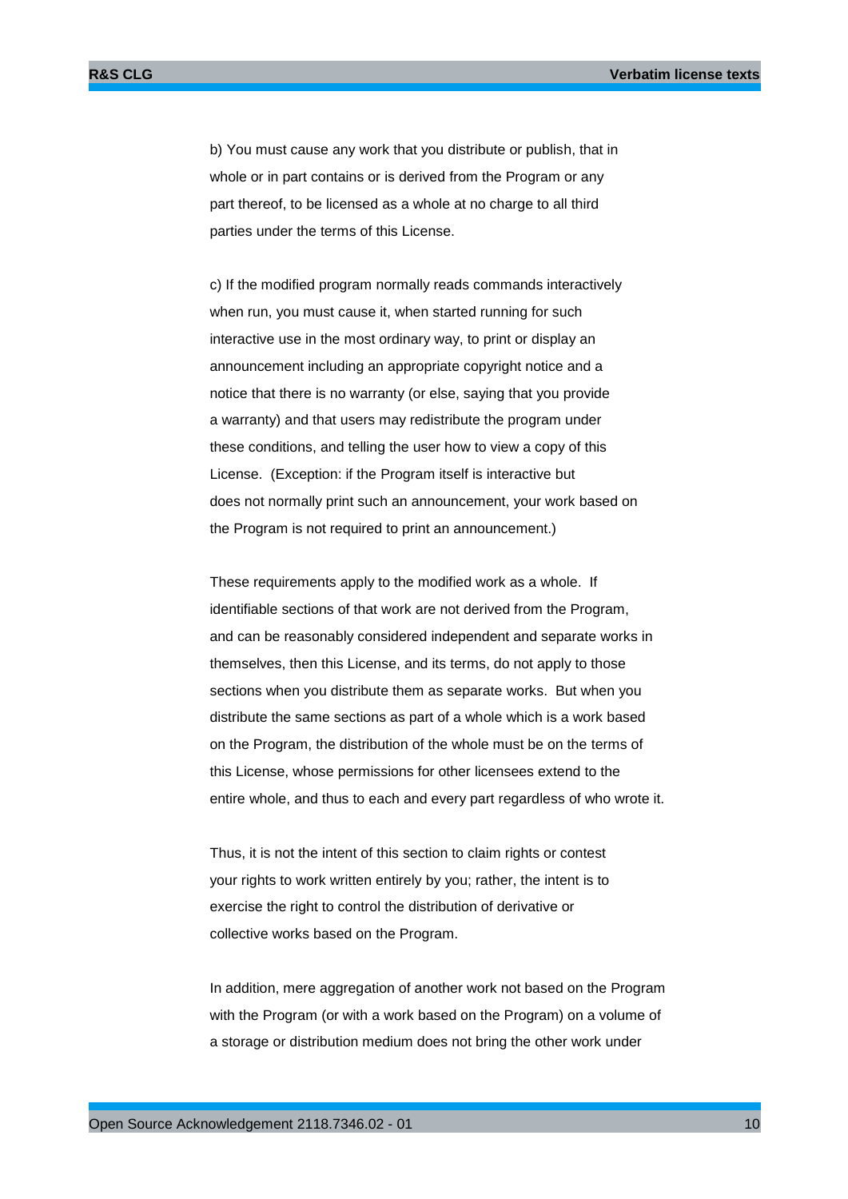b) You must cause any work that you distribute or publish, that in whole or in part contains or is derived from the Program or any part thereof, to be licensed as a whole at no charge to all third parties under the terms of this License.

c) If the modified program normally reads commands interactively when run, you must cause it, when started running for such interactive use in the most ordinary way, to print or display an announcement including an appropriate copyright notice and a notice that there is no warranty (or else, saying that you provide a warranty) and that users may redistribute the program under these conditions, and telling the user how to view a copy of this License. (Exception: if the Program itself is interactive but does not normally print such an announcement, your work based on the Program is not required to print an announcement.)

These requirements apply to the modified work as a whole. If identifiable sections of that work are not derived from the Program, and can be reasonably considered independent and separate works in themselves, then this License, and its terms, do not apply to those sections when you distribute them as separate works. But when you distribute the same sections as part of a whole which is a work based on the Program, the distribution of the whole must be on the terms of this License, whose permissions for other licensees extend to the entire whole, and thus to each and every part regardless of who wrote it.

Thus, it is not the intent of this section to claim rights or contest your rights to work written entirely by you; rather, the intent is to exercise the right to control the distribution of derivative or collective works based on the Program.

In addition, mere aggregation of another work not based on the Program with the Program (or with a work based on the Program) on a volume of a storage or distribution medium does not bring the other work under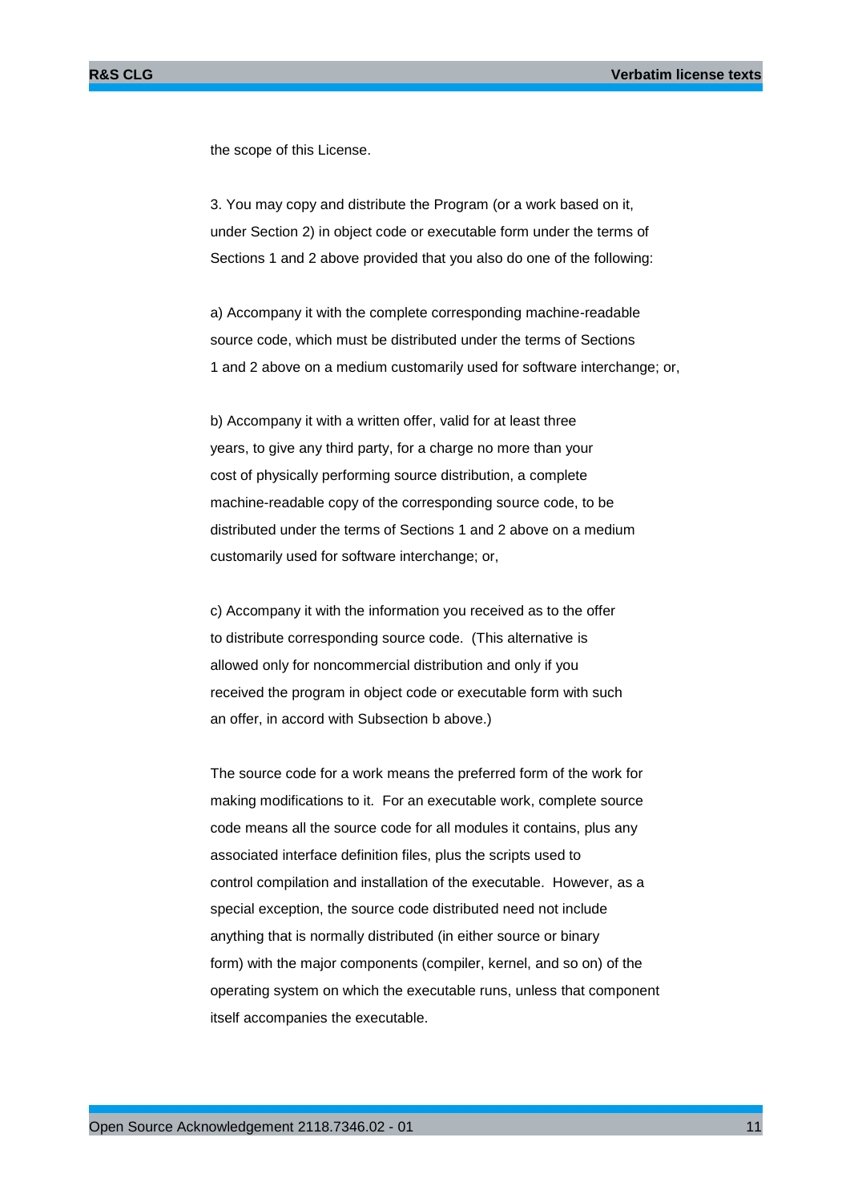the scope of this License.

3. You may copy and distribute the Program (or a work based on it, under Section 2) in object code or executable form under the terms of Sections 1 and 2 above provided that you also do one of the following:

a) Accompany it with the complete corresponding machine-readable source code, which must be distributed under the terms of Sections 1 and 2 above on a medium customarily used for software interchange; or,

b) Accompany it with a written offer, valid for at least three years, to give any third party, for a charge no more than your cost of physically performing source distribution, a complete machine-readable copy of the corresponding source code, to be distributed under the terms of Sections 1 and 2 above on a medium customarily used for software interchange; or,

c) Accompany it with the information you received as to the offer to distribute corresponding source code. (This alternative is allowed only for noncommercial distribution and only if you received the program in object code or executable form with such an offer, in accord with Subsection b above.)

The source code for a work means the preferred form of the work for making modifications to it. For an executable work, complete source code means all the source code for all modules it contains, plus any associated interface definition files, plus the scripts used to control compilation and installation of the executable. However, as a special exception, the source code distributed need not include anything that is normally distributed (in either source or binary form) with the major components (compiler, kernel, and so on) of the operating system on which the executable runs, unless that component itself accompanies the executable.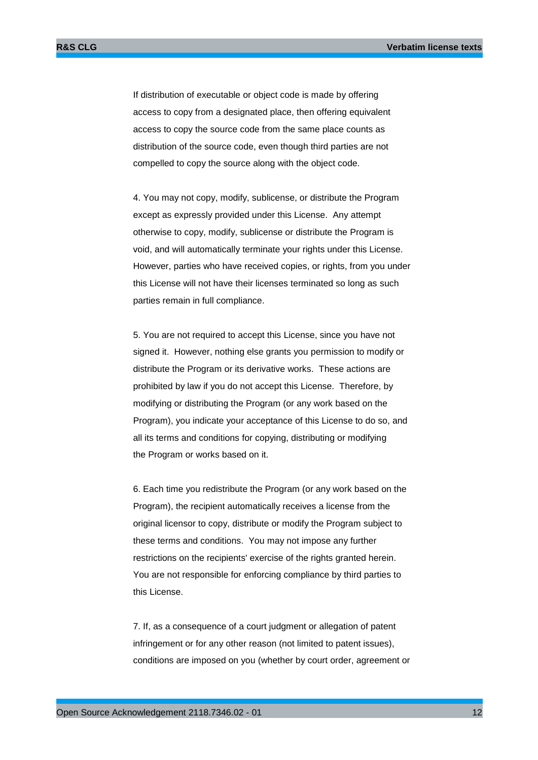If distribution of executable or object code is made by offering access to copy from a designated place, then offering equivalent access to copy the source code from the same place counts as distribution of the source code, even though third parties are not compelled to copy the source along with the object code.

4. You may not copy, modify, sublicense, or distribute the Program except as expressly provided under this License. Any attempt otherwise to copy, modify, sublicense or distribute the Program is void, and will automatically terminate your rights under this License. However, parties who have received copies, or rights, from you under this License will not have their licenses terminated so long as such parties remain in full compliance.

5. You are not required to accept this License, since you have not signed it. However, nothing else grants you permission to modify or distribute the Program or its derivative works. These actions are prohibited by law if you do not accept this License. Therefore, by modifying or distributing the Program (or any work based on the Program), you indicate your acceptance of this License to do so, and all its terms and conditions for copying, distributing or modifying the Program or works based on it.

6. Each time you redistribute the Program (or any work based on the Program), the recipient automatically receives a license from the original licensor to copy, distribute or modify the Program subject to these terms and conditions. You may not impose any further restrictions on the recipients' exercise of the rights granted herein. You are not responsible for enforcing compliance by third parties to this License.

7. If, as a consequence of a court judgment or allegation of patent infringement or for any other reason (not limited to patent issues), conditions are imposed on you (whether by court order, agreement or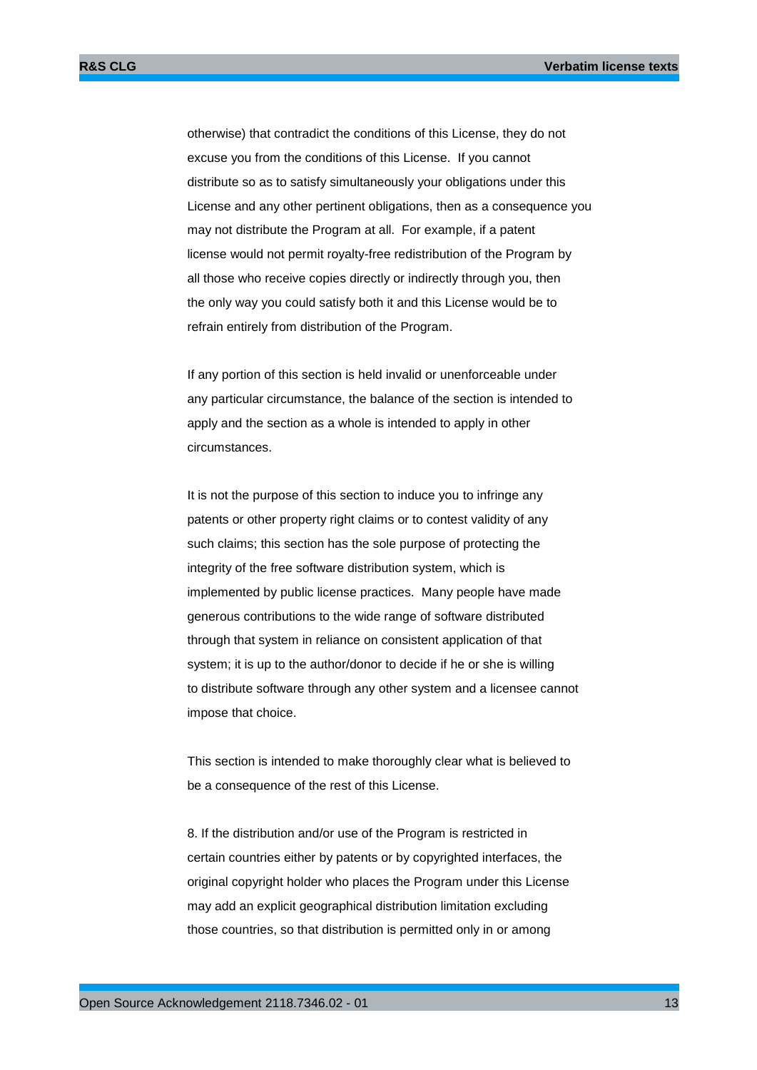otherwise) that contradict the conditions of this License, they do not excuse you from the conditions of this License. If you cannot distribute so as to satisfy simultaneously your obligations under this License and any other pertinent obligations, then as a consequence you may not distribute the Program at all. For example, if a patent license would not permit royalty-free redistribution of the Program by all those who receive copies directly or indirectly through you, then the only way you could satisfy both it and this License would be to refrain entirely from distribution of the Program.

If any portion of this section is held invalid or unenforceable under any particular circumstance, the balance of the section is intended to apply and the section as a whole is intended to apply in other circumstances.

It is not the purpose of this section to induce you to infringe any patents or other property right claims or to contest validity of any such claims; this section has the sole purpose of protecting the integrity of the free software distribution system, which is implemented by public license practices. Many people have made generous contributions to the wide range of software distributed through that system in reliance on consistent application of that system; it is up to the author/donor to decide if he or she is willing to distribute software through any other system and a licensee cannot impose that choice.

This section is intended to make thoroughly clear what is believed to be a consequence of the rest of this License.

8. If the distribution and/or use of the Program is restricted in certain countries either by patents or by copyrighted interfaces, the original copyright holder who places the Program under this License may add an explicit geographical distribution limitation excluding those countries, so that distribution is permitted only in or among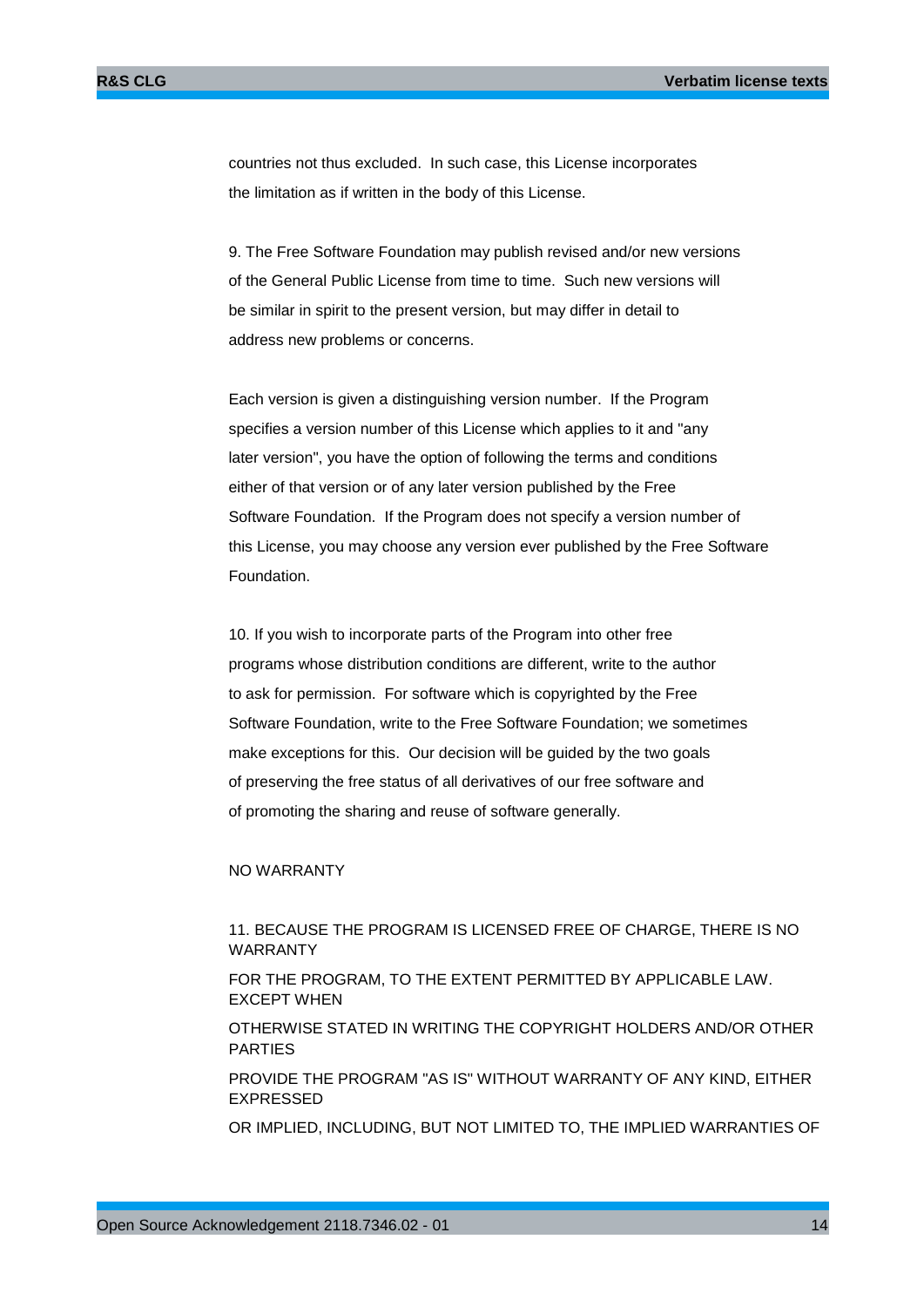countries not thus excluded. In such case, this License incorporates the limitation as if written in the body of this License.

9. The Free Software Foundation may publish revised and/or new versions of the General Public License from time to time. Such new versions will be similar in spirit to the present version, but may differ in detail to address new problems or concerns.

Each version is given a distinguishing version number. If the Program specifies a version number of this License which applies to it and "any later version", you have the option of following the terms and conditions either of that version or of any later version published by the Free Software Foundation. If the Program does not specify a version number of this License, you may choose any version ever published by the Free Software Foundation.

10. If you wish to incorporate parts of the Program into other free programs whose distribution conditions are different, write to the author to ask for permission. For software which is copyrighted by the Free Software Foundation, write to the Free Software Foundation; we sometimes make exceptions for this. Our decision will be guided by the two goals of preserving the free status of all derivatives of our free software and of promoting the sharing and reuse of software generally.

NO WARRANTY

11. BECAUSE THE PROGRAM IS LICENSED FREE OF CHARGE, THERE IS NO WARRANTY

FOR THE PROGRAM, TO THE EXTENT PERMITTED BY APPLICABLE LAW. EXCEPT WHEN

OTHERWISE STATED IN WRITING THE COPYRIGHT HOLDERS AND/OR OTHER PARTIES

PROVIDE THE PROGRAM "AS IS" WITHOUT WARRANTY OF ANY KIND, EITHER EXPRESSED

OR IMPLIED, INCLUDING, BUT NOT LIMITED TO, THE IMPLIED WARRANTIES OF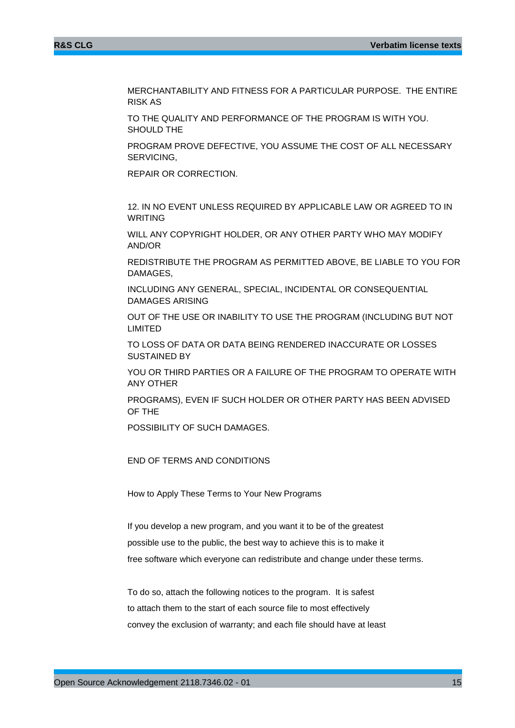MERCHANTABILITY AND FITNESS FOR A PARTICULAR PURPOSE.  THE ENTIRE RISK AS

TO THE QUALITY AND PERFORMANCE OF THE PROGRAM IS WITH YOU.  SHOULD THE

PROGRAM PROVE DEFECTIVE, YOU ASSUME THE COST OF ALL NECESSARY SERVICING,

REPAIR OR CORRECTION.

12. IN NO EVENT UNLESS REQUIRED BY APPLICABLE LAW OR AGREED TO IN WRITING

WILL ANY COPYRIGHT HOLDER, OR ANY OTHER PARTY WHO MAY MODIFY AND/OR

REDISTRIBUTE THE PROGRAM AS PERMITTED ABOVE, BE LIABLE TO YOU FOR DAMAGES,

INCLUDING ANY GENERAL, SPECIAL, INCIDENTAL OR CONSEQUENTIAL DAMAGES ARISING

OUT OF THE USE OR INABILITY TO USE THE PROGRAM (INCLUDING BUT NOT LIMITED

TO LOSS OF DATA OR DATA BEING RENDERED INACCURATE OR LOSSES SUSTAINED BY

YOU OR THIRD PARTIES OR A FAILURE OF THE PROGRAM TO OPERATE WITH ANY OTHER

PROGRAMS), EVEN IF SUCH HOLDER OR OTHER PARTY HAS BEEN ADVISED OF THE

POSSIBILITY OF SUCH DAMAGES.

END OF TERMS AND CONDITIONS

How to Apply These Terms to Your New Programs

If you develop a new program, and you want it to be of the greatest

possible use to the public, the best way to achieve this is to make it

free software which everyone can redistribute and change under these terms.

To do so, attach the following notices to the program.  It is safest

to attach them to the start of each source file to most effectively

convey the exclusion of warranty; and each file should have at least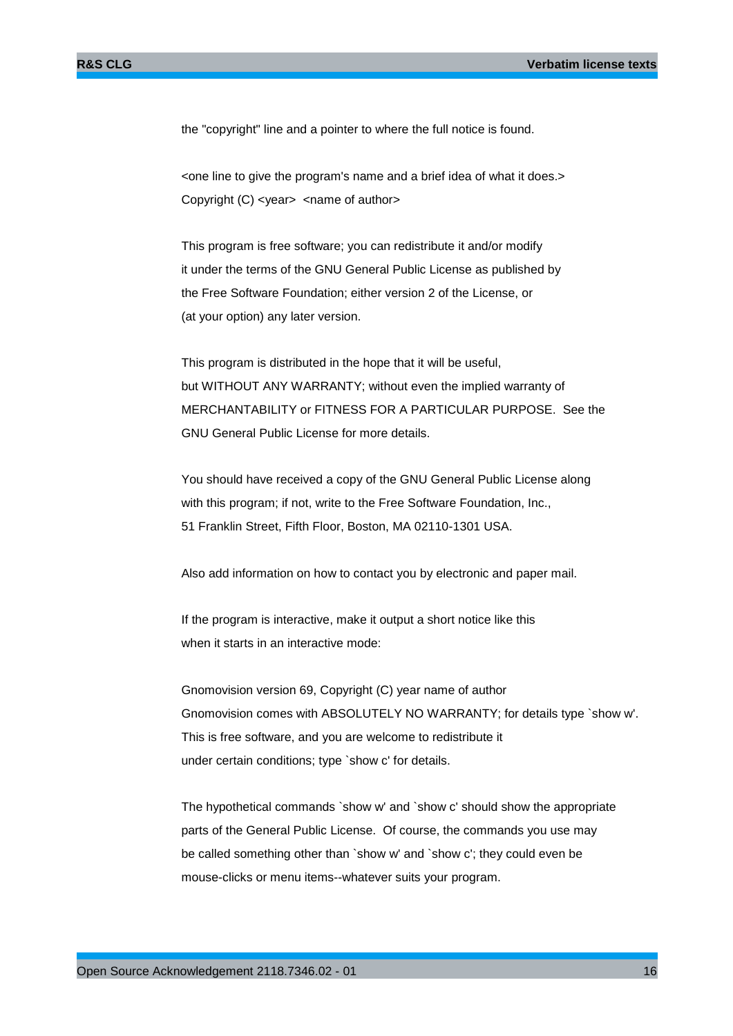the "copyright" line and a pointer to where the full notice is found.

<one line to give the program's name and a brief idea of what it does.>
Copyright (C) <year>  <name of author>

This program is free software; you can redistribute it and/or modify
it under the terms of the GNU General Public License as published by
the Free Software Foundation; either version 2 of the License, or
(at your option) any later version.

This program is distributed in the hope that it will be useful,
but WITHOUT ANY WARRANTY; without even the implied warranty of
MERCHANTABILITY or FITNESS FOR A PARTICULAR PURPOSE.  See the
GNU General Public License for more details.

You should have received a copy of the GNU General Public License along
with this program; if not, write to the Free Software Foundation, Inc.,
51 Franklin Street, Fifth Floor, Boston, MA 02110-1301 USA.

Also add information on how to contact you by electronic and paper mail.

If the program is interactive, make it output a short notice like this
when it starts in an interactive mode:

Gnomovision version 69, Copyright (C) year name of author
Gnomovision comes with ABSOLUTELY NO WARRANTY; for details type `show w'.
This is free software, and you are welcome to redistribute it
under certain conditions; type `show c' for details.

The hypothetical commands `show w' and `show c' should show the appropriate
parts of the General Public License.  Of course, the commands you use may
be called something other than `show w' and `show c'; they could even be
mouse-clicks or menu items--whatever suits your program.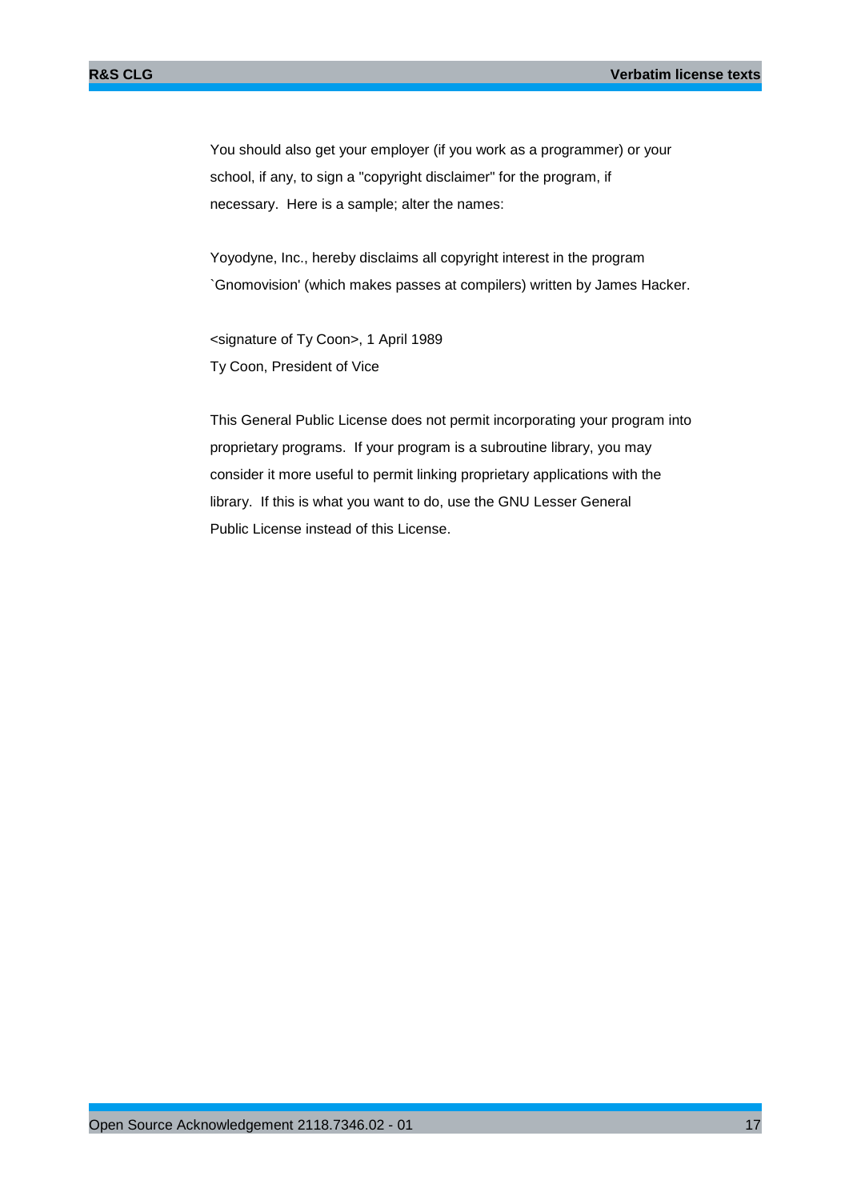You should also get your employer (if you work as a programmer) or your school, if any, to sign a "copyright disclaimer" for the program, if necessary. Here is a sample; alter the names:

Yoyodyne, Inc., hereby disclaims all copyright interest in the program `Gnomovision' (which makes passes at compilers) written by James Hacker.

<signature of Ty Coon>, 1 April 1989
Ty Coon, President of Vice

This General Public License does not permit incorporating your program into proprietary programs. If your program is a subroutine library, you may consider it more useful to permit linking proprietary applications with the library. If this is what you want to do, use the GNU Lesser General Public License instead of this License.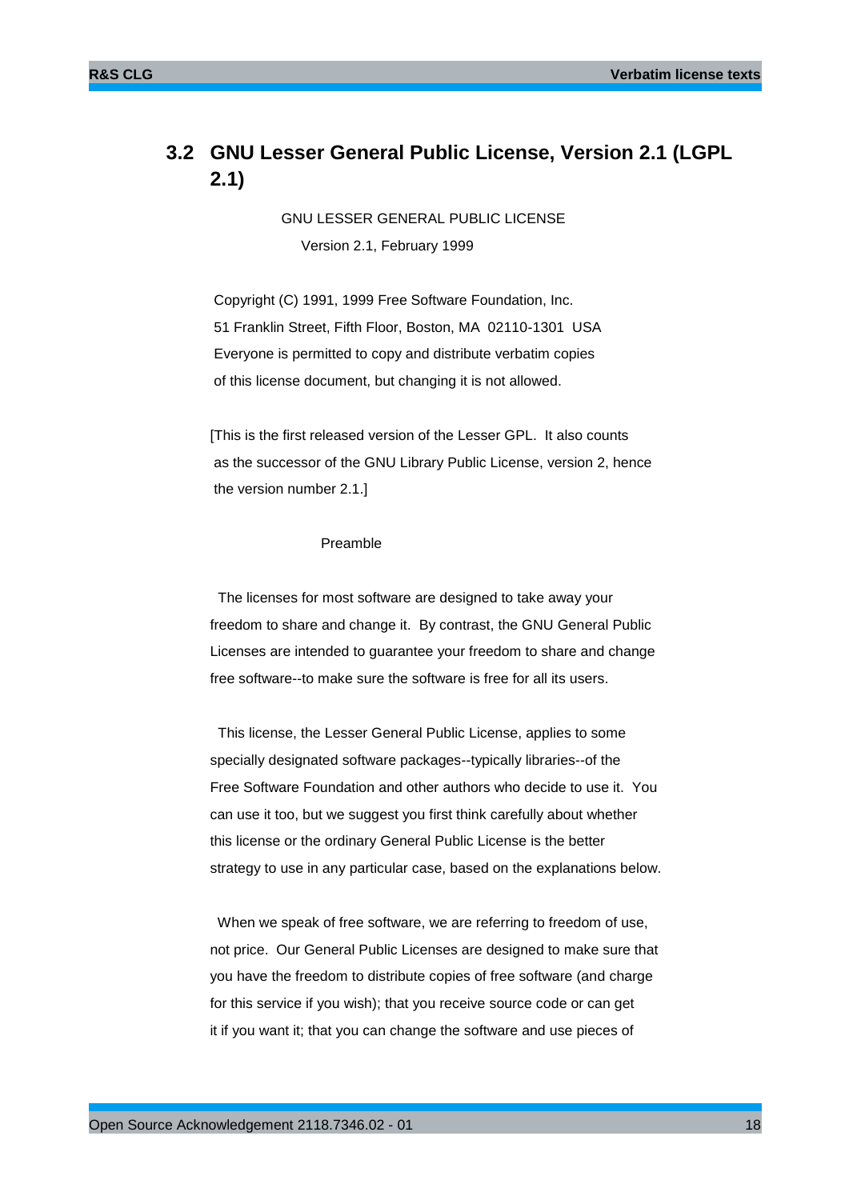## 3.2 GNU Lesser General Public License, Version 2.1 (LGPL 2.1)

GNU LESSER GENERAL PUBLIC LICENSE

Version 2.1, February 1999

Copyright (C) 1991, 1999 Free Software Foundation, Inc.
51 Franklin Street, Fifth Floor, Boston, MA 02110-1301 USA
Everyone is permitted to copy and distribute verbatim copies
of this license document, but changing it is not allowed.

[This is the first released version of the Lesser GPL. It also counts
as the successor of the GNU Library Public License, version 2, hence
the version number 2.1.]

Preamble

The licenses for most software are designed to take away your freedom to share and change it. By contrast, the GNU General Public Licenses are intended to guarantee your freedom to share and change free software--to make sure the software is free for all its users.

This license, the Lesser General Public License, applies to some specially designated software packages--typically libraries--of the Free Software Foundation and other authors who decide to use it. You can use it too, but we suggest you first think carefully about whether this license or the ordinary General Public License is the better strategy to use in any particular case, based on the explanations below.

When we speak of free software, we are referring to freedom of use, not price. Our General Public Licenses are designed to make sure that you have the freedom to distribute copies of free software (and charge for this service if you wish); that you receive source code or can get it if you want it; that you can change the software and use pieces of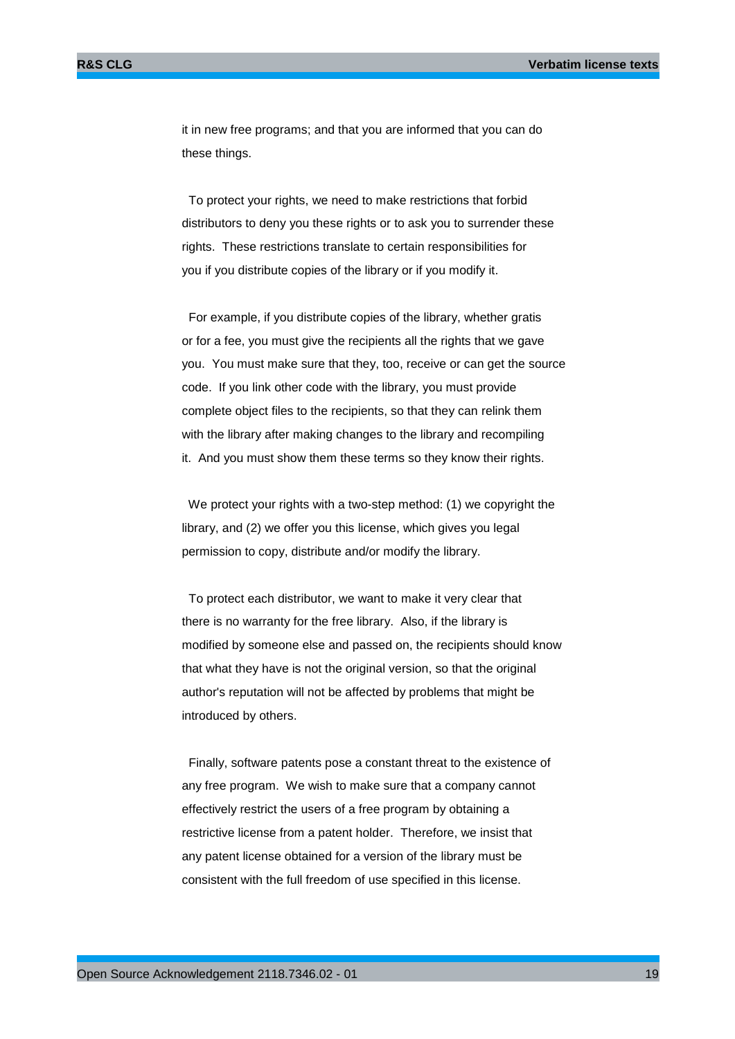it in new free programs; and that you are informed that you can do these things.

To protect your rights, we need to make restrictions that forbid distributors to deny you these rights or to ask you to surrender these rights. These restrictions translate to certain responsibilities for you if you distribute copies of the library or if you modify it.

For example, if you distribute copies of the library, whether gratis or for a fee, you must give the recipients all the rights that we gave you. You must make sure that they, too, receive or can get the source code. If you link other code with the library, you must provide complete object files to the recipients, so that they can relink them with the library after making changes to the library and recompiling it. And you must show them these terms so they know their rights.

We protect your rights with a two-step method: (1) we copyright the library, and (2) we offer you this license, which gives you legal permission to copy, distribute and/or modify the library.

To protect each distributor, we want to make it very clear that there is no warranty for the free library. Also, if the library is modified by someone else and passed on, the recipients should know that what they have is not the original version, so that the original author's reputation will not be affected by problems that might be introduced by others.

Finally, software patents pose a constant threat to the existence of any free program. We wish to make sure that a company cannot effectively restrict the users of a free program by obtaining a restrictive license from a patent holder. Therefore, we insist that any patent license obtained for a version of the library must be consistent with the full freedom of use specified in this license.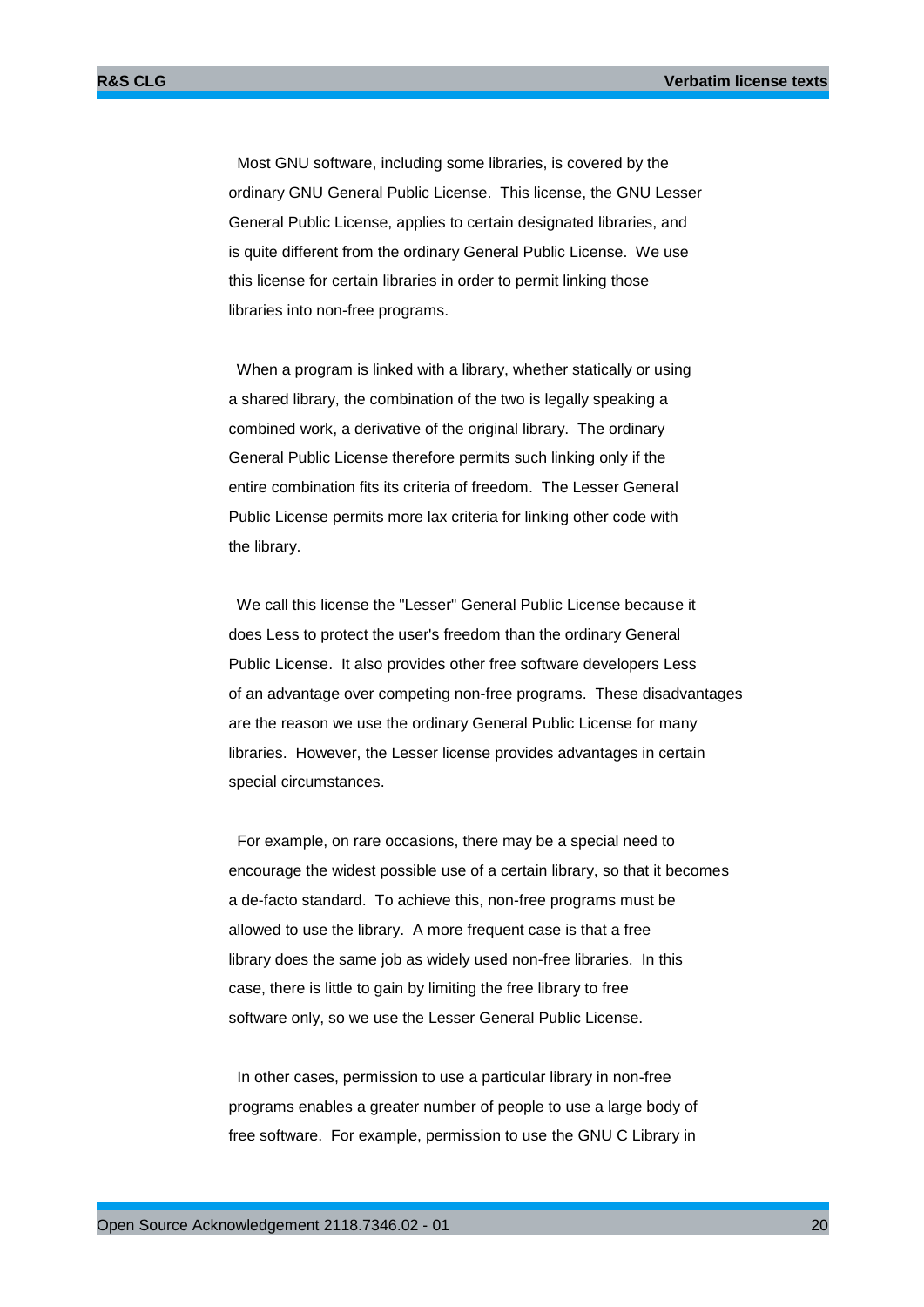Most GNU software, including some libraries, is covered by the ordinary GNU General Public License. This license, the GNU Lesser General Public License, applies to certain designated libraries, and is quite different from the ordinary General Public License. We use this license for certain libraries in order to permit linking those libraries into non-free programs.

When a program is linked with a library, whether statically or using a shared library, the combination of the two is legally speaking a combined work, a derivative of the original library. The ordinary General Public License therefore permits such linking only if the entire combination fits its criteria of freedom. The Lesser General Public License permits more lax criteria for linking other code with the library.

We call this license the "Lesser" General Public License because it does Less to protect the user's freedom than the ordinary General Public License. It also provides other free software developers Less of an advantage over competing non-free programs. These disadvantages are the reason we use the ordinary General Public License for many libraries. However, the Lesser license provides advantages in certain special circumstances.

For example, on rare occasions, there may be a special need to encourage the widest possible use of a certain library, so that it becomes a de-facto standard. To achieve this, non-free programs must be allowed to use the library. A more frequent case is that a free library does the same job as widely used non-free libraries. In this case, there is little to gain by limiting the free library to free software only, so we use the Lesser General Public License.

In other cases, permission to use a particular library in non-free programs enables a greater number of people to use a large body of free software. For example, permission to use the GNU C Library in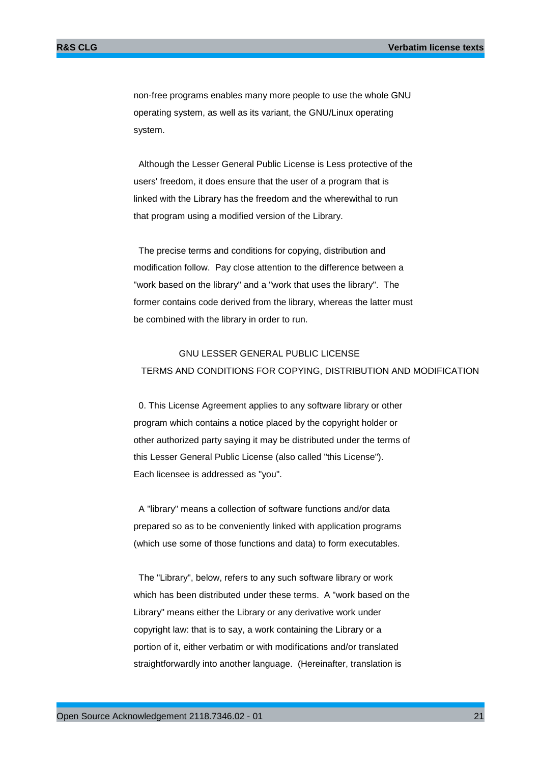non-free programs enables many more people to use the whole GNU operating system, as well as its variant, the GNU/Linux operating system.

Although the Lesser General Public License is Less protective of the users' freedom, it does ensure that the user of a program that is linked with the Library has the freedom and the wherewithal to run that program using a modified version of the Library.

The precise terms and conditions for copying, distribution and modification follow. Pay close attention to the difference between a "work based on the library" and a "work that uses the library". The former contains code derived from the library, whereas the latter must be combined with the library in order to run.

GNU LESSER GENERAL PUBLIC LICENSE
TERMS AND CONDITIONS FOR COPYING, DISTRIBUTION AND MODIFICATION

0. This License Agreement applies to any software library or other program which contains a notice placed by the copyright holder or other authorized party saying it may be distributed under the terms of this Lesser General Public License (also called "this License"). Each licensee is addressed as "you".

A "library" means a collection of software functions and/or data prepared so as to be conveniently linked with application programs (which use some of those functions and data) to form executables.

The "Library", below, refers to any such software library or work which has been distributed under these terms. A "work based on the Library" means either the Library or any derivative work under copyright law: that is to say, a work containing the Library or a portion of it, either verbatim or with modifications and/or translated straightforwardly into another language. (Hereinafter, translation is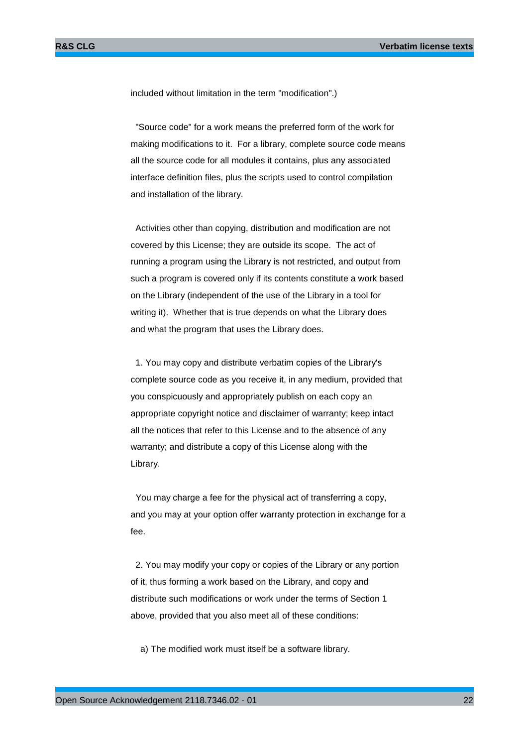included without limitation in the term "modification".)

"Source code" for a work means the preferred form of the work for making modifications to it. For a library, complete source code means all the source code for all modules it contains, plus any associated interface definition files, plus the scripts used to control compilation and installation of the library.

Activities other than copying, distribution and modification are not covered by this License; they are outside its scope. The act of running a program using the Library is not restricted, and output from such a program is covered only if its contents constitute a work based on the Library (independent of the use of the Library in a tool for writing it). Whether that is true depends on what the Library does and what the program that uses the Library does.

1. You may copy and distribute verbatim copies of the Library's complete source code as you receive it, in any medium, provided that you conspicuously and appropriately publish on each copy an appropriate copyright notice and disclaimer of warranty; keep intact all the notices that refer to this License and to the absence of any warranty; and distribute a copy of this License along with the Library.

You may charge a fee for the physical act of transferring a copy, and you may at your option offer warranty protection in exchange for a fee.

2. You may modify your copy or copies of the Library or any portion of it, thus forming a work based on the Library, and copy and distribute such modifications or work under the terms of Section 1 above, provided that you also meet all of these conditions:

a) The modified work must itself be a software library.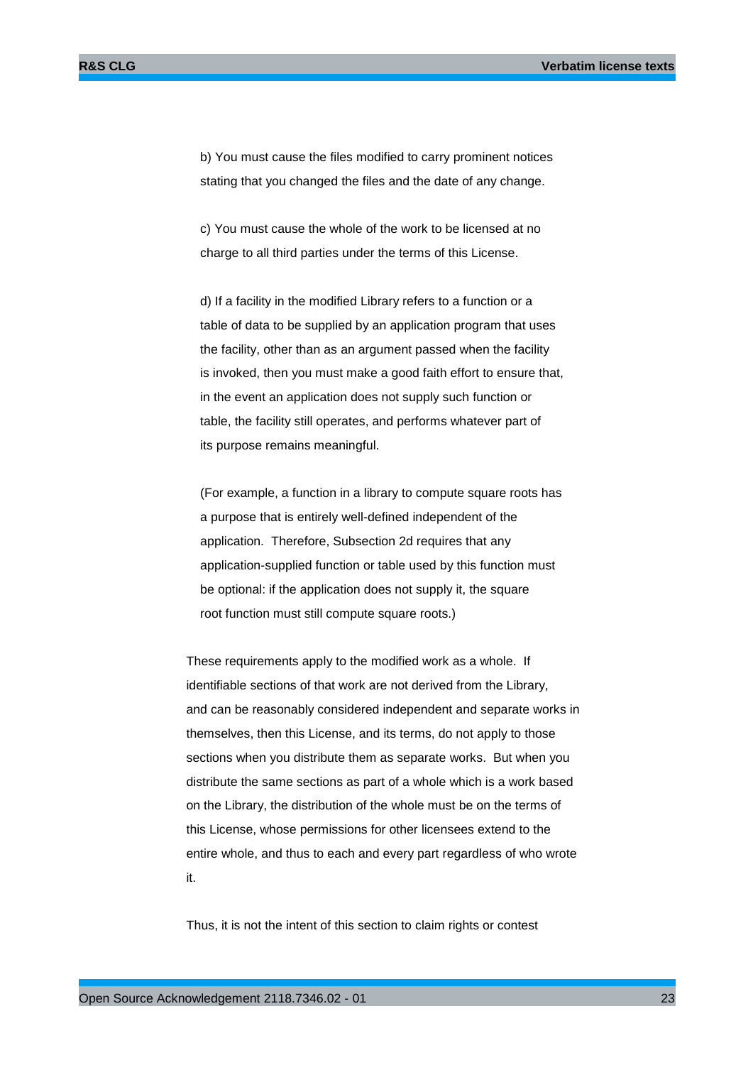b) You must cause the files modified to carry prominent notices stating that you changed the files and the date of any change.

c) You must cause the whole of the work to be licensed at no charge to all third parties under the terms of this License.

d) If a facility in the modified Library refers to a function or a table of data to be supplied by an application program that uses the facility, other than as an argument passed when the facility is invoked, then you must make a good faith effort to ensure that, in the event an application does not supply such function or table, the facility still operates, and performs whatever part of its purpose remains meaningful.

(For example, a function in a library to compute square roots has a purpose that is entirely well-defined independent of the application. Therefore, Subsection 2d requires that any application-supplied function or table used by this function must be optional: if the application does not supply it, the square root function must still compute square roots.)

These requirements apply to the modified work as a whole. If identifiable sections of that work are not derived from the Library, and can be reasonably considered independent and separate works in themselves, then this License, and its terms, do not apply to those sections when you distribute them as separate works. But when you distribute the same sections as part of a whole which is a work based on the Library, the distribution of the whole must be on the terms of this License, whose permissions for other licensees extend to the entire whole, and thus to each and every part regardless of who wrote it.

Thus, it is not the intent of this section to claim rights or contest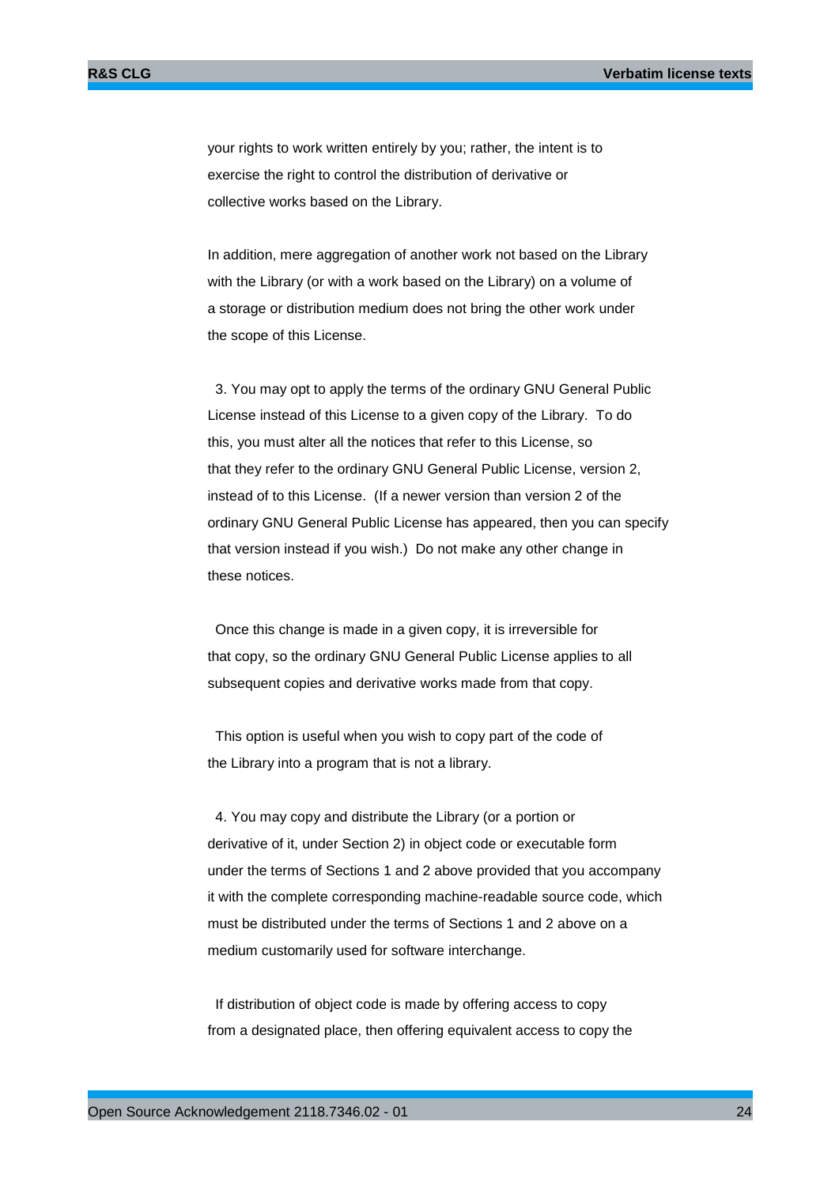your rights to work written entirely by you; rather, the intent is to exercise the right to control the distribution of derivative or collective works based on the Library.

In addition, mere aggregation of another work not based on the Library with the Library (or with a work based on the Library) on a volume of a storage or distribution medium does not bring the other work under the scope of this License.

3. You may opt to apply the terms of the ordinary GNU General Public License instead of this License to a given copy of the Library. To do this, you must alter all the notices that refer to this License, so that they refer to the ordinary GNU General Public License, version 2, instead of to this License. (If a newer version than version 2 of the ordinary GNU General Public License has appeared, then you can specify that version instead if you wish.) Do not make any other change in these notices.

Once this change is made in a given copy, it is irreversible for that copy, so the ordinary GNU General Public License applies to all subsequent copies and derivative works made from that copy.

This option is useful when you wish to copy part of the code of the Library into a program that is not a library.

4. You may copy and distribute the Library (or a portion or derivative of it, under Section 2) in object code or executable form under the terms of Sections 1 and 2 above provided that you accompany it with the complete corresponding machine-readable source code, which must be distributed under the terms of Sections 1 and 2 above on a medium customarily used for software interchange.

If distribution of object code is made by offering access to copy from a designated place, then offering equivalent access to copy the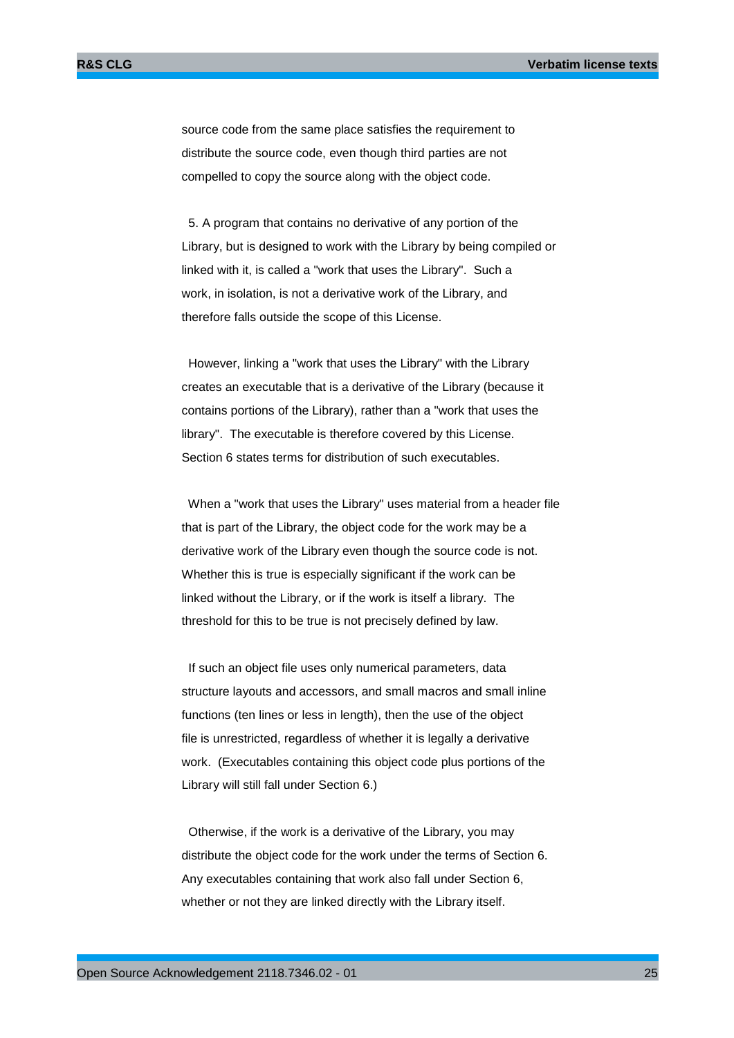source code from the same place satisfies the requirement to distribute the source code, even though third parties are not compelled to copy the source along with the object code.

5. A program that contains no derivative of any portion of the Library, but is designed to work with the Library by being compiled or linked with it, is called a "work that uses the Library". Such a work, in isolation, is not a derivative work of the Library, and therefore falls outside the scope of this License.

However, linking a "work that uses the Library" with the Library creates an executable that is a derivative of the Library (because it contains portions of the Library), rather than a "work that uses the library". The executable is therefore covered by this License. Section 6 states terms for distribution of such executables.

When a "work that uses the Library" uses material from a header file that is part of the Library, the object code for the work may be a derivative work of the Library even though the source code is not. Whether this is true is especially significant if the work can be linked without the Library, or if the work is itself a library. The threshold for this to be true is not precisely defined by law.

If such an object file uses only numerical parameters, data structure layouts and accessors, and small macros and small inline functions (ten lines or less in length), then the use of the object file is unrestricted, regardless of whether it is legally a derivative work. (Executables containing this object code plus portions of the Library will still fall under Section 6.)

Otherwise, if the work is a derivative of the Library, you may distribute the object code for the work under the terms of Section 6. Any executables containing that work also fall under Section 6, whether or not they are linked directly with the Library itself.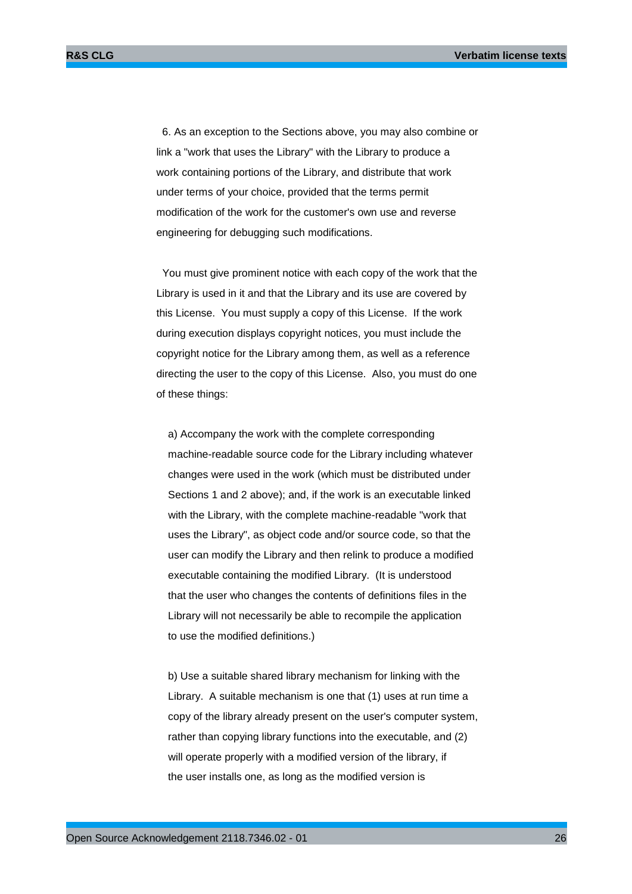6. As an exception to the Sections above, you may also combine or link a "work that uses the Library" with the Library to produce a work containing portions of the Library, and distribute that work under terms of your choice, provided that the terms permit modification of the work for the customer's own use and reverse engineering for debugging such modifications.

You must give prominent notice with each copy of the work that the Library is used in it and that the Library and its use are covered by this License. You must supply a copy of this License. If the work during execution displays copyright notices, you must include the copyright notice for the Library among them, as well as a reference directing the user to the copy of this License. Also, you must do one of these things:

a) Accompany the work with the complete corresponding machine-readable source code for the Library including whatever changes were used in the work (which must be distributed under Sections 1 and 2 above); and, if the work is an executable linked with the Library, with the complete machine-readable "work that uses the Library", as object code and/or source code, so that the user can modify the Library and then relink to produce a modified executable containing the modified Library. (It is understood that the user who changes the contents of definitions files in the Library will not necessarily be able to recompile the application to use the modified definitions.)

b) Use a suitable shared library mechanism for linking with the Library. A suitable mechanism is one that (1) uses at run time a copy of the library already present on the user's computer system, rather than copying library functions into the executable, and (2) will operate properly with a modified version of the library, if the user installs one, as long as the modified version is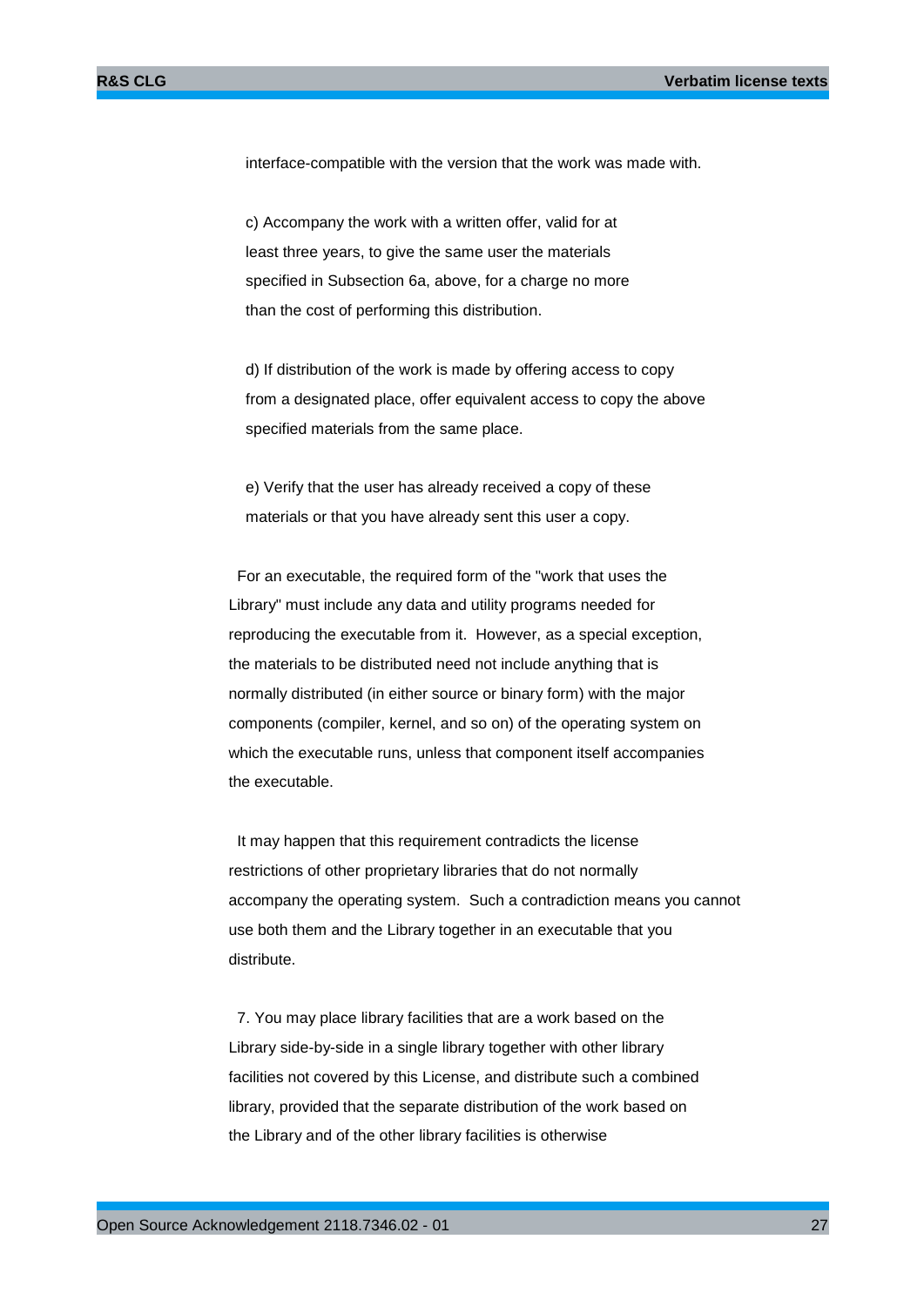interface-compatible with the version that the work was made with.

c) Accompany the work with a written offer, valid for at least three years, to give the same user the materials specified in Subsection 6a, above, for a charge no more than the cost of performing this distribution.

d) If distribution of the work is made by offering access to copy from a designated place, offer equivalent access to copy the above specified materials from the same place.

e) Verify that the user has already received a copy of these materials or that you have already sent this user a copy.

For an executable, the required form of the "work that uses the Library" must include any data and utility programs needed for reproducing the executable from it. However, as a special exception, the materials to be distributed need not include anything that is normally distributed (in either source or binary form) with the major components (compiler, kernel, and so on) of the operating system on which the executable runs, unless that component itself accompanies the executable.

It may happen that this requirement contradicts the license restrictions of other proprietary libraries that do not normally accompany the operating system. Such a contradiction means you cannot use both them and the Library together in an executable that you distribute.

7. You may place library facilities that are a work based on the Library side-by-side in a single library together with other library facilities not covered by this License, and distribute such a combined library, provided that the separate distribution of the work based on the Library and of the other library facilities is otherwise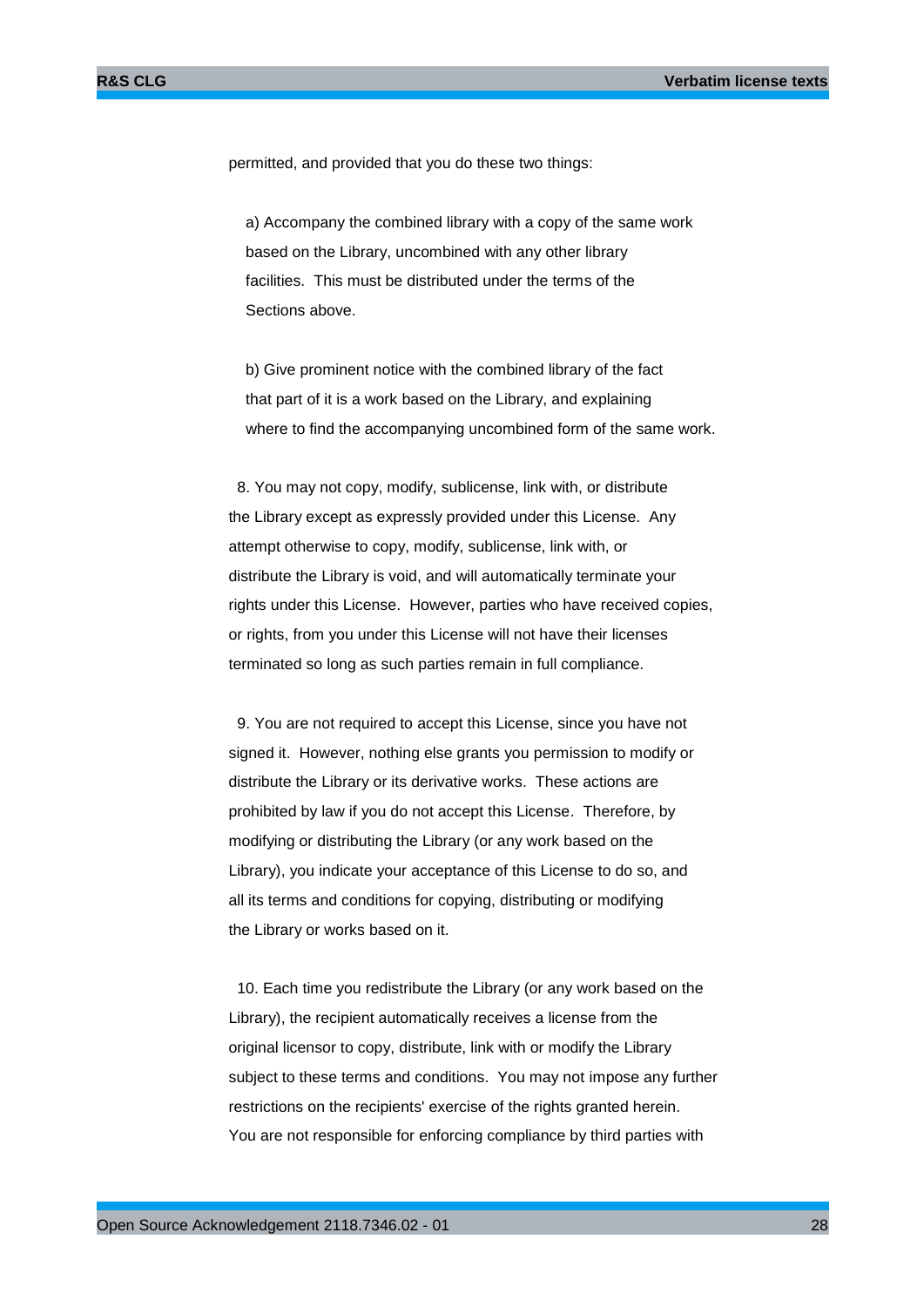permitted, and provided that you do these two things:

a) Accompany the combined library with a copy of the same work based on the Library, uncombined with any other library facilities. This must be distributed under the terms of the Sections above.

b) Give prominent notice with the combined library of the fact that part of it is a work based on the Library, and explaining where to find the accompanying uncombined form of the same work.

8. You may not copy, modify, sublicense, link with, or distribute the Library except as expressly provided under this License. Any attempt otherwise to copy, modify, sublicense, link with, or distribute the Library is void, and will automatically terminate your rights under this License. However, parties who have received copies, or rights, from you under this License will not have their licenses terminated so long as such parties remain in full compliance.

9. You are not required to accept this License, since you have not signed it. However, nothing else grants you permission to modify or distribute the Library or its derivative works. These actions are prohibited by law if you do not accept this License. Therefore, by modifying or distributing the Library (or any work based on the Library), you indicate your acceptance of this License to do so, and all its terms and conditions for copying, distributing or modifying the Library or works based on it.

10. Each time you redistribute the Library (or any work based on the Library), the recipient automatically receives a license from the original licensor to copy, distribute, link with or modify the Library subject to these terms and conditions. You may not impose any further restrictions on the recipients' exercise of the rights granted herein. You are not responsible for enforcing compliance by third parties with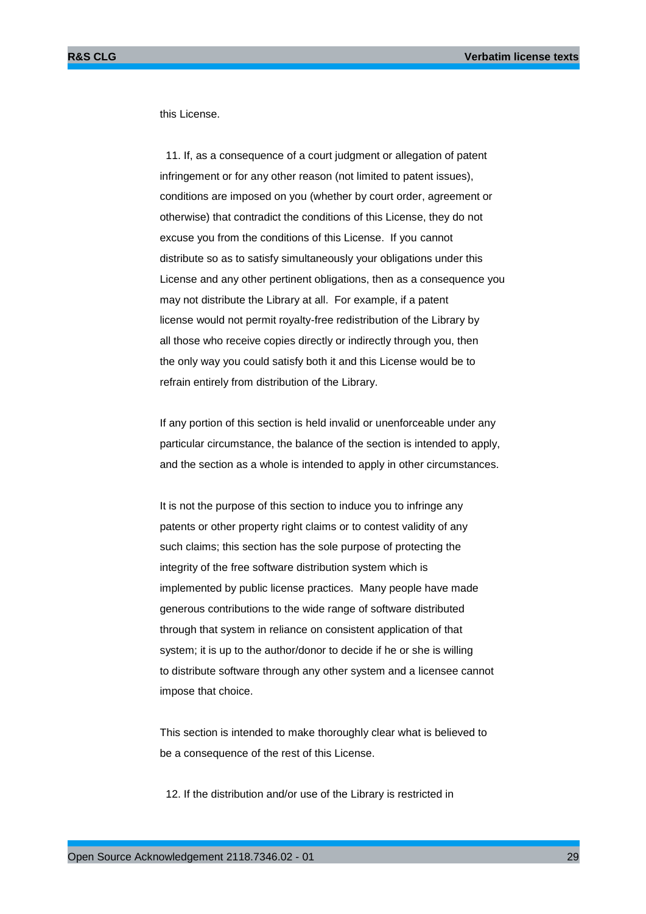this License.

11. If, as a consequence of a court judgment or allegation of patent infringement or for any other reason (not limited to patent issues), conditions are imposed on you (whether by court order, agreement or otherwise) that contradict the conditions of this License, they do not excuse you from the conditions of this License. If you cannot distribute so as to satisfy simultaneously your obligations under this License and any other pertinent obligations, then as a consequence you may not distribute the Library at all. For example, if a patent license would not permit royalty-free redistribution of the Library by all those who receive copies directly or indirectly through you, then the only way you could satisfy both it and this License would be to refrain entirely from distribution of the Library.

If any portion of this section is held invalid or unenforceable under any particular circumstance, the balance of the section is intended to apply, and the section as a whole is intended to apply in other circumstances.

It is not the purpose of this section to induce you to infringe any patents or other property right claims or to contest validity of any such claims; this section has the sole purpose of protecting the integrity of the free software distribution system which is implemented by public license practices. Many people have made generous contributions to the wide range of software distributed through that system in reliance on consistent application of that system; it is up to the author/donor to decide if he or she is willing to distribute software through any other system and a licensee cannot impose that choice.

This section is intended to make thoroughly clear what is believed to be a consequence of the rest of this License.

12. If the distribution and/or use of the Library is restricted in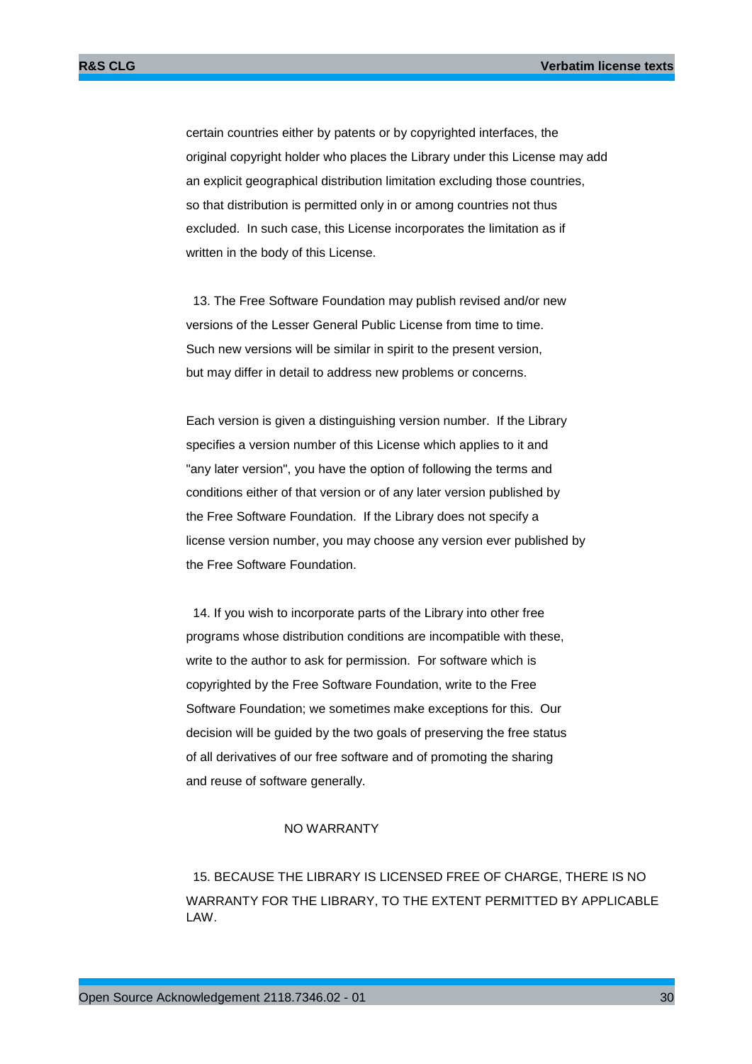certain countries either by patents or by copyrighted interfaces, the original copyright holder who places the Library under this License may add an explicit geographical distribution limitation excluding those countries, so that distribution is permitted only in or among countries not thus excluded. In such case, this License incorporates the limitation as if written in the body of this License.

13. The Free Software Foundation may publish revised and/or new versions of the Lesser General Public License from time to time. Such new versions will be similar in spirit to the present version, but may differ in detail to address new problems or concerns.

Each version is given a distinguishing version number. If the Library specifies a version number of this License which applies to it and "any later version", you have the option of following the terms and conditions either of that version or of any later version published by the Free Software Foundation. If the Library does not specify a license version number, you may choose any version ever published by the Free Software Foundation.

14. If you wish to incorporate parts of the Library into other free programs whose distribution conditions are incompatible with these, write to the author to ask for permission. For software which is copyrighted by the Free Software Foundation, write to the Free Software Foundation; we sometimes make exceptions for this. Our decision will be guided by the two goals of preserving the free status of all derivatives of our free software and of promoting the sharing and reuse of software generally.

NO WARRANTY

15. BECAUSE THE LIBRARY IS LICENSED FREE OF CHARGE, THERE IS NO WARRANTY FOR THE LIBRARY, TO THE EXTENT PERMITTED BY APPLICABLE LAW.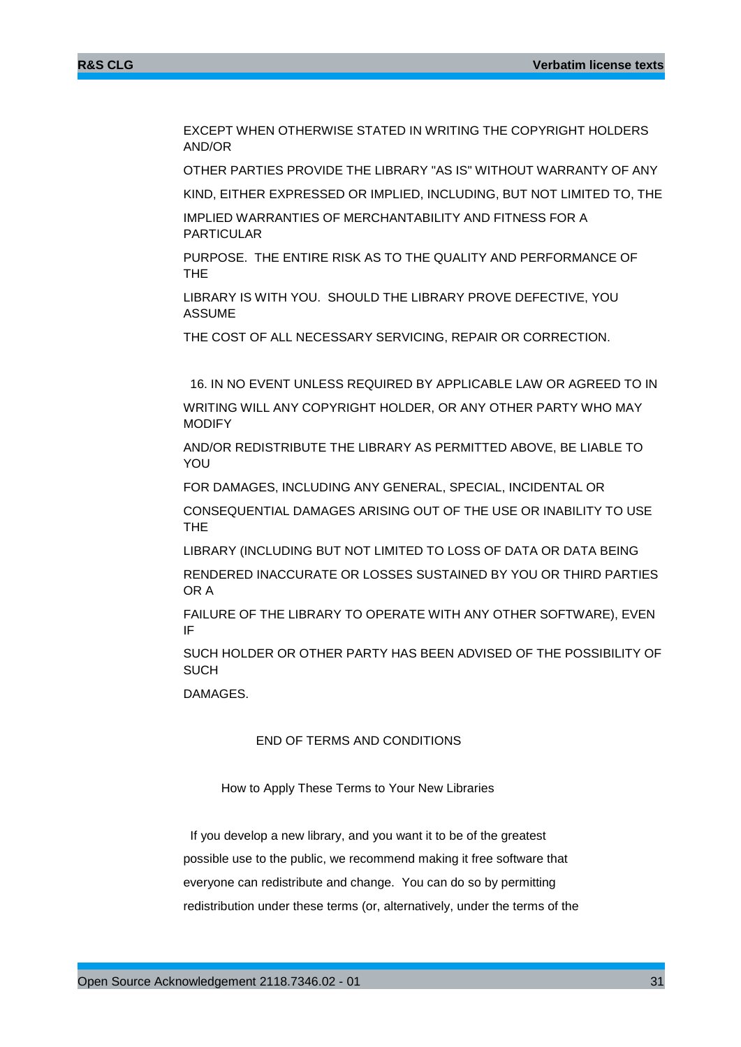EXCEPT WHEN OTHERWISE STATED IN WRITING THE COPYRIGHT HOLDERS AND/OR

OTHER PARTIES PROVIDE THE LIBRARY "AS IS" WITHOUT WARRANTY OF ANY

KIND, EITHER EXPRESSED OR IMPLIED, INCLUDING, BUT NOT LIMITED TO, THE

IMPLIED WARRANTIES OF MERCHANTABILITY AND FITNESS FOR A PARTICULAR

PURPOSE. THE ENTIRE RISK AS TO THE QUALITY AND PERFORMANCE OF THE

LIBRARY IS WITH YOU. SHOULD THE LIBRARY PROVE DEFECTIVE, YOU ASSUME

THE COST OF ALL NECESSARY SERVICING, REPAIR OR CORRECTION.

16. IN NO EVENT UNLESS REQUIRED BY APPLICABLE LAW OR AGREED TO IN

WRITING WILL ANY COPYRIGHT HOLDER, OR ANY OTHER PARTY WHO MAY MODIFY

AND/OR REDISTRIBUTE THE LIBRARY AS PERMITTED ABOVE, BE LIABLE TO YOU

FOR DAMAGES, INCLUDING ANY GENERAL, SPECIAL, INCIDENTAL OR

CONSEQUENTIAL DAMAGES ARISING OUT OF THE USE OR INABILITY TO USE THE

LIBRARY (INCLUDING BUT NOT LIMITED TO LOSS OF DATA OR DATA BEING

RENDERED INACCURATE OR LOSSES SUSTAINED BY YOU OR THIRD PARTIES OR A

FAILURE OF THE LIBRARY TO OPERATE WITH ANY OTHER SOFTWARE), EVEN IF

SUCH HOLDER OR OTHER PARTY HAS BEEN ADVISED OF THE POSSIBILITY OF SUCH

DAMAGES.

END OF TERMS AND CONDITIONS

How to Apply These Terms to Your New Libraries

If you develop a new library, and you want it to be of the greatest

possible use to the public, we recommend making it free software that

everyone can redistribute and change. You can do so by permitting

redistribution under these terms (or, alternatively, under the terms of the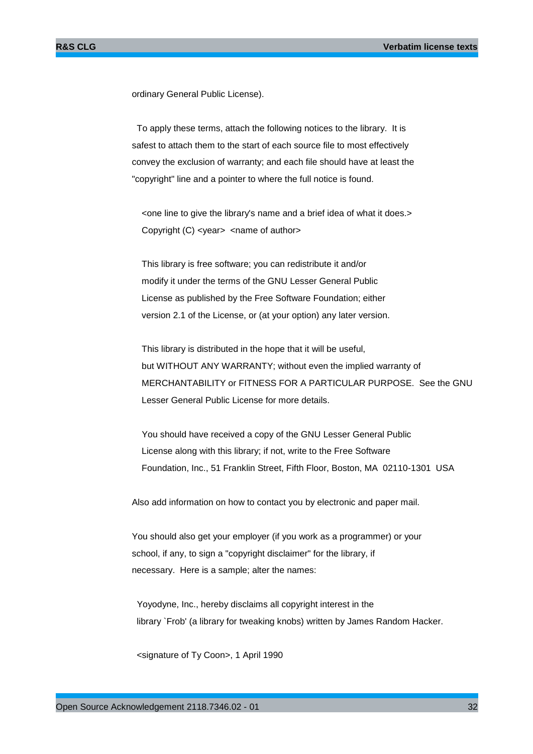ordinary General Public License).

To apply these terms, attach the following notices to the library. It is safest to attach them to the start of each source file to most effectively convey the exclusion of warranty; and each file should have at least the "copyright" line and a pointer to where the full notice is found.

```
<one line to give the library's name and a brief idea of what it does.>
Copyright (C) <year>  <name of author>

This library is free software; you can redistribute it and/or
modify it under the terms of the GNU Lesser General Public
License as published by the Free Software Foundation; either
version 2.1 of the License, or (at your option) any later version.

This library is distributed in the hope that it will be useful,
but WITHOUT ANY WARRANTY; without even the implied warranty of
MERCHANTABILITY or FITNESS FOR A PARTICULAR PURPOSE.  See the GNU
Lesser General Public License for more details.

You should have received a copy of the GNU Lesser General Public
License along with this library; if not, write to the Free Software
Foundation, Inc., 51 Franklin Street, Fifth Floor, Boston, MA  02110-1301  USA
```

Also add information on how to contact you by electronic and paper mail.

You should also get your employer (if you work as a programmer) or your school, if any, to sign a "copyright disclaimer" for the library, if necessary. Here is a sample; alter the names:

```
Yoyodyne, Inc., hereby disclaims all copyright interest in the
library `Frob' (a library for tweaking knobs) written by James Random Hacker.

<signature of Ty Coon>, 1 April 1990
```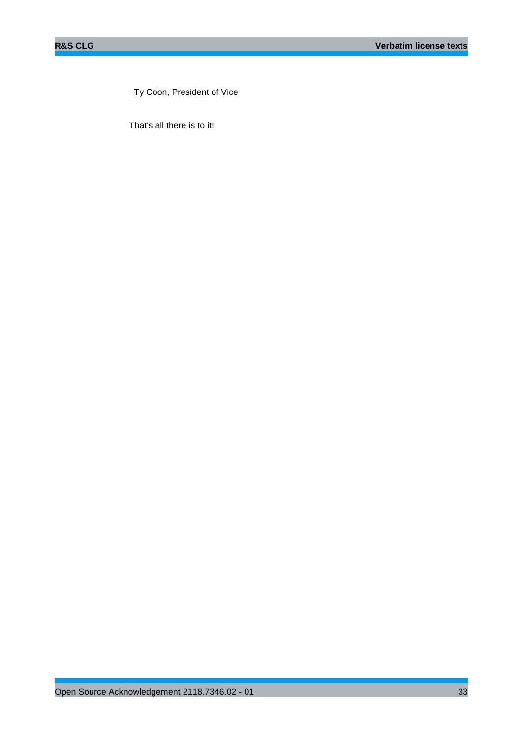Ty Coon, President of Vice

That's all there is to it!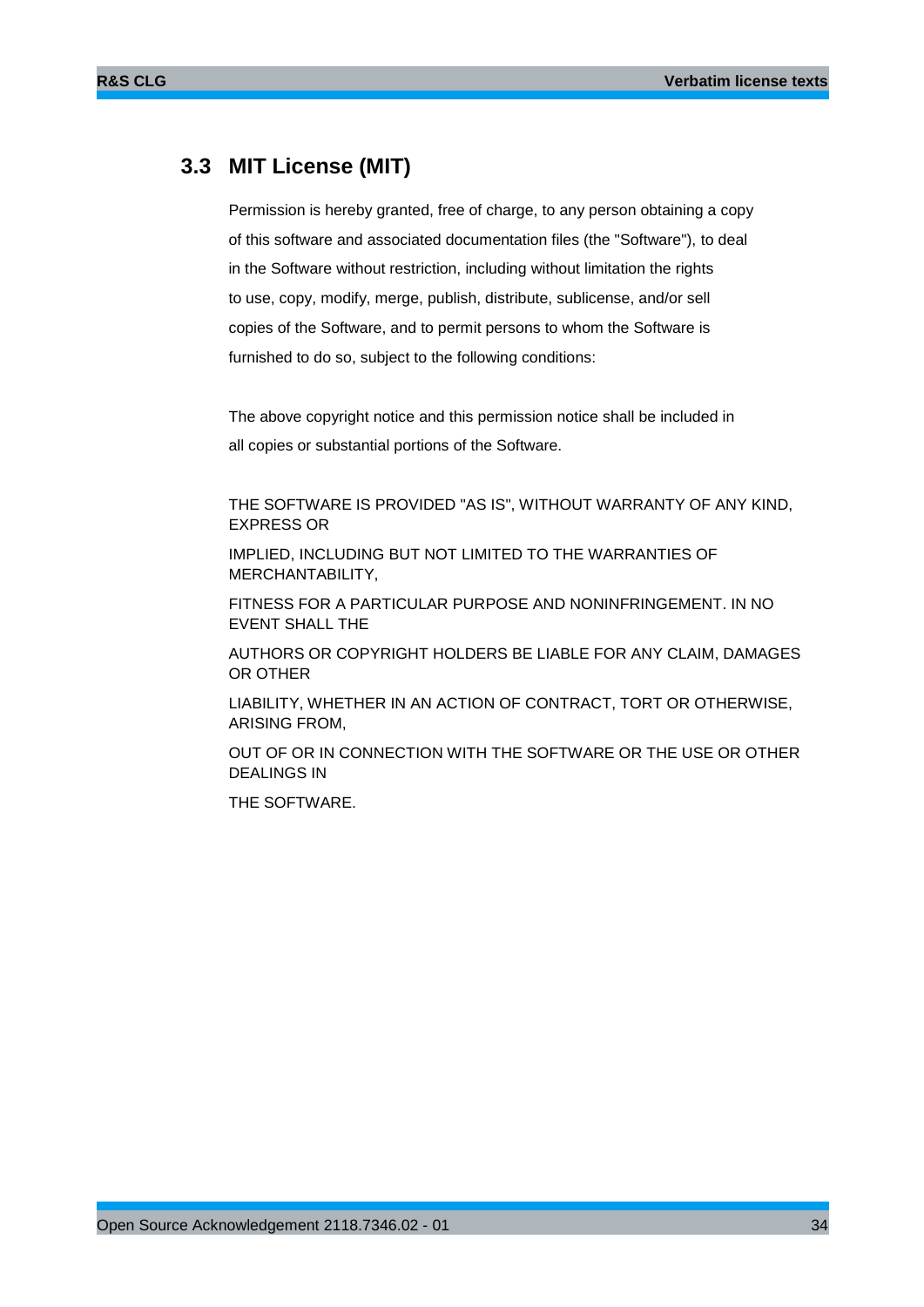## 3.3 MIT License (MIT)

Permission is hereby granted, free of charge, to any person obtaining a copy
of this software and associated documentation files (the "Software"), to deal
in the Software without restriction, including without limitation the rights
to use, copy, modify, merge, publish, distribute, sublicense, and/or sell
copies of the Software, and to permit persons to whom the Software is
furnished to do so, subject to the following conditions:

The above copyright notice and this permission notice shall be included in
all copies or substantial portions of the Software.

THE SOFTWARE IS PROVIDED "AS IS", WITHOUT WARRANTY OF ANY KIND, EXPRESS OR

IMPLIED, INCLUDING BUT NOT LIMITED TO THE WARRANTIES OF MERCHANTABILITY,

FITNESS FOR A PARTICULAR PURPOSE AND NONINFRINGEMENT. IN NO EVENT SHALL THE

AUTHORS OR COPYRIGHT HOLDERS BE LIABLE FOR ANY CLAIM, DAMAGES OR OTHER

LIABILITY, WHETHER IN AN ACTION OF CONTRACT, TORT OR OTHERWISE, ARISING FROM,

OUT OF OR IN CONNECTION WITH THE SOFTWARE OR THE USE OR OTHER DEALINGS IN

THE SOFTWARE.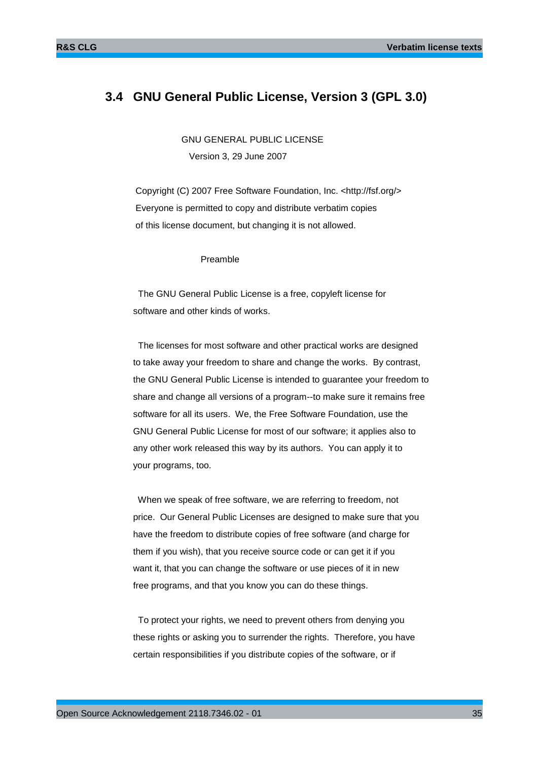## 3.4 GNU General Public License, Version 3 (GPL 3.0)

GNU GENERAL PUBLIC LICENSE

Version 3, 29 June 2007

Copyright (C) 2007 Free Software Foundation, Inc. <http://fsf.org/>
Everyone is permitted to copy and distribute verbatim copies
of this license document, but changing it is not allowed.

Preamble

The GNU General Public License is a free, copyleft license for software and other kinds of works.

The licenses for most software and other practical works are designed to take away your freedom to share and change the works. By contrast, the GNU General Public License is intended to guarantee your freedom to share and change all versions of a program--to make sure it remains free software for all its users. We, the Free Software Foundation, use the GNU General Public License for most of our software; it applies also to any other work released this way by its authors. You can apply it to your programs, too.

When we speak of free software, we are referring to freedom, not price. Our General Public Licenses are designed to make sure that you have the freedom to distribute copies of free software (and charge for them if you wish), that you receive source code or can get it if you want it, that you can change the software or use pieces of it in new free programs, and that you know you can do these things.

To protect your rights, we need to prevent others from denying you these rights or asking you to surrender the rights. Therefore, you have certain responsibilities if you distribute copies of the software, or if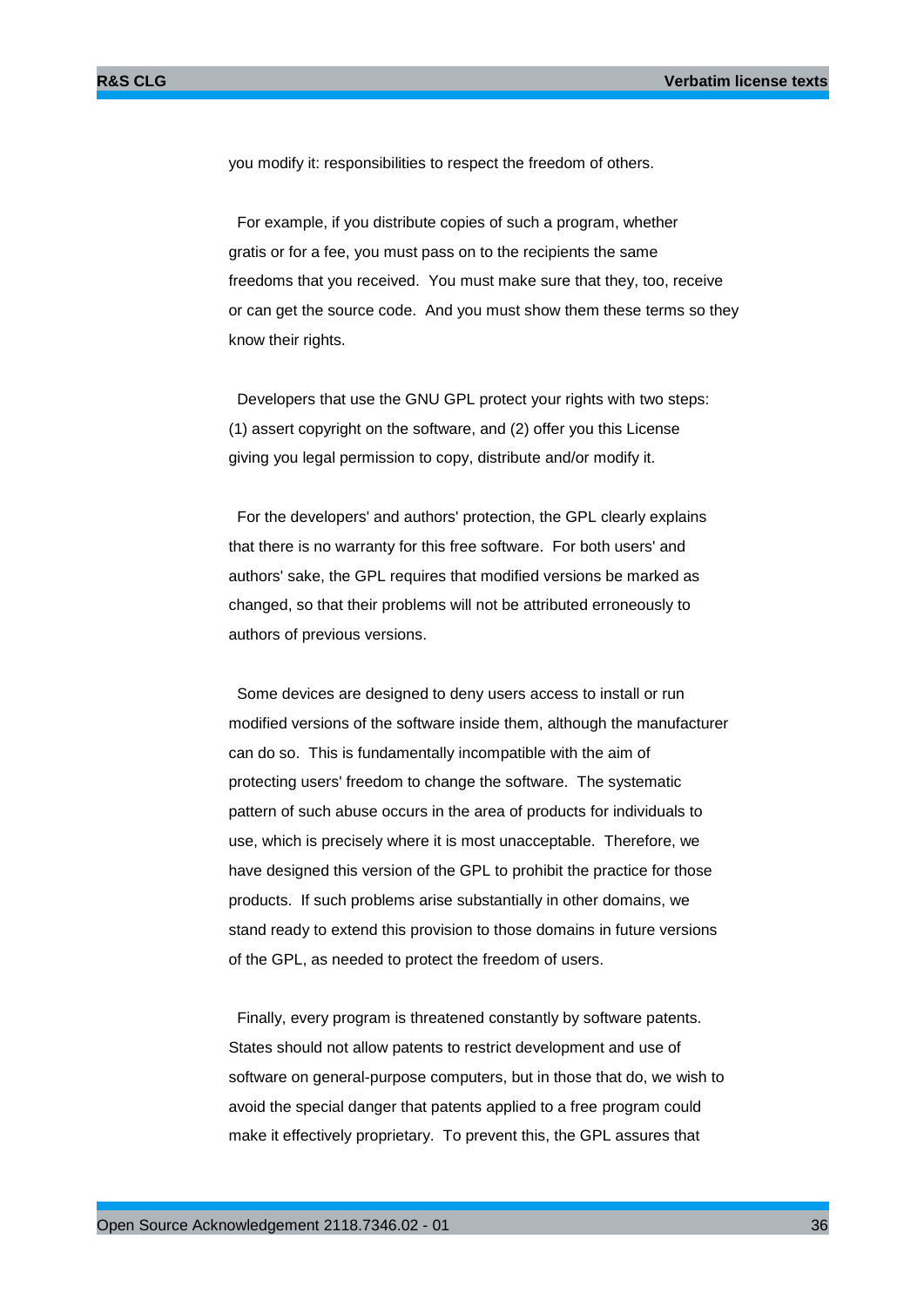you modify it: responsibilities to respect the freedom of others.

For example, if you distribute copies of such a program, whether gratis or for a fee, you must pass on to the recipients the same freedoms that you received. You must make sure that they, too, receive or can get the source code. And you must show them these terms so they know their rights.

Developers that use the GNU GPL protect your rights with two steps: (1) assert copyright on the software, and (2) offer you this License giving you legal permission to copy, distribute and/or modify it.

For the developers' and authors' protection, the GPL clearly explains that there is no warranty for this free software. For both users' and authors' sake, the GPL requires that modified versions be marked as changed, so that their problems will not be attributed erroneously to authors of previous versions.

Some devices are designed to deny users access to install or run modified versions of the software inside them, although the manufacturer can do so. This is fundamentally incompatible with the aim of protecting users' freedom to change the software. The systematic pattern of such abuse occurs in the area of products for individuals to use, which is precisely where it is most unacceptable. Therefore, we have designed this version of the GPL to prohibit the practice for those products. If such problems arise substantially in other domains, we stand ready to extend this provision to those domains in future versions of the GPL, as needed to protect the freedom of users.

Finally, every program is threatened constantly by software patents. States should not allow patents to restrict development and use of software on general-purpose computers, but in those that do, we wish to avoid the special danger that patents applied to a free program could make it effectively proprietary. To prevent this, the GPL assures that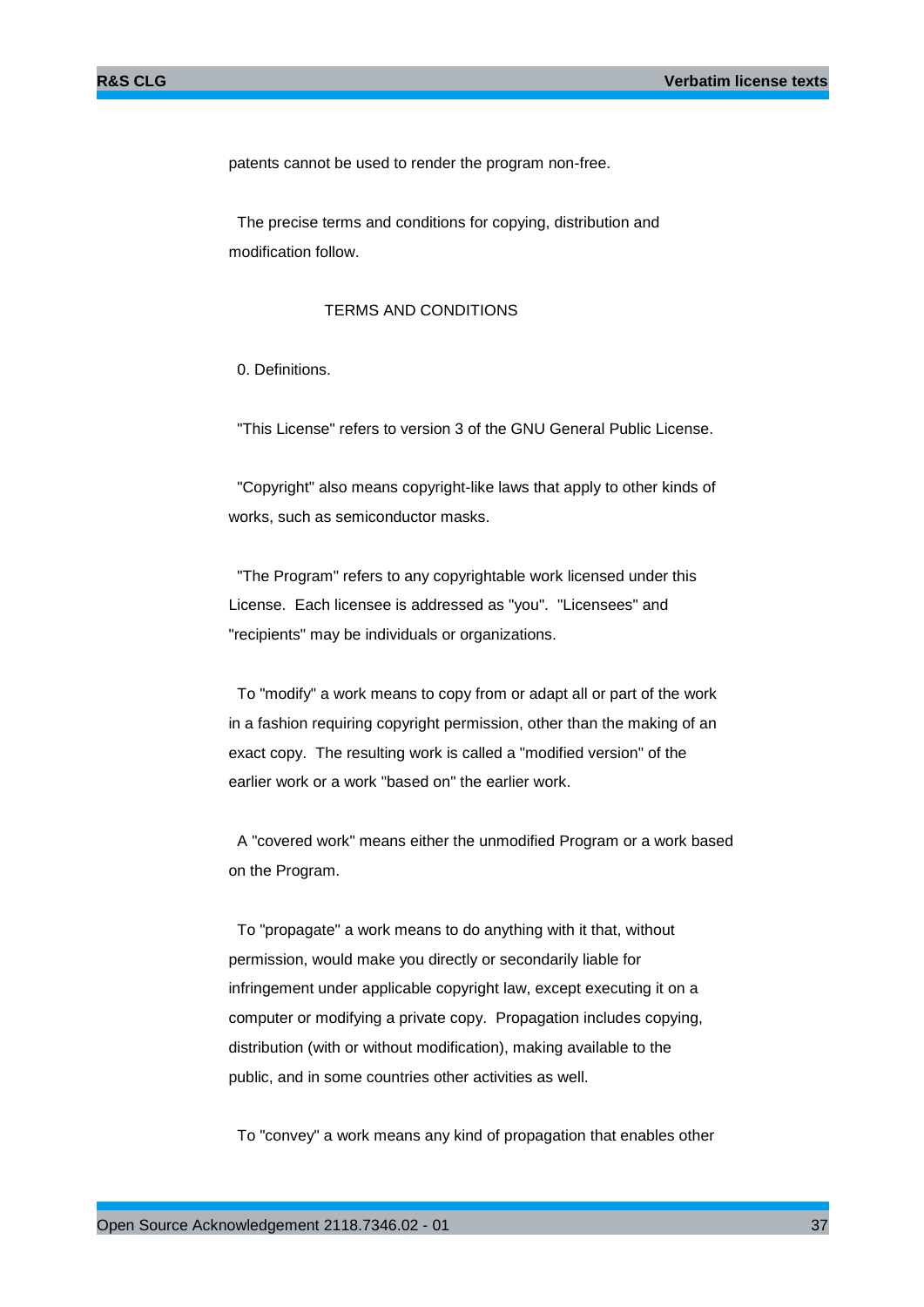patents cannot be used to render the program non-free.

The precise terms and conditions for copying, distribution and modification follow.

TERMS AND CONDITIONS

0. Definitions.

"This License" refers to version 3 of the GNU General Public License.

"Copyright" also means copyright-like laws that apply to other kinds of works, such as semiconductor masks.

"The Program" refers to any copyrightable work licensed under this License. Each licensee is addressed as "you". "Licensees" and "recipients" may be individuals or organizations.

To "modify" a work means to copy from or adapt all or part of the work in a fashion requiring copyright permission, other than the making of an exact copy. The resulting work is called a "modified version" of the earlier work or a work "based on" the earlier work.

A "covered work" means either the unmodified Program or a work based on the Program.

To "propagate" a work means to do anything with it that, without permission, would make you directly or secondarily liable for infringement under applicable copyright law, except executing it on a computer or modifying a private copy. Propagation includes copying, distribution (with or without modification), making available to the public, and in some countries other activities as well.

To "convey" a work means any kind of propagation that enables other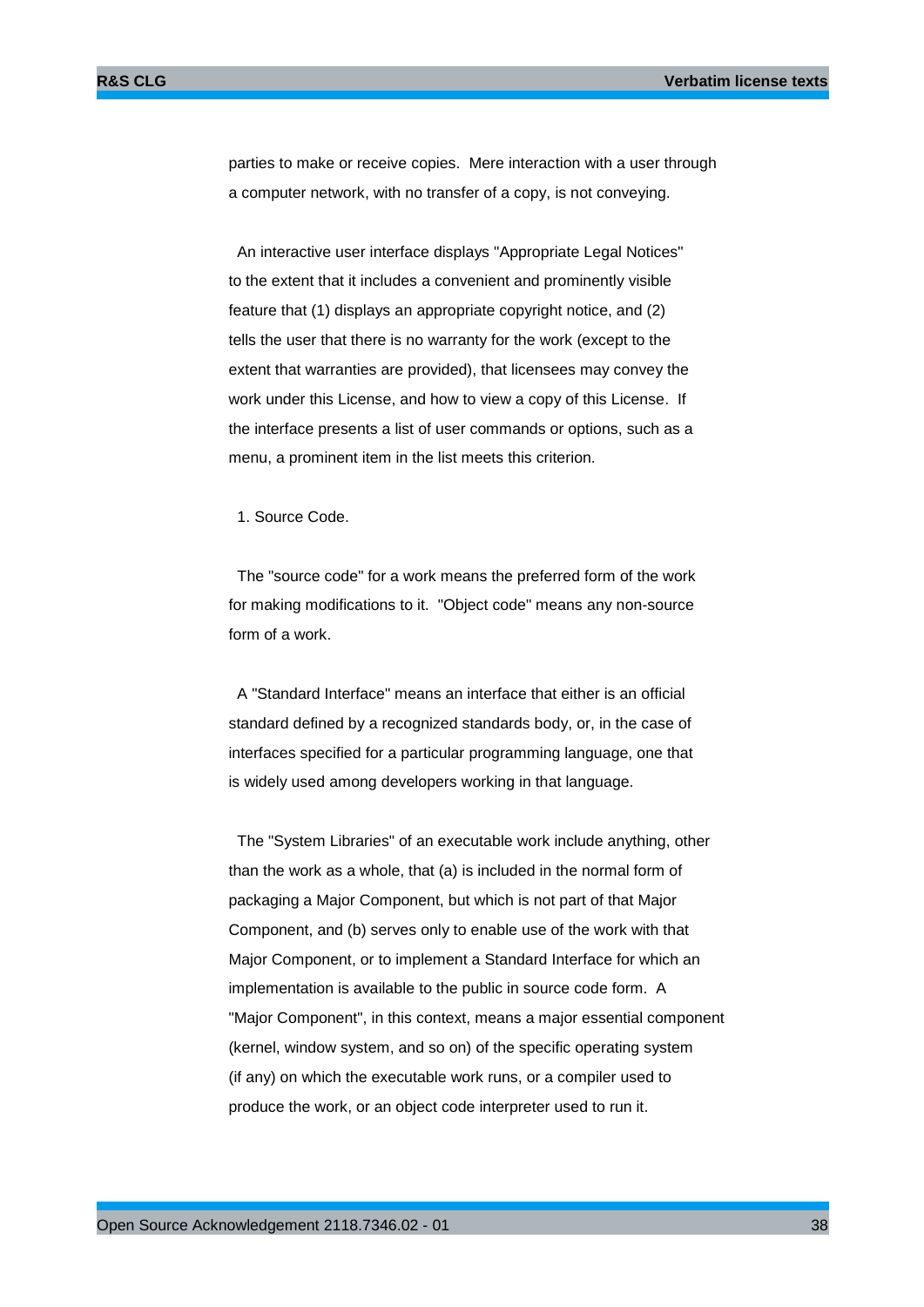parties to make or receive copies. Mere interaction with a user through a computer network, with no transfer of a copy, is not conveying.

An interactive user interface displays "Appropriate Legal Notices" to the extent that it includes a convenient and prominently visible feature that (1) displays an appropriate copyright notice, and (2) tells the user that there is no warranty for the work (except to the extent that warranties are provided), that licensees may convey the work under this License, and how to view a copy of this License. If the interface presents a list of user commands or options, such as a menu, a prominent item in the list meets this criterion.

1. Source Code.

The "source code" for a work means the preferred form of the work for making modifications to it. "Object code" means any non-source form of a work.

A "Standard Interface" means an interface that either is an official standard defined by a recognized standards body, or, in the case of interfaces specified for a particular programming language, one that is widely used among developers working in that language.

The "System Libraries" of an executable work include anything, other than the work as a whole, that (a) is included in the normal form of packaging a Major Component, but which is not part of that Major Component, and (b) serves only to enable use of the work with that Major Component, or to implement a Standard Interface for which an implementation is available to the public in source code form. A "Major Component", in this context, means a major essential component (kernel, window system, and so on) of the specific operating system (if any) on which the executable work runs, or a compiler used to produce the work, or an object code interpreter used to run it.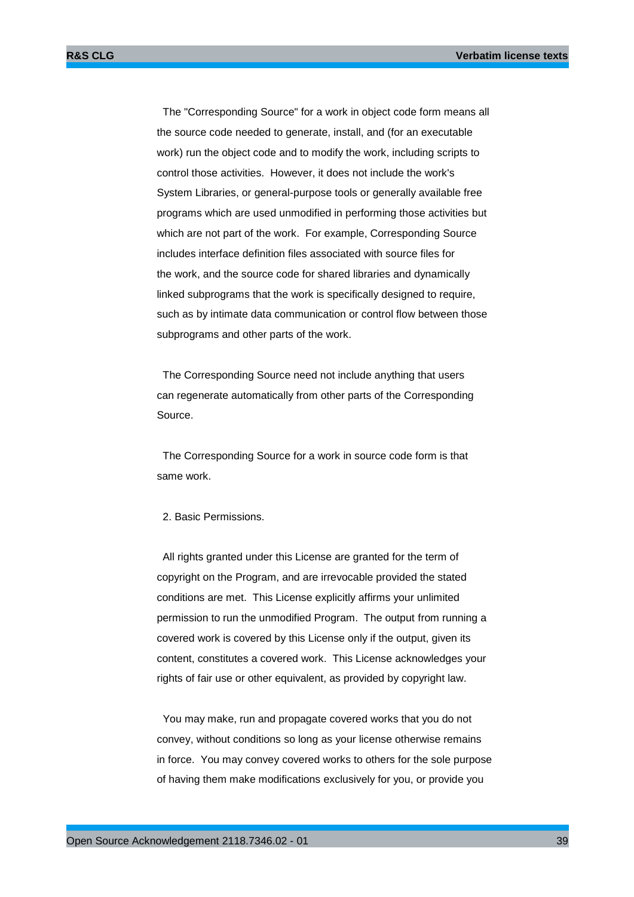The "Corresponding Source" for a work in object code form means all the source code needed to generate, install, and (for an executable work) run the object code and to modify the work, including scripts to control those activities. However, it does not include the work's System Libraries, or general-purpose tools or generally available free programs which are used unmodified in performing those activities but which are not part of the work. For example, Corresponding Source includes interface definition files associated with source files for the work, and the source code for shared libraries and dynamically linked subprograms that the work is specifically designed to require, such as by intimate data communication or control flow between those subprograms and other parts of the work.

The Corresponding Source need not include anything that users can regenerate automatically from other parts of the Corresponding Source.

The Corresponding Source for a work in source code form is that same work.

2. Basic Permissions.

All rights granted under this License are granted for the term of copyright on the Program, and are irrevocable provided the stated conditions are met. This License explicitly affirms your unlimited permission to run the unmodified Program. The output from running a covered work is covered by this License only if the output, given its content, constitutes a covered work. This License acknowledges your rights of fair use or other equivalent, as provided by copyright law.

You may make, run and propagate covered works that you do not convey, without conditions so long as your license otherwise remains in force. You may convey covered works to others for the sole purpose of having them make modifications exclusively for you, or provide you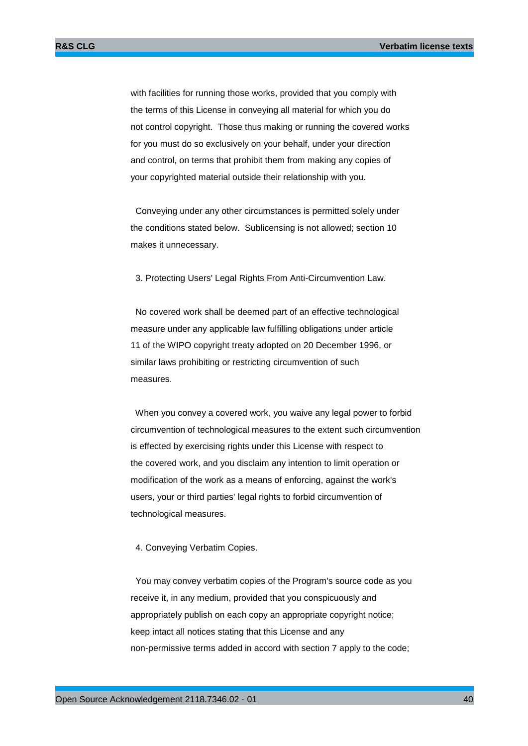with facilities for running those works, provided that you comply with the terms of this License in conveying all material for which you do not control copyright. Those thus making or running the covered works for you must do so exclusively on your behalf, under your direction and control, on terms that prohibit them from making any copies of your copyrighted material outside their relationship with you.

Conveying under any other circumstances is permitted solely under the conditions stated below. Sublicensing is not allowed; section 10 makes it unnecessary.

3. Protecting Users' Legal Rights From Anti-Circumvention Law.

No covered work shall be deemed part of an effective technological measure under any applicable law fulfilling obligations under article 11 of the WIPO copyright treaty adopted on 20 December 1996, or similar laws prohibiting or restricting circumvention of such measures.

When you convey a covered work, you waive any legal power to forbid circumvention of technological measures to the extent such circumvention is effected by exercising rights under this License with respect to the covered work, and you disclaim any intention to limit operation or modification of the work as a means of enforcing, against the work's users, your or third parties' legal rights to forbid circumvention of technological measures.

4. Conveying Verbatim Copies.

You may convey verbatim copies of the Program's source code as you receive it, in any medium, provided that you conspicuously and appropriately publish on each copy an appropriate copyright notice; keep intact all notices stating that this License and any non-permissive terms added in accord with section 7 apply to the code;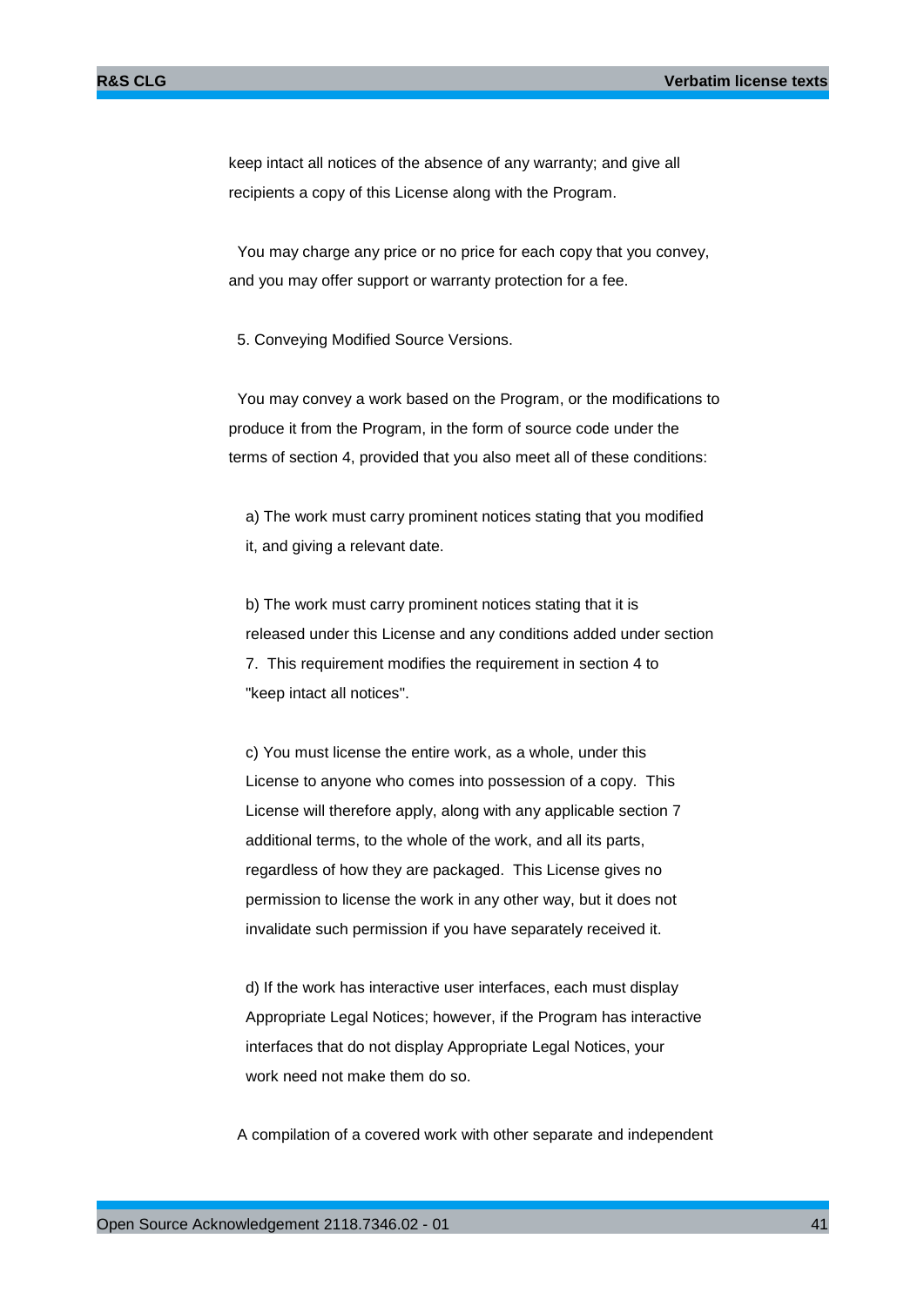keep intact all notices of the absence of any warranty; and give all recipients a copy of this License along with the Program.

You may charge any price or no price for each copy that you convey, and you may offer support or warranty protection for a fee.

5. Conveying Modified Source Versions.

You may convey a work based on the Program, or the modifications to produce it from the Program, in the form of source code under the terms of section 4, provided that you also meet all of these conditions:

a) The work must carry prominent notices stating that you modified it, and giving a relevant date.

b) The work must carry prominent notices stating that it is released under this License and any conditions added under section 7. This requirement modifies the requirement in section 4 to "keep intact all notices".

c) You must license the entire work, as a whole, under this License to anyone who comes into possession of a copy. This License will therefore apply, along with any applicable section 7 additional terms, to the whole of the work, and all its parts, regardless of how they are packaged. This License gives no permission to license the work in any other way, but it does not invalidate such permission if you have separately received it.

d) If the work has interactive user interfaces, each must display Appropriate Legal Notices; however, if the Program has interactive interfaces that do not display Appropriate Legal Notices, your work need not make them do so.

A compilation of a covered work with other separate and independent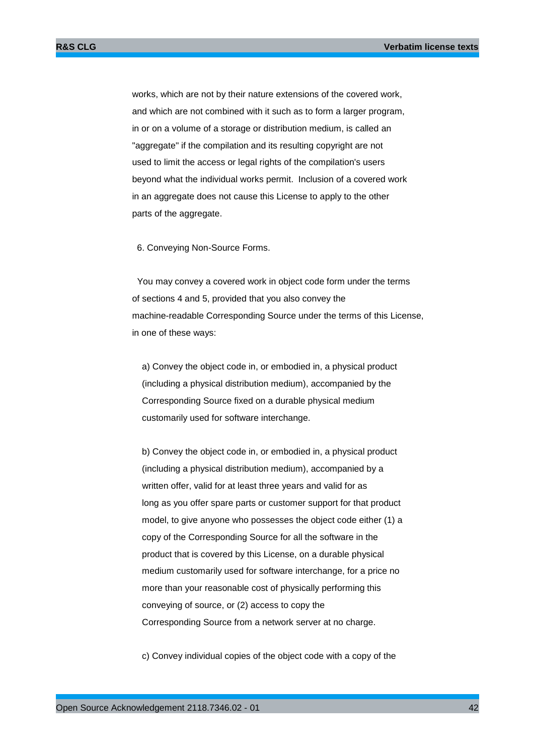works, which are not by their nature extensions of the covered work, and which are not combined with it such as to form a larger program, in or on a volume of a storage or distribution medium, is called an "aggregate" if the compilation and its resulting copyright are not used to limit the access or legal rights of the compilation's users beyond what the individual works permit.  Inclusion of a covered work in an aggregate does not cause this License to apply to the other parts of the aggregate.

6. Conveying Non-Source Forms.

You may convey a covered work in object code form under the terms of sections 4 and 5, provided that you also convey the machine-readable Corresponding Source under the terms of this License, in one of these ways:

a) Convey the object code in, or embodied in, a physical product (including a physical distribution medium), accompanied by the Corresponding Source fixed on a durable physical medium customarily used for software interchange.

b) Convey the object code in, or embodied in, a physical product (including a physical distribution medium), accompanied by a written offer, valid for at least three years and valid for as long as you offer spare parts or customer support for that product model, to give anyone who possesses the object code either (1) a copy of the Corresponding Source for all the software in the product that is covered by this License, on a durable physical medium customarily used for software interchange, for a price no more than your reasonable cost of physically performing this conveying of source, or (2) access to copy the Corresponding Source from a network server at no charge.

c) Convey individual copies of the object code with a copy of the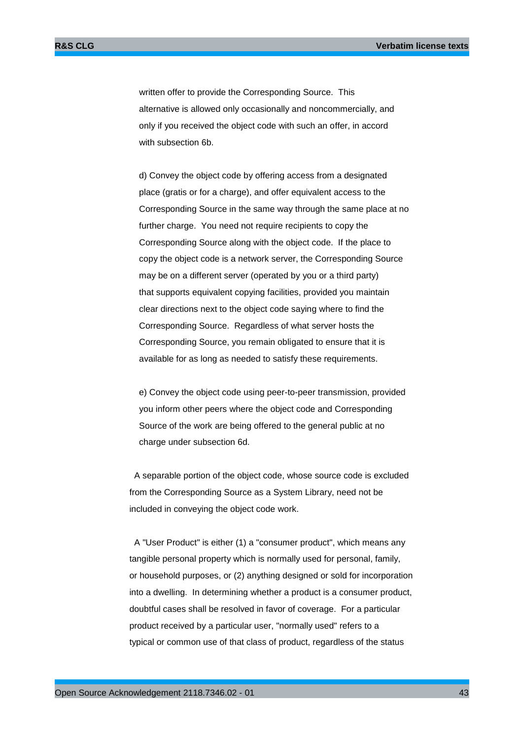written offer to provide the Corresponding Source. This alternative is allowed only occasionally and noncommercially, and only if you received the object code with such an offer, in accord with subsection 6b.

d) Convey the object code by offering access from a designated place (gratis or for a charge), and offer equivalent access to the Corresponding Source in the same way through the same place at no further charge. You need not require recipients to copy the Corresponding Source along with the object code. If the place to copy the object code is a network server, the Corresponding Source may be on a different server (operated by you or a third party) that supports equivalent copying facilities, provided you maintain clear directions next to the object code saying where to find the Corresponding Source. Regardless of what server hosts the Corresponding Source, you remain obligated to ensure that it is available for as long as needed to satisfy these requirements.

e) Convey the object code using peer-to-peer transmission, provided you inform other peers where the object code and Corresponding Source of the work are being offered to the general public at no charge under subsection 6d.

A separable portion of the object code, whose source code is excluded from the Corresponding Source as a System Library, need not be included in conveying the object code work.

A "User Product" is either (1) a "consumer product", which means any tangible personal property which is normally used for personal, family, or household purposes, or (2) anything designed or sold for incorporation into a dwelling. In determining whether a product is a consumer product, doubtful cases shall be resolved in favor of coverage. For a particular product received by a particular user, "normally used" refers to a typical or common use of that class of product, regardless of the status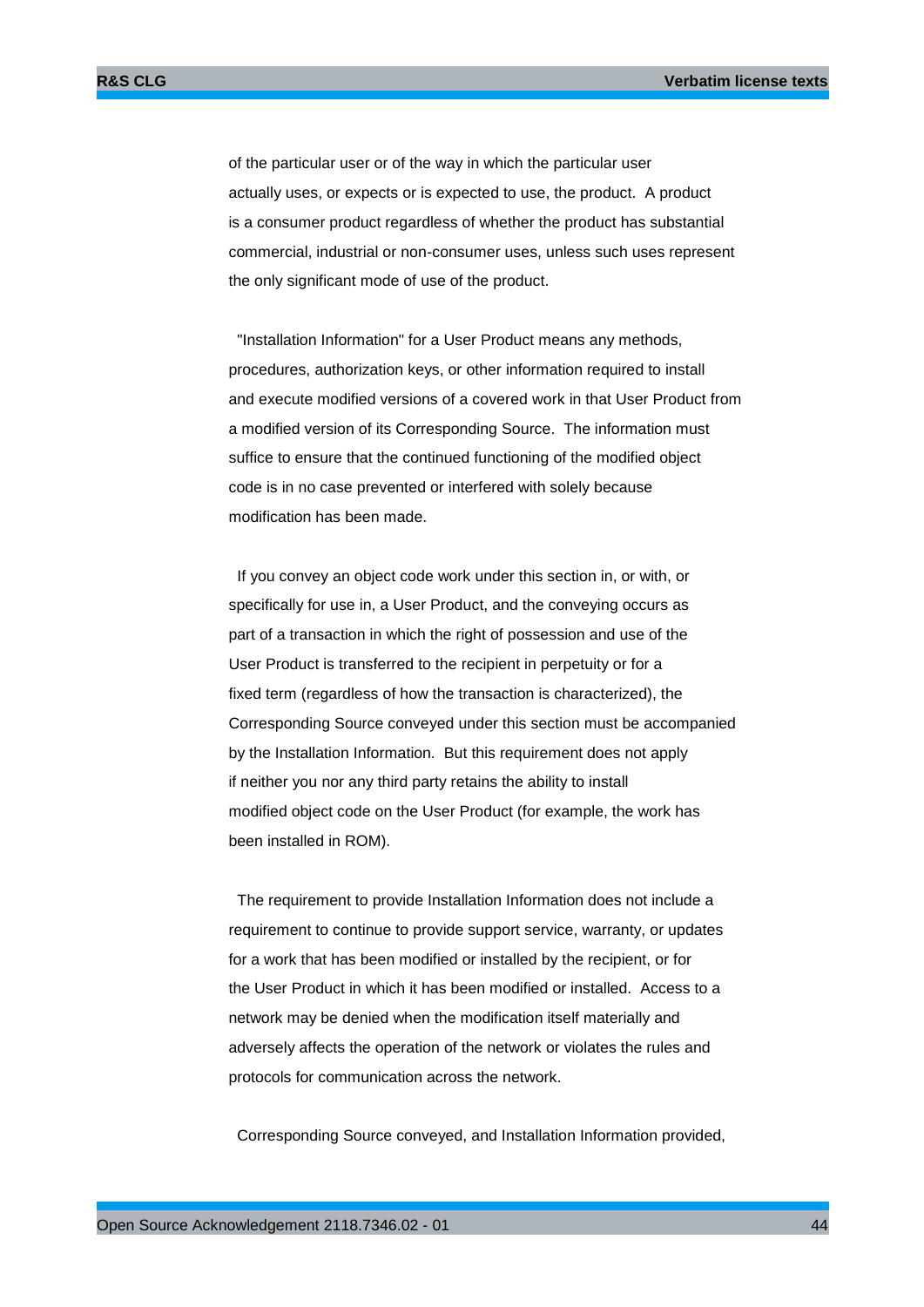of the particular user or of the way in which the particular user actually uses, or expects or is expected to use, the product. A product is a consumer product regardless of whether the product has substantial commercial, industrial or non-consumer uses, unless such uses represent the only significant mode of use of the product.

"Installation Information" for a User Product means any methods, procedures, authorization keys, or other information required to install and execute modified versions of a covered work in that User Product from a modified version of its Corresponding Source. The information must suffice to ensure that the continued functioning of the modified object code is in no case prevented or interfered with solely because modification has been made.

If you convey an object code work under this section in, or with, or specifically for use in, a User Product, and the conveying occurs as part of a transaction in which the right of possession and use of the User Product is transferred to the recipient in perpetuity or for a fixed term (regardless of how the transaction is characterized), the Corresponding Source conveyed under this section must be accompanied by the Installation Information. But this requirement does not apply if neither you nor any third party retains the ability to install modified object code on the User Product (for example, the work has been installed in ROM).

The requirement to provide Installation Information does not include a requirement to continue to provide support service, warranty, or updates for a work that has been modified or installed by the recipient, or for the User Product in which it has been modified or installed. Access to a network may be denied when the modification itself materially and adversely affects the operation of the network or violates the rules and protocols for communication across the network.

Corresponding Source conveyed, and Installation Information provided,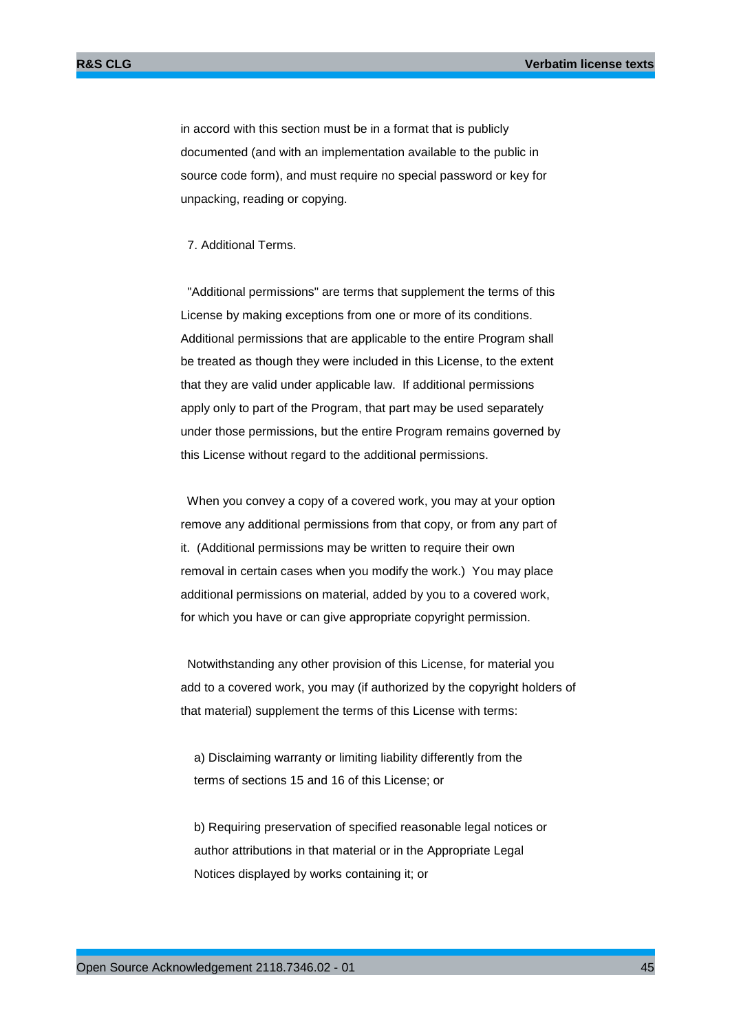in accord with this section must be in a format that is publicly documented (and with an implementation available to the public in source code form), and must require no special password or key for unpacking, reading or copying.

7. Additional Terms.

"Additional permissions" are terms that supplement the terms of this License by making exceptions from one or more of its conditions. Additional permissions that are applicable to the entire Program shall be treated as though they were included in this License, to the extent that they are valid under applicable law. If additional permissions apply only to part of the Program, that part may be used separately under those permissions, but the entire Program remains governed by this License without regard to the additional permissions.

When you convey a copy of a covered work, you may at your option remove any additional permissions from that copy, or from any part of it. (Additional permissions may be written to require their own removal in certain cases when you modify the work.) You may place additional permissions on material, added by you to a covered work, for which you have or can give appropriate copyright permission.

Notwithstanding any other provision of this License, for material you add to a covered work, you may (if authorized by the copyright holders of that material) supplement the terms of this License with terms:

a) Disclaiming warranty or limiting liability differently from the terms of sections 15 and 16 of this License; or

b) Requiring preservation of specified reasonable legal notices or author attributions in that material or in the Appropriate Legal Notices displayed by works containing it; or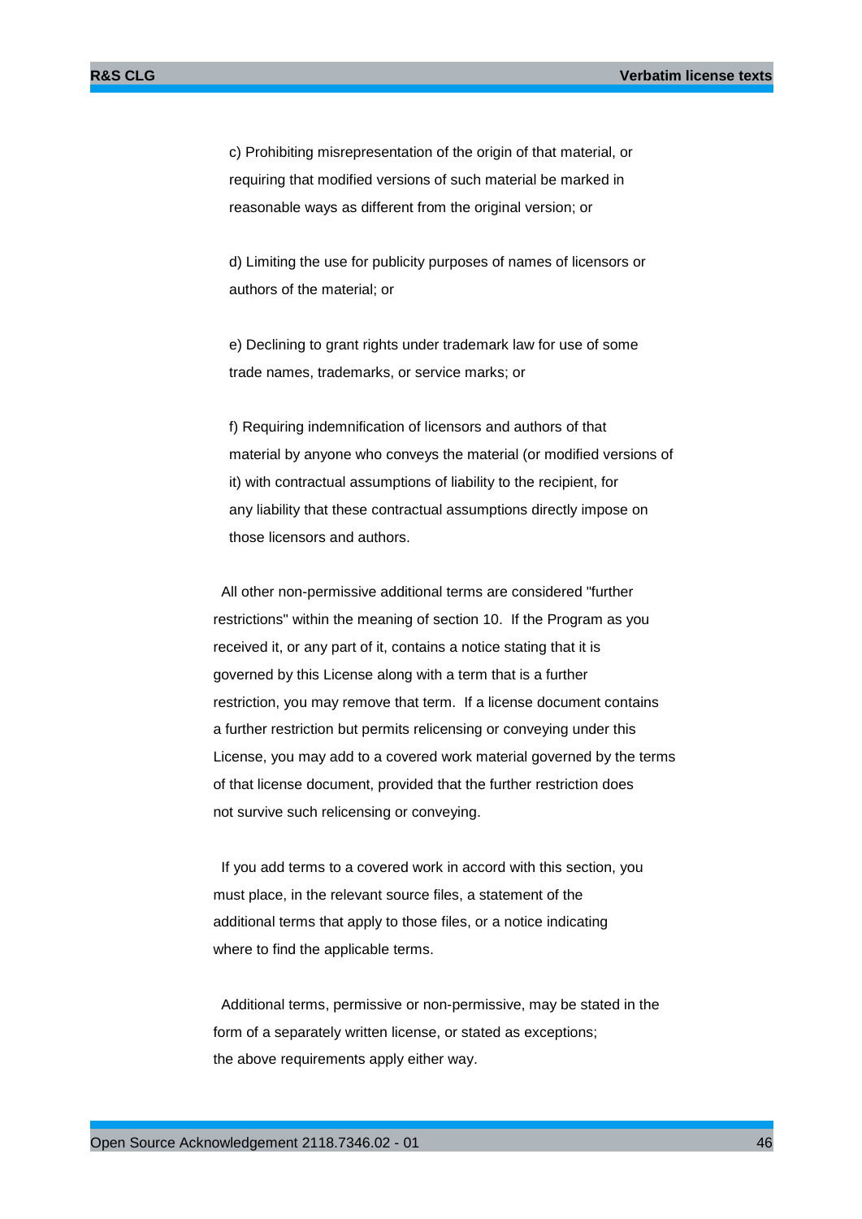c) Prohibiting misrepresentation of the origin of that material, or requiring that modified versions of such material be marked in reasonable ways as different from the original version; or

d) Limiting the use for publicity purposes of names of licensors or authors of the material; or

e) Declining to grant rights under trademark law for use of some trade names, trademarks, or service marks; or

f) Requiring indemnification of licensors and authors of that material by anyone who conveys the material (or modified versions of it) with contractual assumptions of liability to the recipient, for any liability that these contractual assumptions directly impose on those licensors and authors.

All other non-permissive additional terms are considered "further restrictions" within the meaning of section 10. If the Program as you received it, or any part of it, contains a notice stating that it is governed by this License along with a term that is a further restriction, you may remove that term. If a license document contains a further restriction but permits relicensing or conveying under this License, you may add to a covered work material governed by the terms of that license document, provided that the further restriction does not survive such relicensing or conveying.

If you add terms to a covered work in accord with this section, you must place, in the relevant source files, a statement of the additional terms that apply to those files, or a notice indicating where to find the applicable terms.

Additional terms, permissive or non-permissive, may be stated in the form of a separately written license, or stated as exceptions; the above requirements apply either way.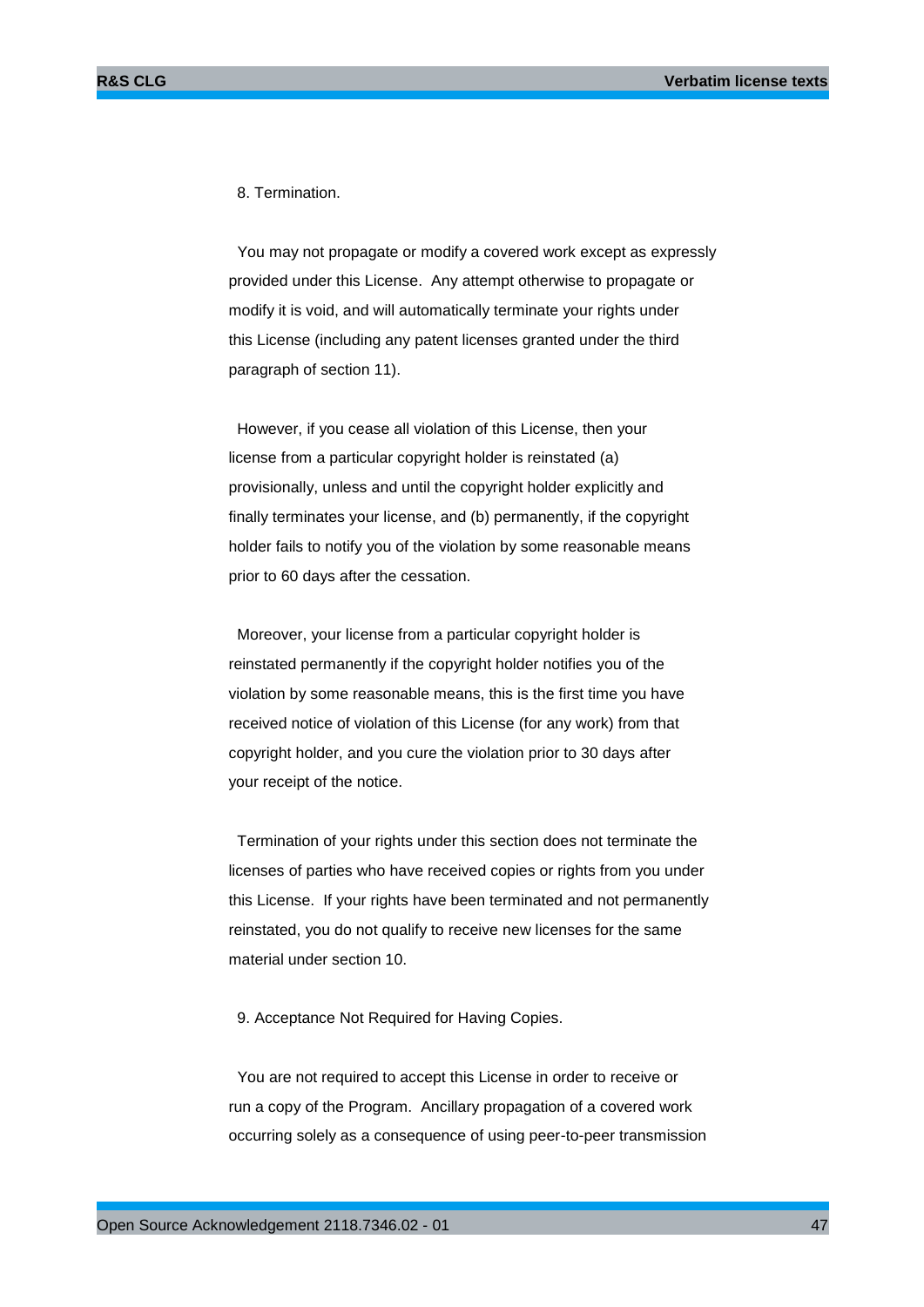8. Termination.

You may not propagate or modify a covered work except as expressly provided under this License. Any attempt otherwise to propagate or modify it is void, and will automatically terminate your rights under this License (including any patent licenses granted under the third paragraph of section 11).

However, if you cease all violation of this License, then your license from a particular copyright holder is reinstated (a) provisionally, unless and until the copyright holder explicitly and finally terminates your license, and (b) permanently, if the copyright holder fails to notify you of the violation by some reasonable means prior to 60 days after the cessation.

Moreover, your license from a particular copyright holder is reinstated permanently if the copyright holder notifies you of the violation by some reasonable means, this is the first time you have received notice of violation of this License (for any work) from that copyright holder, and you cure the violation prior to 30 days after your receipt of the notice.

Termination of your rights under this section does not terminate the licenses of parties who have received copies or rights from you under this License. If your rights have been terminated and not permanently reinstated, you do not qualify to receive new licenses for the same material under section 10.

9. Acceptance Not Required for Having Copies.

You are not required to accept this License in order to receive or run a copy of the Program. Ancillary propagation of a covered work occurring solely as a consequence of using peer-to-peer transmission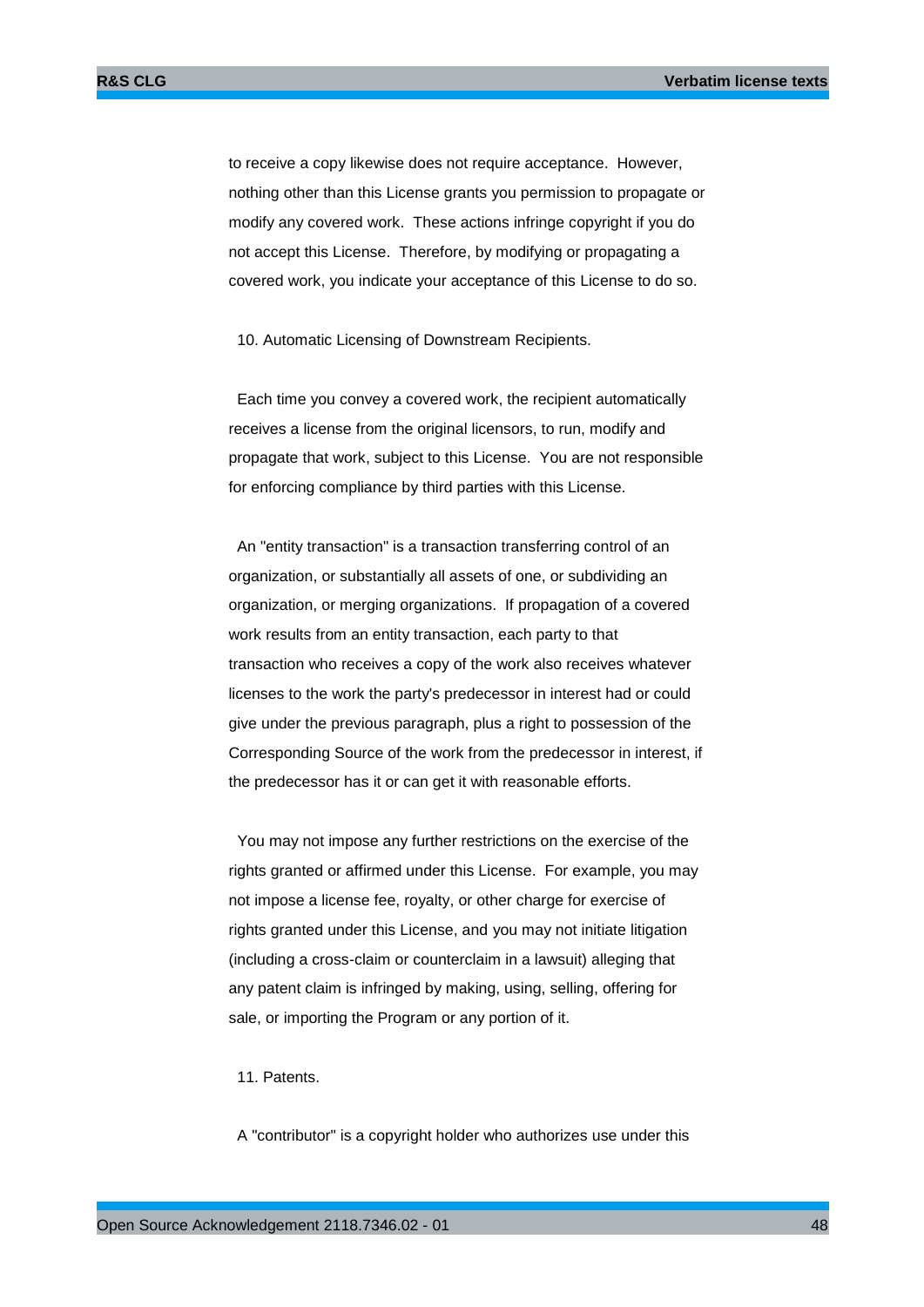to receive a copy likewise does not require acceptance. However, nothing other than this License grants you permission to propagate or modify any covered work. These actions infringe copyright if you do not accept this License. Therefore, by modifying or propagating a covered work, you indicate your acceptance of this License to do so.

10. Automatic Licensing of Downstream Recipients.

Each time you convey a covered work, the recipient automatically receives a license from the original licensors, to run, modify and propagate that work, subject to this License. You are not responsible for enforcing compliance by third parties with this License.

An "entity transaction" is a transaction transferring control of an organization, or substantially all assets of one, or subdividing an organization, or merging organizations. If propagation of a covered work results from an entity transaction, each party to that transaction who receives a copy of the work also receives whatever licenses to the work the party's predecessor in interest had or could give under the previous paragraph, plus a right to possession of the Corresponding Source of the work from the predecessor in interest, if the predecessor has it or can get it with reasonable efforts.

You may not impose any further restrictions on the exercise of the rights granted or affirmed under this License. For example, you may not impose a license fee, royalty, or other charge for exercise of rights granted under this License, and you may not initiate litigation (including a cross-claim or counterclaim in a lawsuit) alleging that any patent claim is infringed by making, using, selling, offering for sale, or importing the Program or any portion of it.

11. Patents.

A "contributor" is a copyright holder who authorizes use under this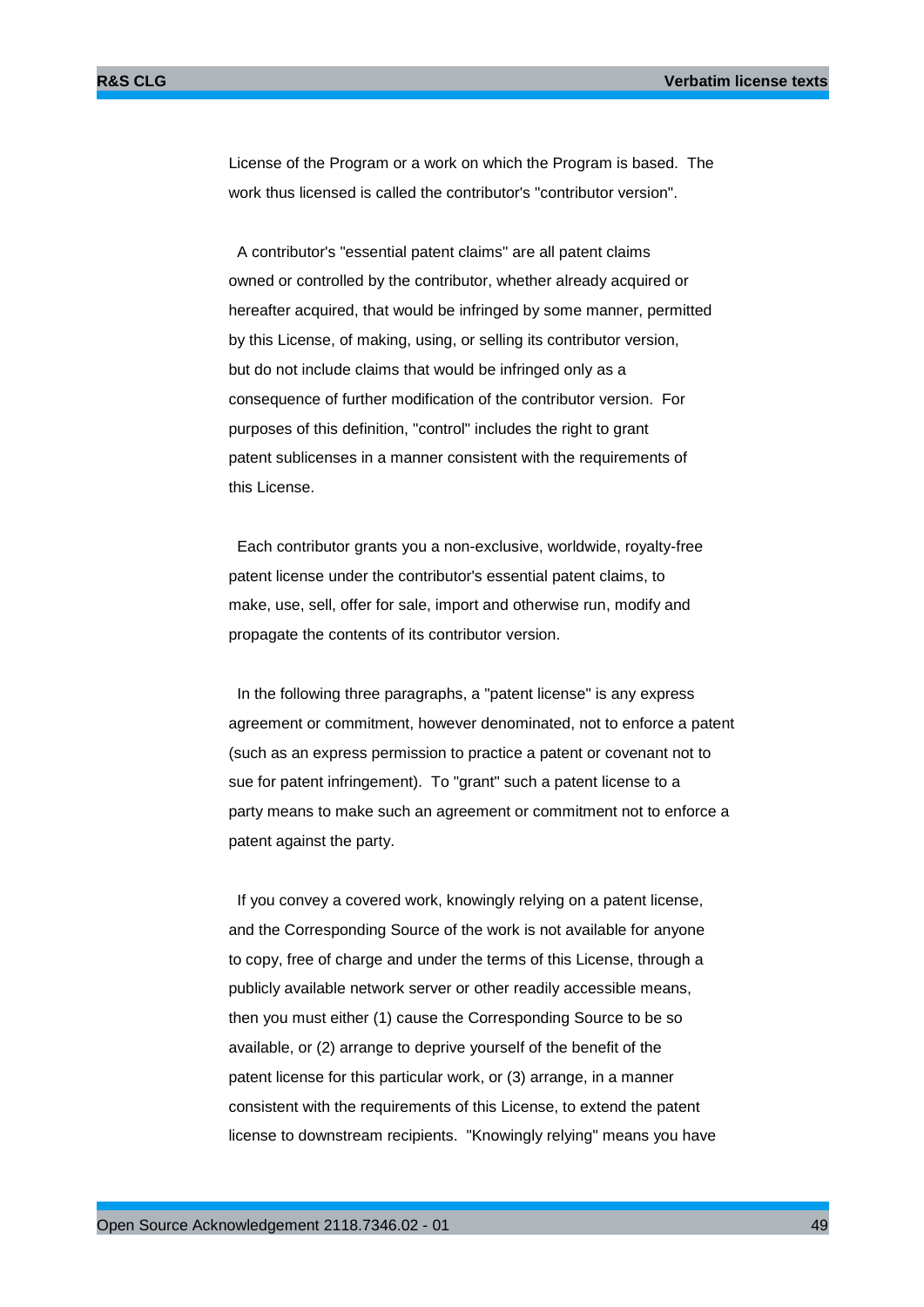License of the Program or a work on which the Program is based. The work thus licensed is called the contributor's "contributor version".

A contributor's "essential patent claims" are all patent claims owned or controlled by the contributor, whether already acquired or hereafter acquired, that would be infringed by some manner, permitted by this License, of making, using, or selling its contributor version, but do not include claims that would be infringed only as a consequence of further modification of the contributor version. For purposes of this definition, "control" includes the right to grant patent sublicenses in a manner consistent with the requirements of this License.

Each contributor grants you a non-exclusive, worldwide, royalty-free patent license under the contributor's essential patent claims, to make, use, sell, offer for sale, import and otherwise run, modify and propagate the contents of its contributor version.

In the following three paragraphs, a "patent license" is any express agreement or commitment, however denominated, not to enforce a patent (such as an express permission to practice a patent or covenant not to sue for patent infringement). To "grant" such a patent license to a party means to make such an agreement or commitment not to enforce a patent against the party.

If you convey a covered work, knowingly relying on a patent license, and the Corresponding Source of the work is not available for anyone to copy, free of charge and under the terms of this License, through a publicly available network server or other readily accessible means, then you must either (1) cause the Corresponding Source to be so available, or (2) arrange to deprive yourself of the benefit of the patent license for this particular work, or (3) arrange, in a manner consistent with the requirements of this License, to extend the patent license to downstream recipients. "Knowingly relying" means you have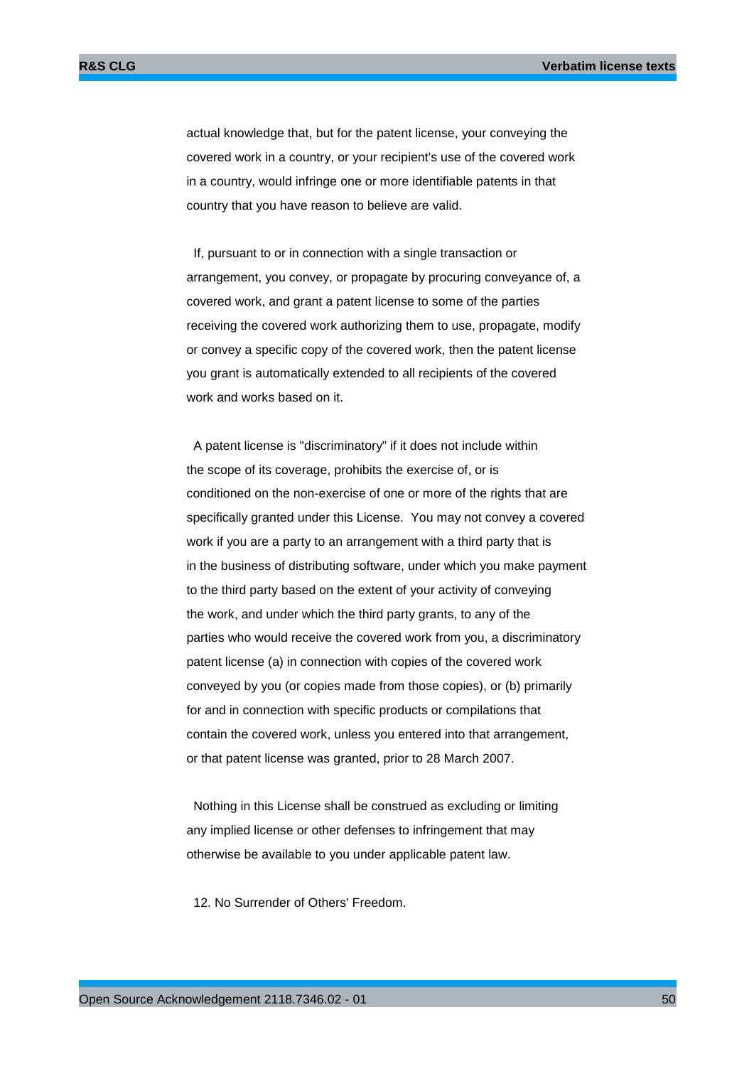actual knowledge that, but for the patent license, your conveying the covered work in a country, or your recipient's use of the covered work in a country, would infringe one or more identifiable patents in that country that you have reason to believe are valid.

If, pursuant to or in connection with a single transaction or arrangement, you convey, or propagate by procuring conveyance of, a covered work, and grant a patent license to some of the parties receiving the covered work authorizing them to use, propagate, modify or convey a specific copy of the covered work, then the patent license you grant is automatically extended to all recipients of the covered work and works based on it.

A patent license is "discriminatory" if it does not include within the scope of its coverage, prohibits the exercise of, or is conditioned on the non-exercise of one or more of the rights that are specifically granted under this License. You may not convey a covered work if you are a party to an arrangement with a third party that is in the business of distributing software, under which you make payment to the third party based on the extent of your activity of conveying the work, and under which the third party grants, to any of the parties who would receive the covered work from you, a discriminatory patent license (a) in connection with copies of the covered work conveyed by you (or copies made from those copies), or (b) primarily for and in connection with specific products or compilations that contain the covered work, unless you entered into that arrangement, or that patent license was granted, prior to 28 March 2007.

Nothing in this License shall be construed as excluding or limiting any implied license or other defenses to infringement that may otherwise be available to you under applicable patent law.

12. No Surrender of Others' Freedom.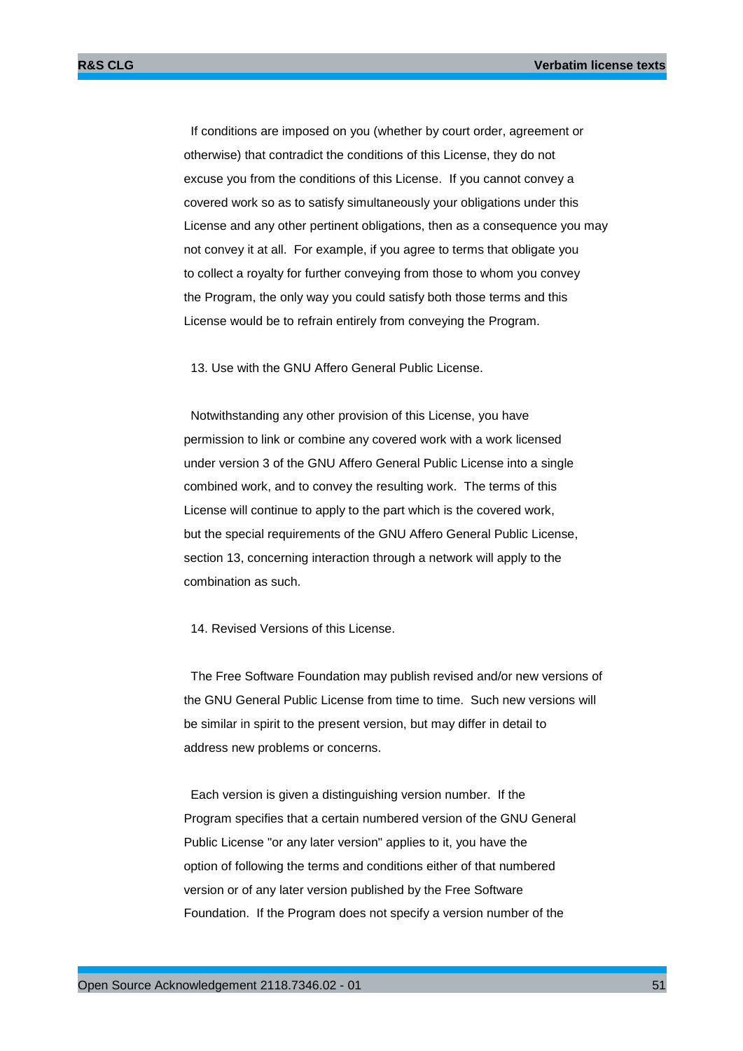If conditions are imposed on you (whether by court order, agreement or otherwise) that contradict the conditions of this License, they do not excuse you from the conditions of this License. If you cannot convey a covered work so as to satisfy simultaneously your obligations under this License and any other pertinent obligations, then as a consequence you may not convey it at all. For example, if you agree to terms that obligate you to collect a royalty for further conveying from those to whom you convey the Program, the only way you could satisfy both those terms and this License would be to refrain entirely from conveying the Program.

13. Use with the GNU Affero General Public License.

Notwithstanding any other provision of this License, you have permission to link or combine any covered work with a work licensed under version 3 of the GNU Affero General Public License into a single combined work, and to convey the resulting work. The terms of this License will continue to apply to the part which is the covered work, but the special requirements of the GNU Affero General Public License, section 13, concerning interaction through a network will apply to the combination as such.

14. Revised Versions of this License.

The Free Software Foundation may publish revised and/or new versions of the GNU General Public License from time to time. Such new versions will be similar in spirit to the present version, but may differ in detail to address new problems or concerns.

Each version is given a distinguishing version number. If the Program specifies that a certain numbered version of the GNU General Public License "or any later version" applies to it, you have the option of following the terms and conditions either of that numbered version or of any later version published by the Free Software Foundation. If the Program does not specify a version number of the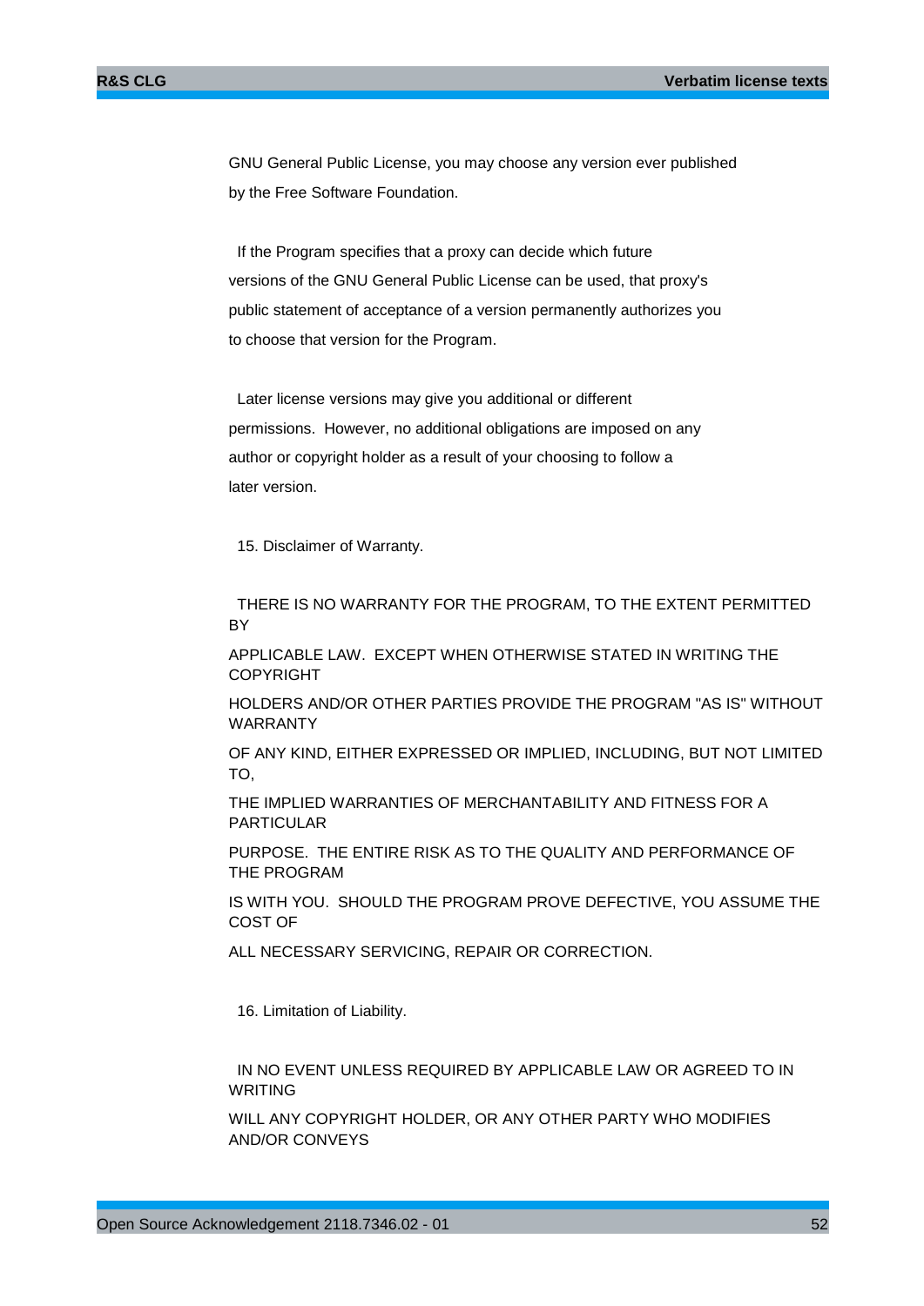GNU General Public License, you may choose any version ever published by the Free Software Foundation.

If the Program specifies that a proxy can decide which future versions of the GNU General Public License can be used, that proxy's public statement of acceptance of a version permanently authorizes you to choose that version for the Program.

Later license versions may give you additional or different permissions. However, no additional obligations are imposed on any author or copyright holder as a result of your choosing to follow a later version.

15. Disclaimer of Warranty.

THERE IS NO WARRANTY FOR THE PROGRAM, TO THE EXTENT PERMITTED BY

APPLICABLE LAW. EXCEPT WHEN OTHERWISE STATED IN WRITING THE COPYRIGHT

HOLDERS AND/OR OTHER PARTIES PROVIDE THE PROGRAM "AS IS" WITHOUT WARRANTY

OF ANY KIND, EITHER EXPRESSED OR IMPLIED, INCLUDING, BUT NOT LIMITED TO,

THE IMPLIED WARRANTIES OF MERCHANTABILITY AND FITNESS FOR A PARTICULAR

PURPOSE. THE ENTIRE RISK AS TO THE QUALITY AND PERFORMANCE OF THE PROGRAM

IS WITH YOU. SHOULD THE PROGRAM PROVE DEFECTIVE, YOU ASSUME THE COST OF

ALL NECESSARY SERVICING, REPAIR OR CORRECTION.

16. Limitation of Liability.

IN NO EVENT UNLESS REQUIRED BY APPLICABLE LAW OR AGREED TO IN WRITING

WILL ANY COPYRIGHT HOLDER, OR ANY OTHER PARTY WHO MODIFIES AND/OR CONVEYS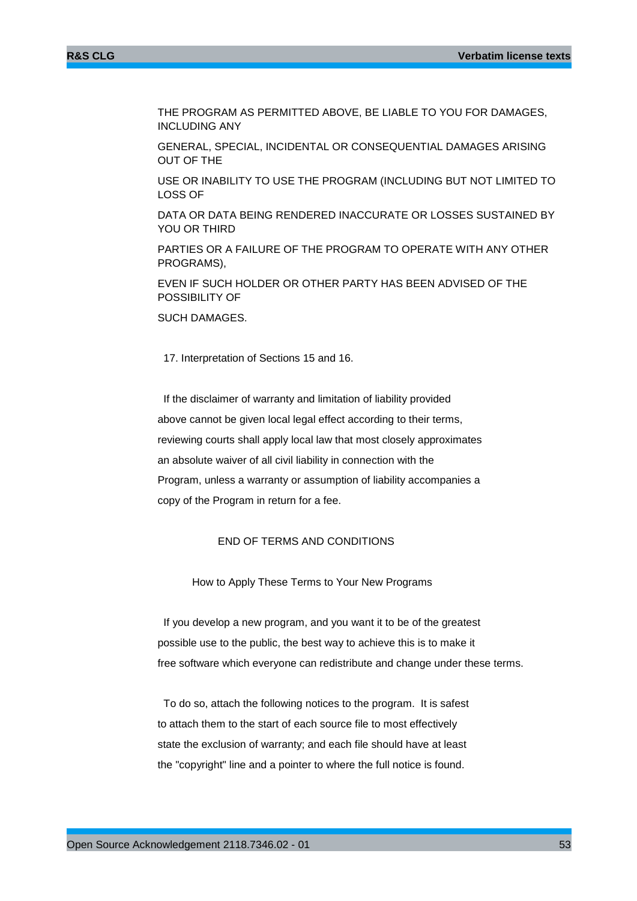THE PROGRAM AS PERMITTED ABOVE, BE LIABLE TO YOU FOR DAMAGES, INCLUDING ANY

GENERAL, SPECIAL, INCIDENTAL OR CONSEQUENTIAL DAMAGES ARISING OUT OF THE

USE OR INABILITY TO USE THE PROGRAM (INCLUDING BUT NOT LIMITED TO LOSS OF

DATA OR DATA BEING RENDERED INACCURATE OR LOSSES SUSTAINED BY YOU OR THIRD

PARTIES OR A FAILURE OF THE PROGRAM TO OPERATE WITH ANY OTHER PROGRAMS),

EVEN IF SUCH HOLDER OR OTHER PARTY HAS BEEN ADVISED OF THE POSSIBILITY OF

SUCH DAMAGES.

17. Interpretation of Sections 15 and 16.

If the disclaimer of warranty and limitation of liability provided
above cannot be given local legal effect according to their terms,
reviewing courts shall apply local law that most closely approximates
an absolute waiver of all civil liability in connection with the
Program, unless a warranty or assumption of liability accompanies a
copy of the Program in return for a fee.

END OF TERMS AND CONDITIONS

How to Apply These Terms to Your New Programs

If you develop a new program, and you want it to be of the greatest
possible use to the public, the best way to achieve this is to make it
free software which everyone can redistribute and change under these terms.

To do so, attach the following notices to the program. It is safest
to attach them to the start of each source file to most effectively
state the exclusion of warranty; and each file should have at least
the "copyright" line and a pointer to where the full notice is found.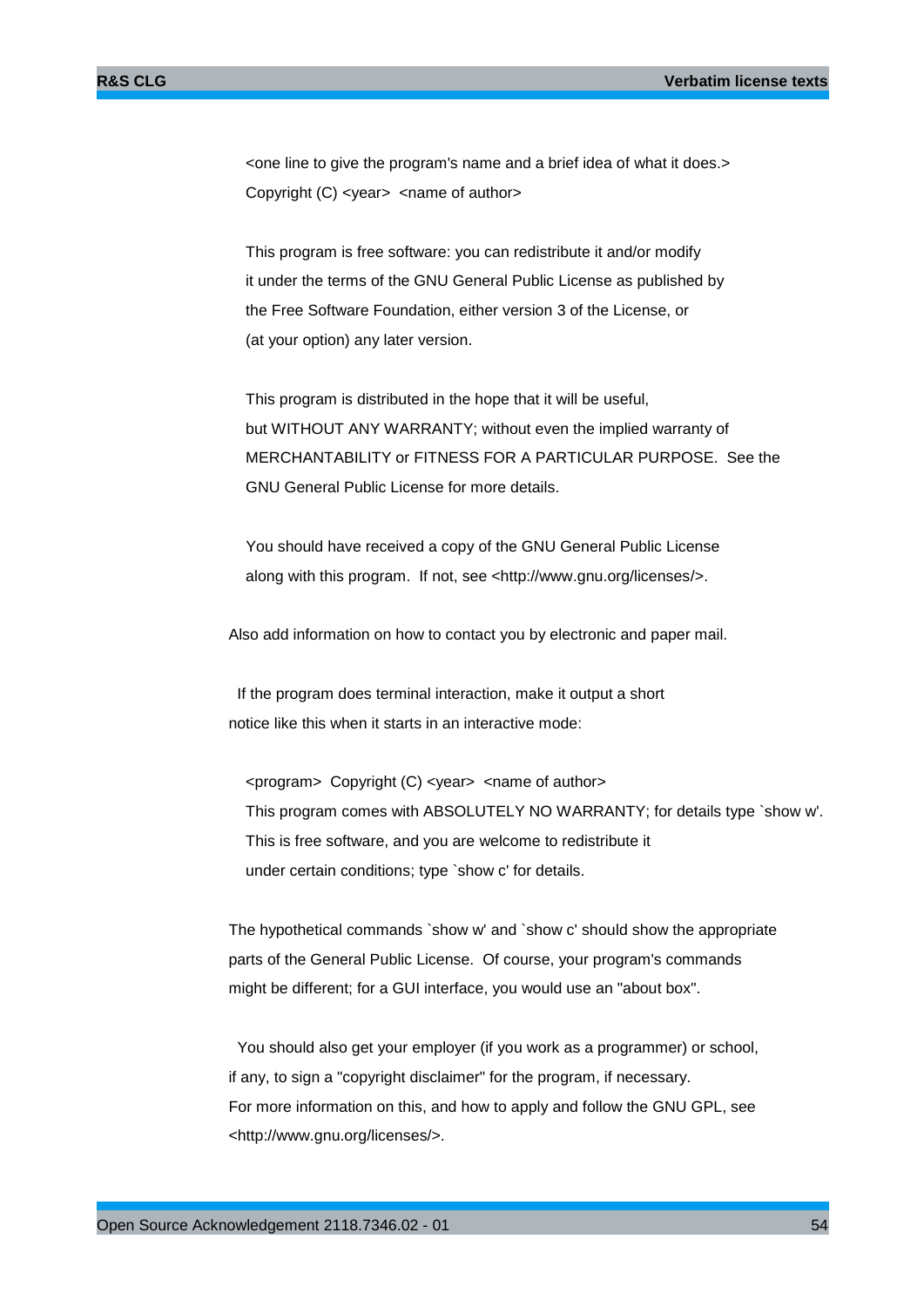```
    <one line to give the program's name and a brief idea of what it does.>
    Copyright (C) <year>  <name of author>

    This program is free software: you can redistribute it and/or modify
    it under the terms of the GNU General Public License as published by
    the Free Software Foundation, either version 3 of the License, or
    (at your option) any later version.

    This program is distributed in the hope that it will be useful,
    but WITHOUT ANY WARRANTY; without even the implied warranty of
    MERCHANTABILITY or FITNESS FOR A PARTICULAR PURPOSE.  See the
    GNU General Public License for more details.

    You should have received a copy of the GNU General Public License
    along with this program.  If not, see <http://www.gnu.org/licenses/>.
```

Also add information on how to contact you by electronic and paper mail.

If the program does terminal interaction, make it output a short notice like this when it starts in an interactive mode:

```
    <program>  Copyright (C) <year>  <name of author>
    This program comes with ABSOLUTELY NO WARRANTY; for details type `show w'.
    This is free software, and you are welcome to redistribute it
    under certain conditions; type `show c' for details.
```

The hypothetical commands `show w' and `show c' should show the appropriate parts of the General Public License. Of course, your program's commands might be different; for a GUI interface, you would use an "about box".

You should also get your employer (if you work as a programmer) or school, if any, to sign a "copyright disclaimer" for the program, if necessary. For more information on this, and how to apply and follow the GNU GPL, see <http://www.gnu.org/licenses/>.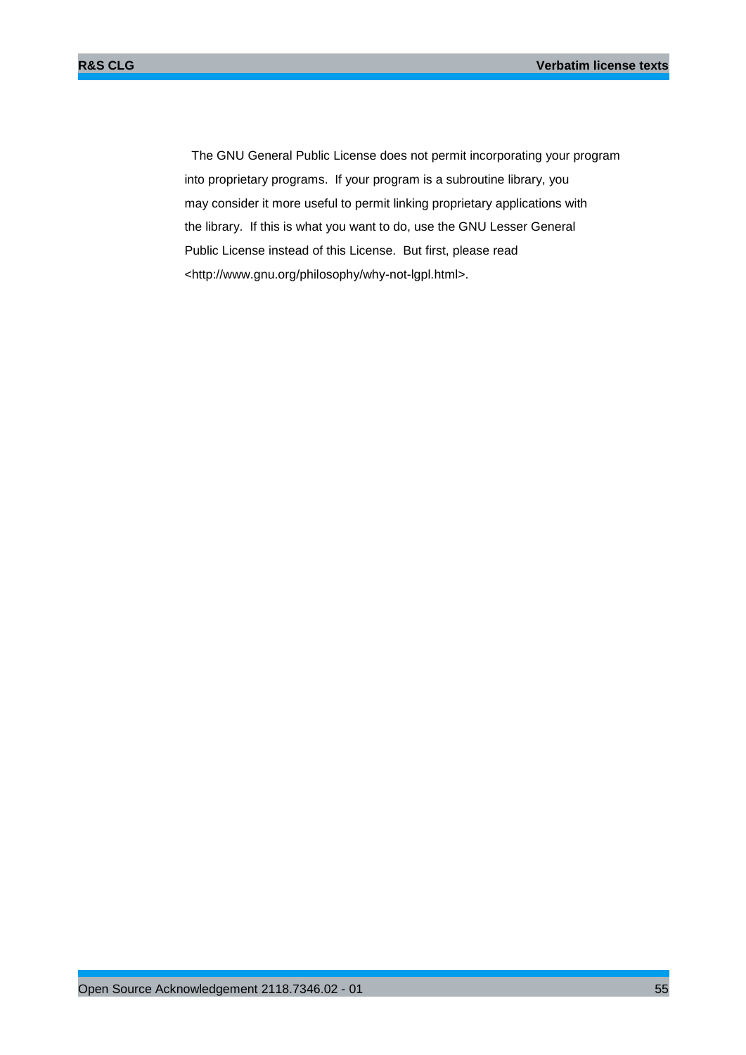The GNU General Public License does not permit incorporating your program into proprietary programs. If your program is a subroutine library, you may consider it more useful to permit linking proprietary applications with the library. If this is what you want to do, use the GNU Lesser General Public License instead of this License. But first, please read <http://www.gnu.org/philosophy/why-not-lgpl.html>.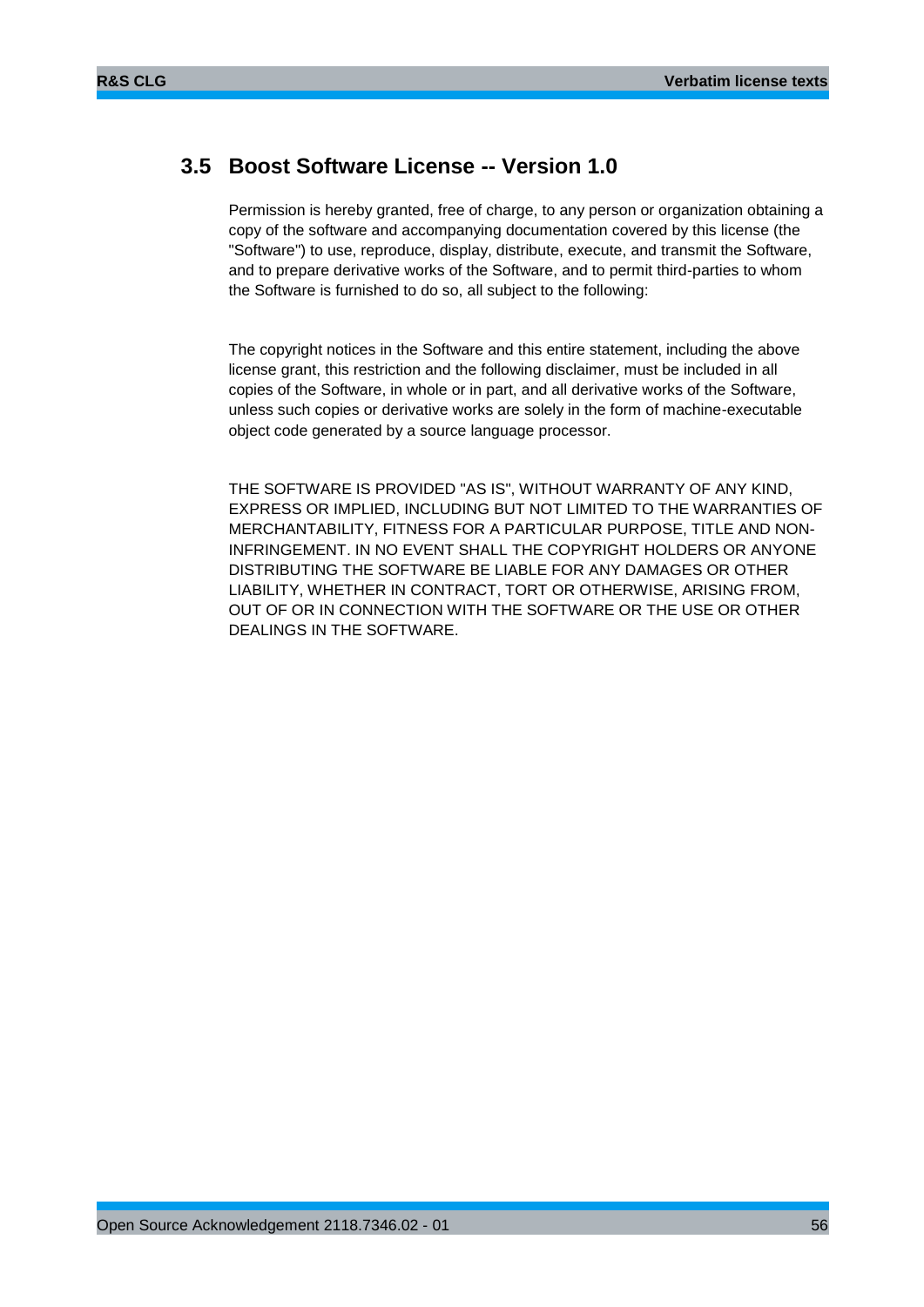## 3.5 Boost Software License -- Version 1.0

Permission is hereby granted, free of charge, to any person or organization obtaining a copy of the software and accompanying documentation covered by this license (the "Software") to use, reproduce, display, distribute, execute, and transmit the Software, and to prepare derivative works of the Software, and to permit third-parties to whom the Software is furnished to do so, all subject to the following:

The copyright notices in the Software and this entire statement, including the above license grant, this restriction and the following disclaimer, must be included in all copies of the Software, in whole or in part, and all derivative works of the Software, unless such copies or derivative works are solely in the form of machine-executable object code generated by a source language processor.

THE SOFTWARE IS PROVIDED "AS IS", WITHOUT WARRANTY OF ANY KIND, EXPRESS OR IMPLIED, INCLUDING BUT NOT LIMITED TO THE WARRANTIES OF MERCHANTABILITY, FITNESS FOR A PARTICULAR PURPOSE, TITLE AND NON-INFRINGEMENT. IN NO EVENT SHALL THE COPYRIGHT HOLDERS OR ANYONE DISTRIBUTING THE SOFTWARE BE LIABLE FOR ANY DAMAGES OR OTHER LIABILITY, WHETHER IN CONTRACT, TORT OR OTHERWISE, ARISING FROM, OUT OF OR IN CONNECTION WITH THE SOFTWARE OR THE USE OR OTHER DEALINGS IN THE SOFTWARE.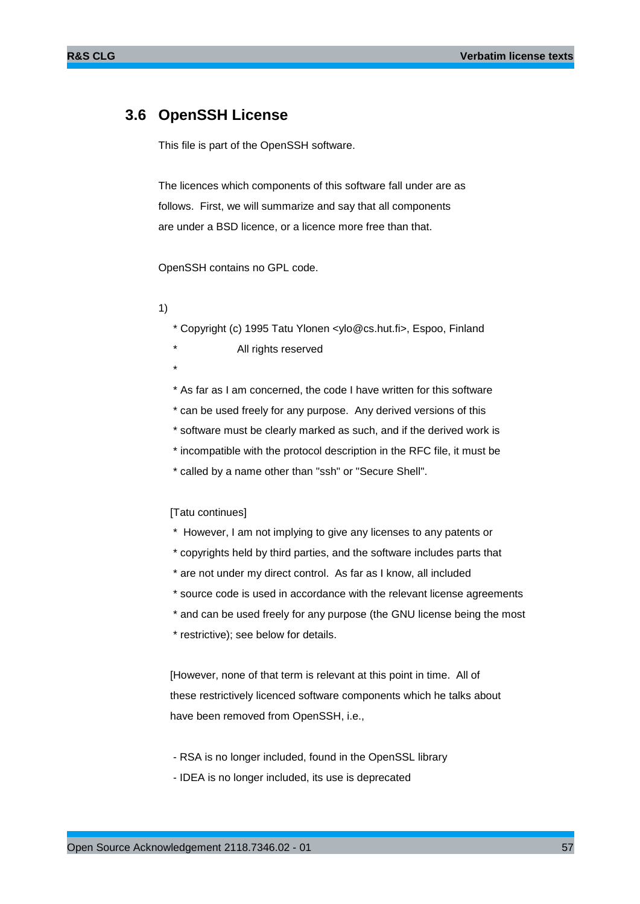## 3.6 OpenSSH License

This file is part of the OpenSSH software.

The licences which components of this software fall under are as follows. First, we will summarize and say that all components are under a BSD licence, or a licence more free than that.

OpenSSH contains no GPL code.

1)

```
 * Copyright (c) 1995 Tatu Ylonen <ylo@cs.hut.fi>, Espoo, Finland
 *                    All rights reserved
 *
 * As far as I am concerned, the code I have written for this software
 * can be used freely for any purpose.  Any derived versions of this
 * software must be clearly marked as such, and if the derived work is
 * incompatible with the protocol description in the RFC file, it must be
 * called by a name other than "ssh" or "Secure Shell".
```

[Tatu continues]

```
 *  However, I am not implying to give any licenses to any patents or
 * copyrights held by third parties, and the software includes parts that
 * are not under my direct control.  As far as I know, all included
 * source code is used in accordance with the relevant license agreements
 * and can be used freely for any purpose (the GNU license being the most
 * restrictive); see below for details.
```

[However, none of that term is relevant at this point in time. All of these restrictively licenced software components which he talks about have been removed from OpenSSH, i.e.,

- RSA is no longer included, found in the OpenSSL library
- IDEA is no longer included, its use is deprecated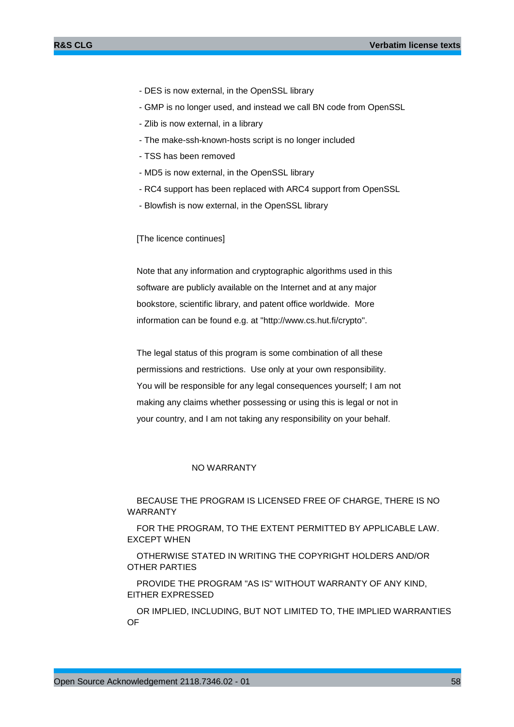- DES is now external, in the OpenSSL library
- GMP is no longer used, and instead we call BN code from OpenSSL
- Zlib is now external, in a library
- The make-ssh-known-hosts script is no longer included
- TSS has been removed
- MD5 is now external, in the OpenSSL library
- RC4 support has been replaced with ARC4 support from OpenSSL
- Blowfish is now external, in the OpenSSL library

[The licence continues]

Note that any information and cryptographic algorithms used in this software are publicly available on the Internet and at any major bookstore, scientific library, and patent office worldwide. More information can be found e.g. at "http://www.cs.hut.fi/crypto".

The legal status of this program is some combination of all these permissions and restrictions. Use only at your own responsibility. You will be responsible for any legal consequences yourself; I am not making any claims whether possessing or using this is legal or not in your country, and I am not taking any responsibility on your behalf.

NO WARRANTY

BECAUSE THE PROGRAM IS LICENSED FREE OF CHARGE, THERE IS NO WARRANTY

FOR THE PROGRAM, TO THE EXTENT PERMITTED BY APPLICABLE LAW. EXCEPT WHEN

OTHERWISE STATED IN WRITING THE COPYRIGHT HOLDERS AND/OR OTHER PARTIES

PROVIDE THE PROGRAM "AS IS" WITHOUT WARRANTY OF ANY KIND, EITHER EXPRESSED

OR IMPLIED, INCLUDING, BUT NOT LIMITED TO, THE IMPLIED WARRANTIES OF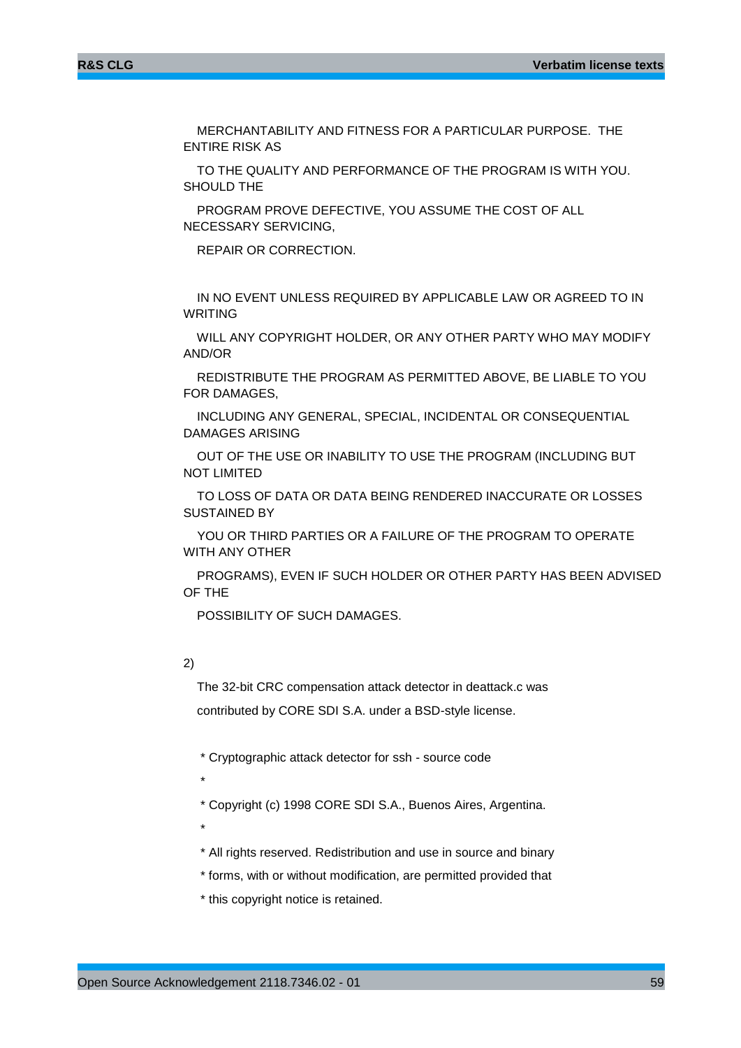MERCHANTABILITY AND FITNESS FOR A PARTICULAR PURPOSE.  THE ENTIRE RISK AS

TO THE QUALITY AND PERFORMANCE OF THE PROGRAM IS WITH YOU. SHOULD THE

PROGRAM PROVE DEFECTIVE, YOU ASSUME THE COST OF ALL NECESSARY SERVICING,

REPAIR OR CORRECTION.

IN NO EVENT UNLESS REQUIRED BY APPLICABLE LAW OR AGREED TO IN WRITING

WILL ANY COPYRIGHT HOLDER, OR ANY OTHER PARTY WHO MAY MODIFY AND/OR

REDISTRIBUTE THE PROGRAM AS PERMITTED ABOVE, BE LIABLE TO YOU FOR DAMAGES,

INCLUDING ANY GENERAL, SPECIAL, INCIDENTAL OR CONSEQUENTIAL DAMAGES ARISING

OUT OF THE USE OR INABILITY TO USE THE PROGRAM (INCLUDING BUT NOT LIMITED

TO LOSS OF DATA OR DATA BEING RENDERED INACCURATE OR LOSSES SUSTAINED BY

YOU OR THIRD PARTIES OR A FAILURE OF THE PROGRAM TO OPERATE WITH ANY OTHER

PROGRAMS), EVEN IF SUCH HOLDER OR OTHER PARTY HAS BEEN ADVISED OF THE

POSSIBILITY OF SUCH DAMAGES.

2)

The 32-bit CRC compensation attack detector in deattack.c was

contributed by CORE SDI S.A. under a BSD-style license.

* Cryptographic attack detector for ssh - source code

*

* Copyright (c) 1998 CORE SDI S.A., Buenos Aires, Argentina.

*

* All rights reserved. Redistribution and use in source and binary

* forms, with or without modification, are permitted provided that

* this copyright notice is retained.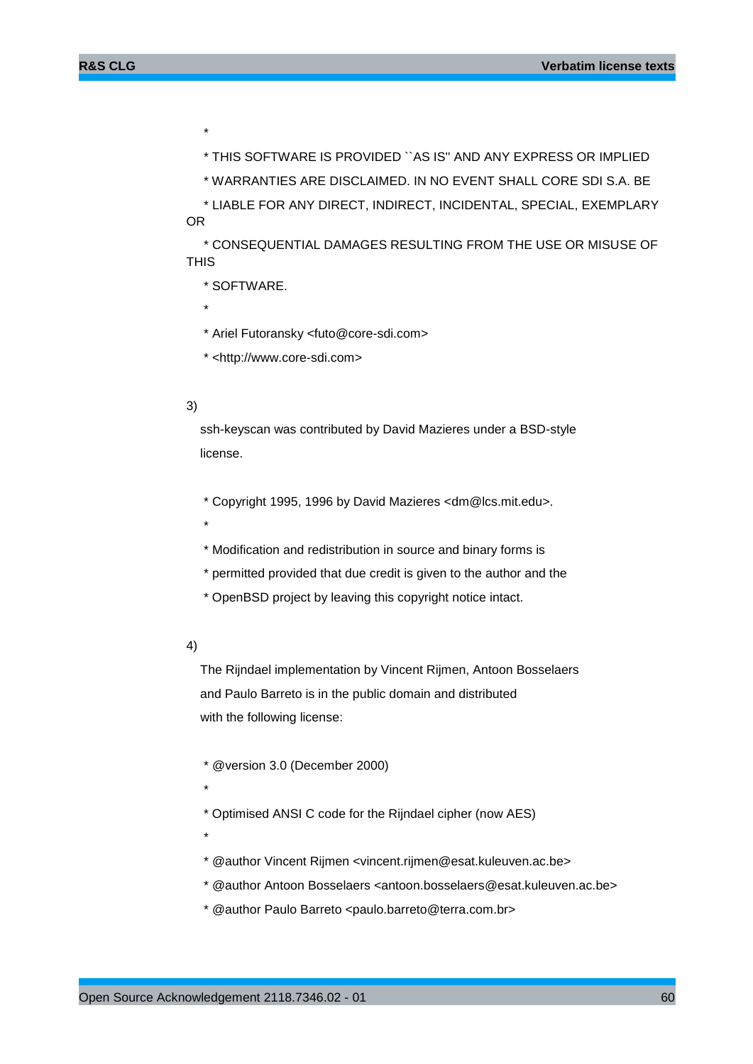*

* THIS SOFTWARE IS PROVIDED ``AS IS'' AND ANY EXPRESS OR IMPLIED

* WARRANTIES ARE DISCLAIMED. IN NO EVENT SHALL CORE SDI S.A. BE

* LIABLE FOR ANY DIRECT, INDIRECT, INCIDENTAL, SPECIAL, EXEMPLARY OR

* CONSEQUENTIAL DAMAGES RESULTING FROM THE USE OR MISUSE OF THIS

* SOFTWARE.

*

* Ariel Futoransky <futo@core-sdi.com>

* <http://www.core-sdi.com>

3)

ssh-keyscan was contributed by David Mazieres under a BSD-style
license.

* Copyright 1995, 1996 by David Mazieres <dm@lcs.mit.edu>.

*

* Modification and redistribution in source and binary forms is

* permitted provided that due credit is given to the author and the

* OpenBSD project by leaving this copyright notice intact.

4)

The Rijndael implementation by Vincent Rijmen, Antoon Bosselaers
and Paulo Barreto is in the public domain and distributed
with the following license:

* @version 3.0 (December 2000)

*

* Optimised ANSI C code for the Rijndael cipher (now AES)

*

* @author Vincent Rijmen <vincent.rijmen@esat.kuleuven.ac.be>

* @author Antoon Bosselaers <antoon.bosselaers@esat.kuleuven.ac.be>

* @author Paulo Barreto <paulo.barreto@terra.com.br>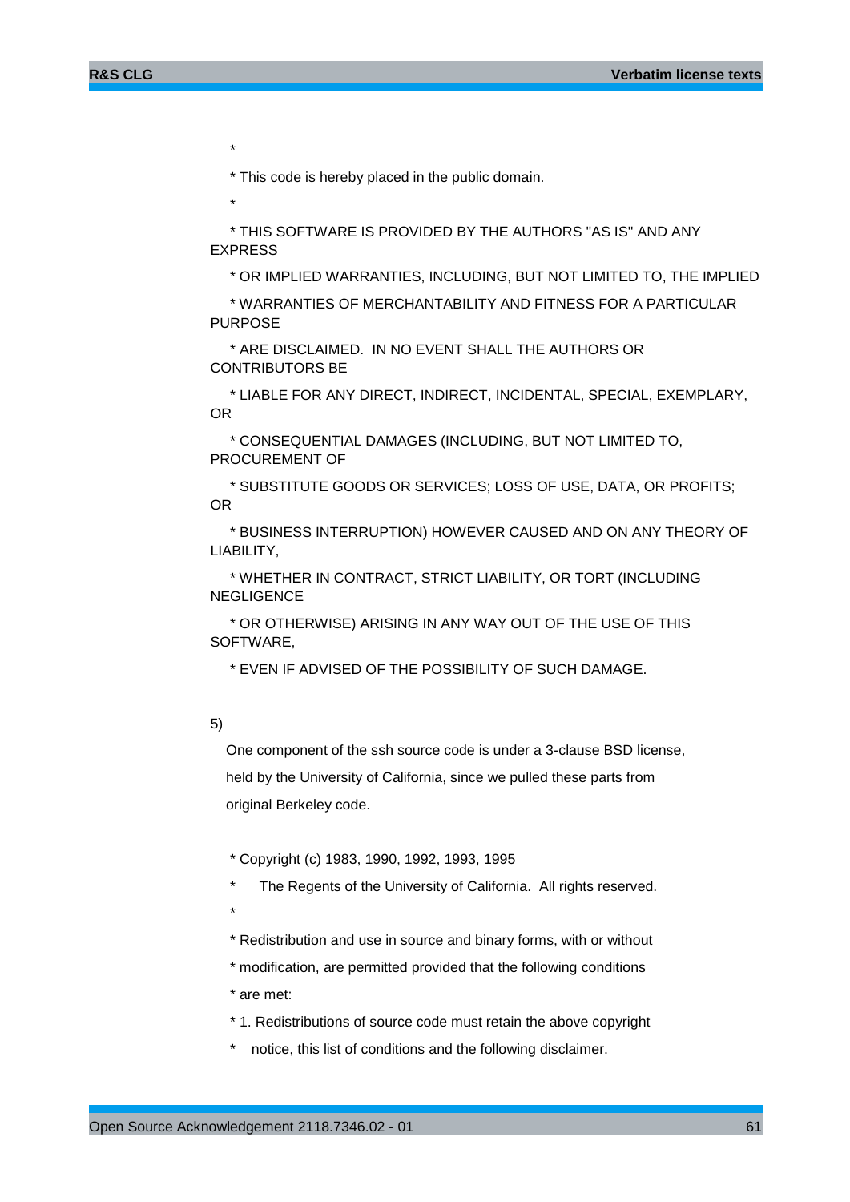*

* This code is hereby placed in the public domain.

*

* THIS SOFTWARE IS PROVIDED BY THE AUTHORS "AS IS" AND ANY EXPRESS

* OR IMPLIED WARRANTIES, INCLUDING, BUT NOT LIMITED TO, THE IMPLIED

* WARRANTIES OF MERCHANTABILITY AND FITNESS FOR A PARTICULAR PURPOSE

* ARE DISCLAIMED. IN NO EVENT SHALL THE AUTHORS OR CONTRIBUTORS BE

* LIABLE FOR ANY DIRECT, INDIRECT, INCIDENTAL, SPECIAL, EXEMPLARY, OR

* CONSEQUENTIAL DAMAGES (INCLUDING, BUT NOT LIMITED TO, PROCUREMENT OF

* SUBSTITUTE GOODS OR SERVICES; LOSS OF USE, DATA, OR PROFITS; OR

* BUSINESS INTERRUPTION) HOWEVER CAUSED AND ON ANY THEORY OF LIABILITY,

* WHETHER IN CONTRACT, STRICT LIABILITY, OR TORT (INCLUDING NEGLIGENCE

* OR OTHERWISE) ARISING IN ANY WAY OUT OF THE USE OF THIS SOFTWARE,

* EVEN IF ADVISED OF THE POSSIBILITY OF SUCH DAMAGE.

5)

One component of the ssh source code is under a 3-clause BSD license,

held by the University of California, since we pulled these parts from

original Berkeley code.

* Copyright (c) 1983, 1990, 1992, 1993, 1995

* The Regents of the University of California. All rights reserved.

*

* Redistribution and use in source and binary forms, with or without

* modification, are permitted provided that the following conditions

* are met:

* 1. Redistributions of source code must retain the above copyright

* notice, this list of conditions and the following disclaimer.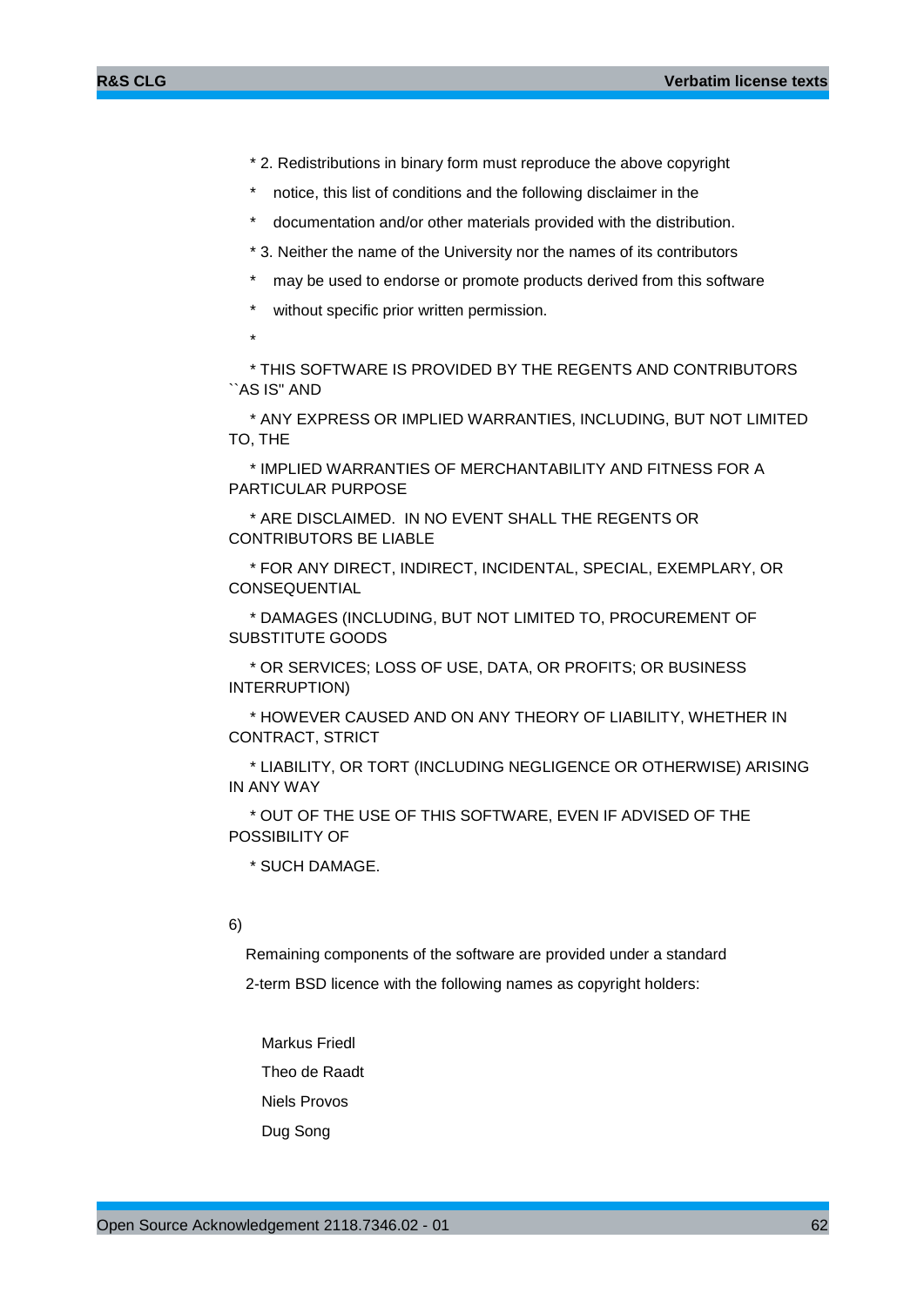\* 2. Redistributions in binary form must reproduce the above copyright

\*    notice, this list of conditions and the following disclaimer in the

\*    documentation and/or other materials provided with the distribution.

\* 3. Neither the name of the University nor the names of its contributors

\*    may be used to endorse or promote products derived from this software

\*    without specific prior written permission.

\*

\* THIS SOFTWARE IS PROVIDED BY THE REGENTS AND CONTRIBUTORS ``AS IS'' AND

\* ANY EXPRESS OR IMPLIED WARRANTIES, INCLUDING, BUT NOT LIMITED TO, THE

\* IMPLIED WARRANTIES OF MERCHANTABILITY AND FITNESS FOR A PARTICULAR PURPOSE

\* ARE DISCLAIMED.  IN NO EVENT SHALL THE REGENTS OR CONTRIBUTORS BE LIABLE

\* FOR ANY DIRECT, INDIRECT, INCIDENTAL, SPECIAL, EXEMPLARY, OR CONSEQUENTIAL

\* DAMAGES (INCLUDING, BUT NOT LIMITED TO, PROCUREMENT OF SUBSTITUTE GOODS

\* OR SERVICES; LOSS OF USE, DATA, OR PROFITS; OR BUSINESS INTERRUPTION)

\* HOWEVER CAUSED AND ON ANY THEORY OF LIABILITY, WHETHER IN CONTRACT, STRICT

\* LIABILITY, OR TORT (INCLUDING NEGLIGENCE OR OTHERWISE) ARISING IN ANY WAY

\* OUT OF THE USE OF THIS SOFTWARE, EVEN IF ADVISED OF THE POSSIBILITY OF

\* SUCH DAMAGE.

6)

Remaining components of the software are provided under a standard

2-term BSD licence with the following names as copyright holders:

Markus Friedl

Theo de Raadt

Niels Provos

Dug Song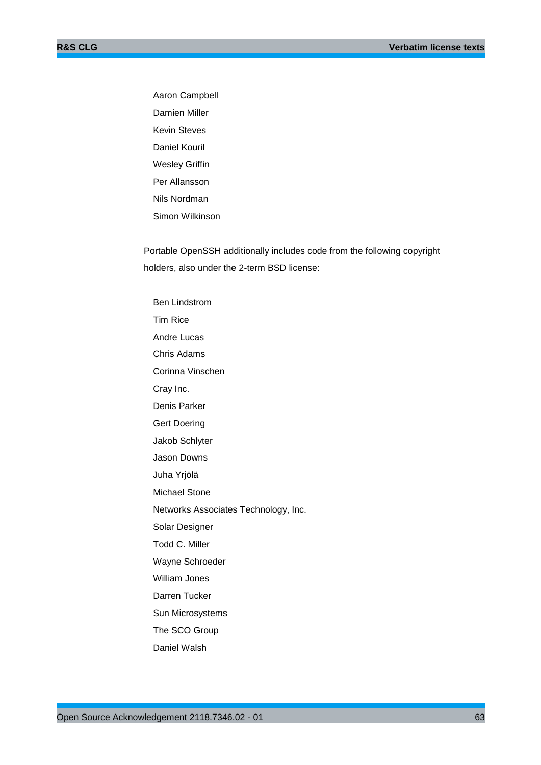Aaron Campbell

Damien Miller

Kevin Steves

Daniel Kouril

Wesley Griffin

Per Allansson

Nils Nordman

Simon Wilkinson

Portable OpenSSH additionally includes code from the following copyright holders, also under the 2-term BSD license:

Ben Lindstrom

Tim Rice

Andre Lucas

Chris Adams

Corinna Vinschen

Cray Inc.

Denis Parker

Gert Doering

Jakob Schlyter

Jason Downs

Juha Yrjölä

Michael Stone

Networks Associates Technology, Inc.

Solar Designer

Todd C. Miller

Wayne Schroeder

William Jones

Darren Tucker

Sun Microsystems

The SCO Group

Daniel Walsh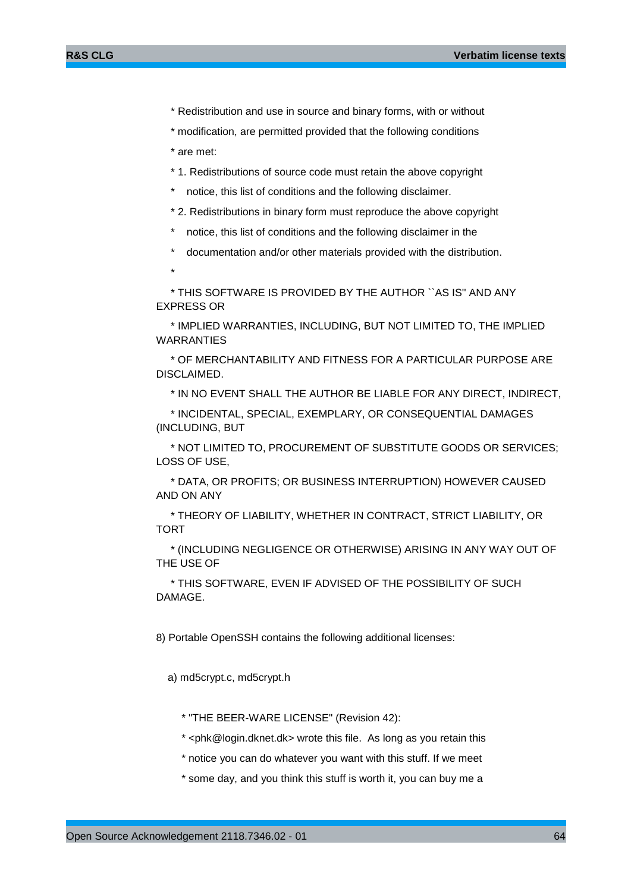* Redistribution and use in source and binary forms, with or without

* modification, are permitted provided that the following conditions

* are met:

* 1. Redistributions of source code must retain the above copyright

*    notice, this list of conditions and the following disclaimer.

* 2. Redistributions in binary form must reproduce the above copyright

*    notice, this list of conditions and the following disclaimer in the

*    documentation and/or other materials provided with the distribution.

*

* THIS SOFTWARE IS PROVIDED BY THE AUTHOR ``AS IS'' AND ANY EXPRESS OR

* IMPLIED WARRANTIES, INCLUDING, BUT NOT LIMITED TO, THE IMPLIED WARRANTIES

* OF MERCHANTABILITY AND FITNESS FOR A PARTICULAR PURPOSE ARE DISCLAIMED.

* IN NO EVENT SHALL THE AUTHOR BE LIABLE FOR ANY DIRECT, INDIRECT,

* INCIDENTAL, SPECIAL, EXEMPLARY, OR CONSEQUENTIAL DAMAGES (INCLUDING, BUT

* NOT LIMITED TO, PROCUREMENT OF SUBSTITUTE GOODS OR SERVICES; LOSS OF USE,

* DATA, OR PROFITS; OR BUSINESS INTERRUPTION) HOWEVER CAUSED AND ON ANY

* THEORY OF LIABILITY, WHETHER IN CONTRACT, STRICT LIABILITY, OR TORT

* (INCLUDING NEGLIGENCE OR OTHERWISE) ARISING IN ANY WAY OUT OF THE USE OF

* THIS SOFTWARE, EVEN IF ADVISED OF THE POSSIBILITY OF SUCH DAMAGE.

8) Portable OpenSSH contains the following additional licenses:

a) md5crypt.c, md5crypt.h

* "THE BEER-WARE LICENSE" (Revision 42):

* <phk@login.dknet.dk> wrote this file.  As long as you retain this

* notice you can do whatever you want with this stuff. If we meet

* some day, and you think this stuff is worth it, you can buy me a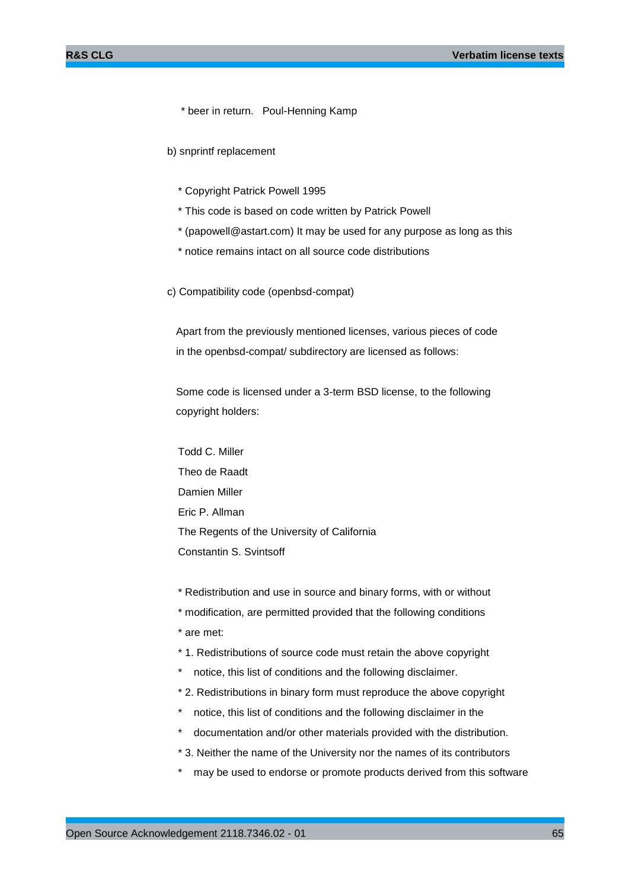* beer in return.   Poul-Henning Kamp

b) snprintf replacement

 * Copyright Patrick Powell 1995

 * This code is based on code written by Patrick Powell

 * (papowell@astart.com) It may be used for any purpose as long as this

 * notice remains intact on all source code distributions

c) Compatibility code (openbsd-compat)

Apart from the previously mentioned licenses, various pieces of code in the openbsd-compat/ subdirectory are licensed as follows:

Some code is licensed under a 3-term BSD license, to the following copyright holders:

Todd C. Miller

Theo de Raadt

Damien Miller

Eric P. Allman

The Regents of the University of California

Constantin S. Svintsoff

 * Redistribution and use in source and binary forms, with or without

 * modification, are permitted provided that the following conditions

 * are met:

 * 1. Redistributions of source code must retain the above copyright

 *    notice, this list of conditions and the following disclaimer.

 * 2. Redistributions in binary form must reproduce the above copyright

 *    notice, this list of conditions and the following disclaimer in the

 *    documentation and/or other materials provided with the distribution.

 * 3. Neither the name of the University nor the names of its contributors

 *    may be used to endorse or promote products derived from this software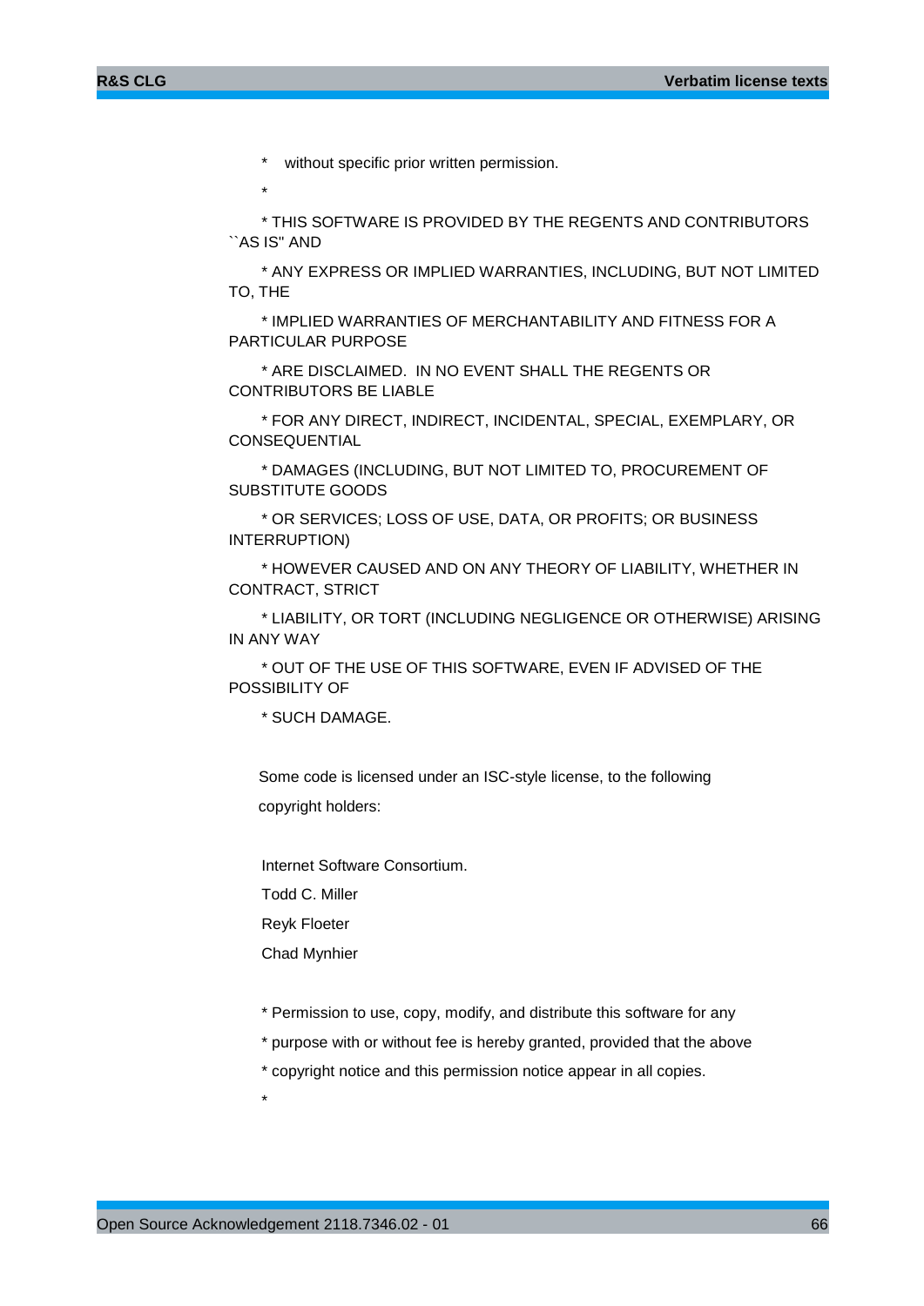\*    without specific prior written permission.

\*

\* THIS SOFTWARE IS PROVIDED BY THE REGENTS AND CONTRIBUTORS ``AS IS'' AND

\* ANY EXPRESS OR IMPLIED WARRANTIES, INCLUDING, BUT NOT LIMITED TO, THE

\* IMPLIED WARRANTIES OF MERCHANTABILITY AND FITNESS FOR A PARTICULAR PURPOSE

\* ARE DISCLAIMED.  IN NO EVENT SHALL THE REGENTS OR CONTRIBUTORS BE LIABLE

\* FOR ANY DIRECT, INDIRECT, INCIDENTAL, SPECIAL, EXEMPLARY, OR CONSEQUENTIAL

\* DAMAGES (INCLUDING, BUT NOT LIMITED TO, PROCUREMENT OF SUBSTITUTE GOODS

\* OR SERVICES; LOSS OF USE, DATA, OR PROFITS; OR BUSINESS INTERRUPTION)

\* HOWEVER CAUSED AND ON ANY THEORY OF LIABILITY, WHETHER IN CONTRACT, STRICT

\* LIABILITY, OR TORT (INCLUDING NEGLIGENCE OR OTHERWISE) ARISING IN ANY WAY

\* OUT OF THE USE OF THIS SOFTWARE, EVEN IF ADVISED OF THE POSSIBILITY OF

\* SUCH DAMAGE.

Some code is licensed under an ISC-style license, to the following copyright holders:

Internet Software Consortium.

Todd C. Miller

Reyk Floeter

Chad Mynhier

\* Permission to use, copy, modify, and distribute this software for any

\* purpose with or without fee is hereby granted, provided that the above

\* copyright notice and this permission notice appear in all copies.

\*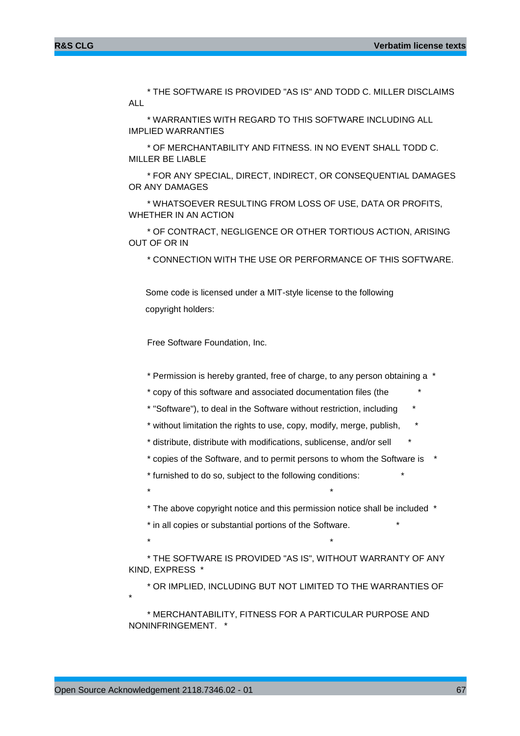* THE SOFTWARE IS PROVIDED "AS IS" AND TODD C. MILLER DISCLAIMS ALL

* WARRANTIES WITH REGARD TO THIS SOFTWARE INCLUDING ALL IMPLIED WARRANTIES

* OF MERCHANTABILITY AND FITNESS. IN NO EVENT SHALL TODD C. MILLER BE LIABLE

* FOR ANY SPECIAL, DIRECT, INDIRECT, OR CONSEQUENTIAL DAMAGES OR ANY DAMAGES

* WHATSOEVER RESULTING FROM LOSS OF USE, DATA OR PROFITS, WHETHER IN AN ACTION

* OF CONTRACT, NEGLIGENCE OR OTHER TORTIOUS ACTION, ARISING OUT OF OR IN

* CONNECTION WITH THE USE OR PERFORMANCE OF THIS SOFTWARE.

Some code is licensed under a MIT-style license to the following

copyright holders:

Free Software Foundation, Inc.

* Permission is hereby granted, free of charge, to any person obtaining a *

* copy of this software and associated documentation files (the *

* "Software"), to deal in the Software without restriction, including *

* without limitation the rights to use, copy, modify, merge, publish, *

* distribute, distribute with modifications, sublicense, and/or sell *

* copies of the Software, and to permit persons to whom the Software is *

* furnished to do so, subject to the following conditions: *

* *

* The above copyright notice and this permission notice shall be included *

* in all copies or substantial portions of the Software. *

* *

* THE SOFTWARE IS PROVIDED "AS IS", WITHOUT WARRANTY OF ANY KIND, EXPRESS *

* OR IMPLIED, INCLUDING BUT NOT LIMITED TO THE WARRANTIES OF *

* MERCHANTABILITY, FITNESS FOR A PARTICULAR PURPOSE AND NONINFRINGEMENT. *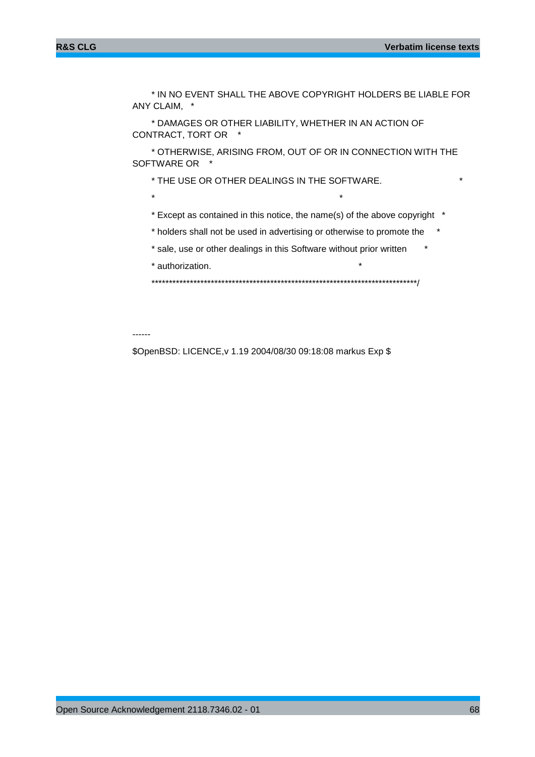* IN NO EVENT SHALL THE ABOVE COPYRIGHT HOLDERS BE LIABLE FOR ANY CLAIM, *

* DAMAGES OR OTHER LIABILITY, WHETHER IN AN ACTION OF CONTRACT, TORT OR *

* OTHERWISE, ARISING FROM, OUT OF OR IN CONNECTION WITH THE SOFTWARE OR *

* THE USE OR OTHER DEALINGS IN THE SOFTWARE. *

* *

* Except as contained in this notice, the name(s) of the above copyright *

* holders shall not be used in advertising or otherwise to promote the *

* sale, use or other dealings in this Software without prior written *

* authorization. *

****************************************************************************/

------

$OpenBSD: LICENCE,v 1.19 2004/08/30 09:18:08 markus Exp $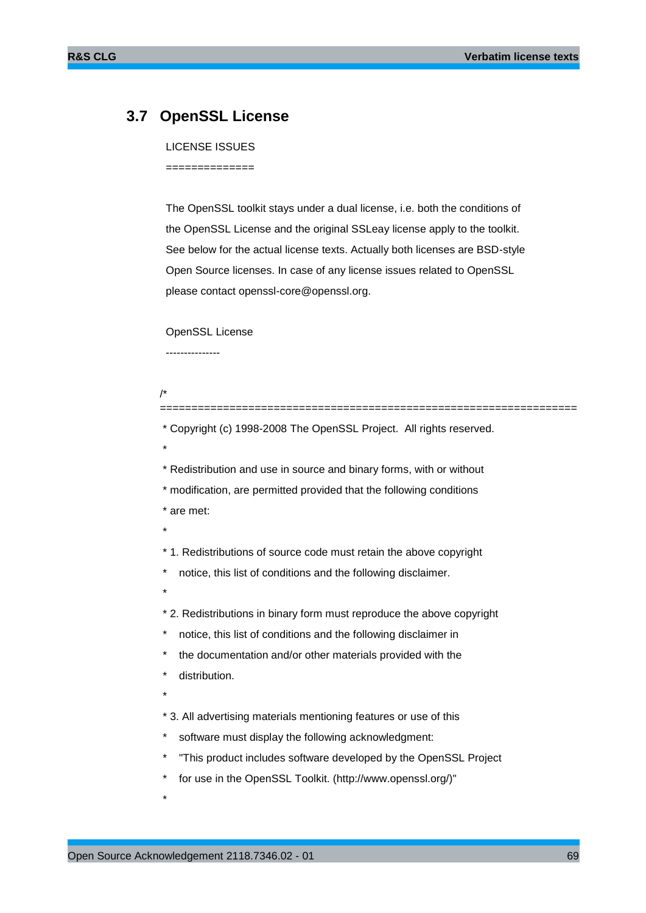## 3.7 OpenSSL License

LICENSE ISSUES

==============

The OpenSSL toolkit stays under a dual license, i.e. both the conditions of the OpenSSL License and the original SSLeay license apply to the toolkit. See below for the actual license texts. Actually both licenses are BSD-style Open Source licenses. In case of any license issues related to OpenSSL please contact openssl-core@openssl.org.

OpenSSL License

---------------

```
/* ====================================================================
 * Copyright (c) 1998-2008 The OpenSSL Project.  All rights reserved.
 *
 * Redistribution and use in source and binary forms, with or without
 * modification, are permitted provided that the following conditions
 * are met:
 *
 * 1. Redistributions of source code must retain the above copyright
 *    notice, this list of conditions and the following disclaimer.
 *
 * 2. Redistributions in binary form must reproduce the above copyright
 *    notice, this list of conditions and the following disclaimer in
 *    the documentation and/or other materials provided with the
 *    distribution.
 *
 * 3. All advertising materials mentioning features or use of this
 *    software must display the following acknowledgment:
 *    "This product includes software developed by the OpenSSL Project
 *    for use in the OpenSSL Toolkit. (http://www.openssl.org/)"
 *
```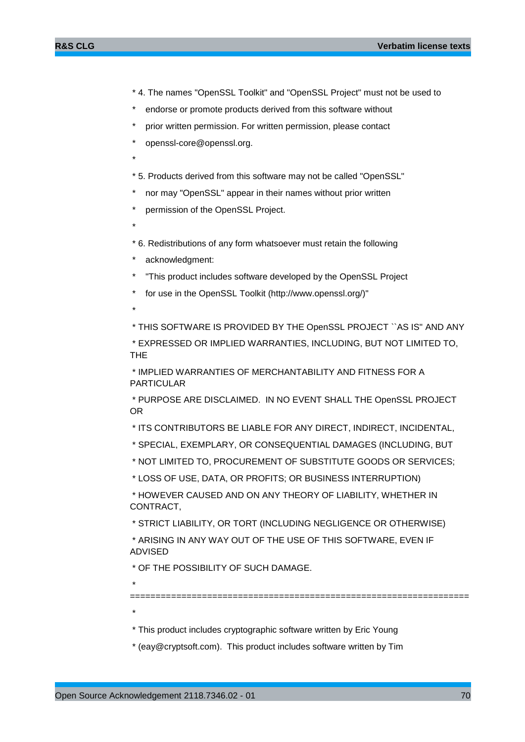```
 * 4. The names "OpenSSL Toolkit" and "OpenSSL Project" must not be used to
 *    endorse or promote products derived from this software without
 *    prior written permission. For written permission, please contact
 *    openssl-core@openssl.org.
 *
 * 5. Products derived from this software may not be called "OpenSSL"
 *    nor may "OpenSSL" appear in their names without prior written
 *    permission of the OpenSSL Project.
 *
 * 6. Redistributions of any form whatsoever must retain the following
 *    acknowledgment:
 *    "This product includes software developed by the OpenSSL Project
 *    for use in the OpenSSL Toolkit (http://www.openssl.org/)"
 *
 * THIS SOFTWARE IS PROVIDED BY THE OpenSSL PROJECT ``AS IS'' AND ANY
 * EXPRESSED OR IMPLIED WARRANTIES, INCLUDING, BUT NOT LIMITED TO,
THE
 * IMPLIED WARRANTIES OF MERCHANTABILITY AND FITNESS FOR A
PARTICULAR
 * PURPOSE ARE DISCLAIMED.  IN NO EVENT SHALL THE OpenSSL PROJECT
OR
 * ITS CONTRIBUTORS BE LIABLE FOR ANY DIRECT, INDIRECT, INCIDENTAL,
 * SPECIAL, EXEMPLARY, OR CONSEQUENTIAL DAMAGES (INCLUDING, BUT
 * NOT LIMITED TO, PROCUREMENT OF SUBSTITUTE GOODS OR SERVICES;
 * LOSS OF USE, DATA, OR PROFITS; OR BUSINESS INTERRUPTION)
 * HOWEVER CAUSED AND ON ANY THEORY OF LIABILITY, WHETHER IN
CONTRACT,
 * STRICT LIABILITY, OR TORT (INCLUDING NEGLIGENCE OR OTHERWISE)
 * ARISING IN ANY WAY OUT OF THE USE OF THIS SOFTWARE, EVEN IF
ADVISED
 * OF THE POSSIBILITY OF SUCH DAMAGE.
 *
====================================================================
 *
 * This product includes cryptographic software written by Eric Young
 * (eay@cryptsoft.com).  This product includes software written by Tim
```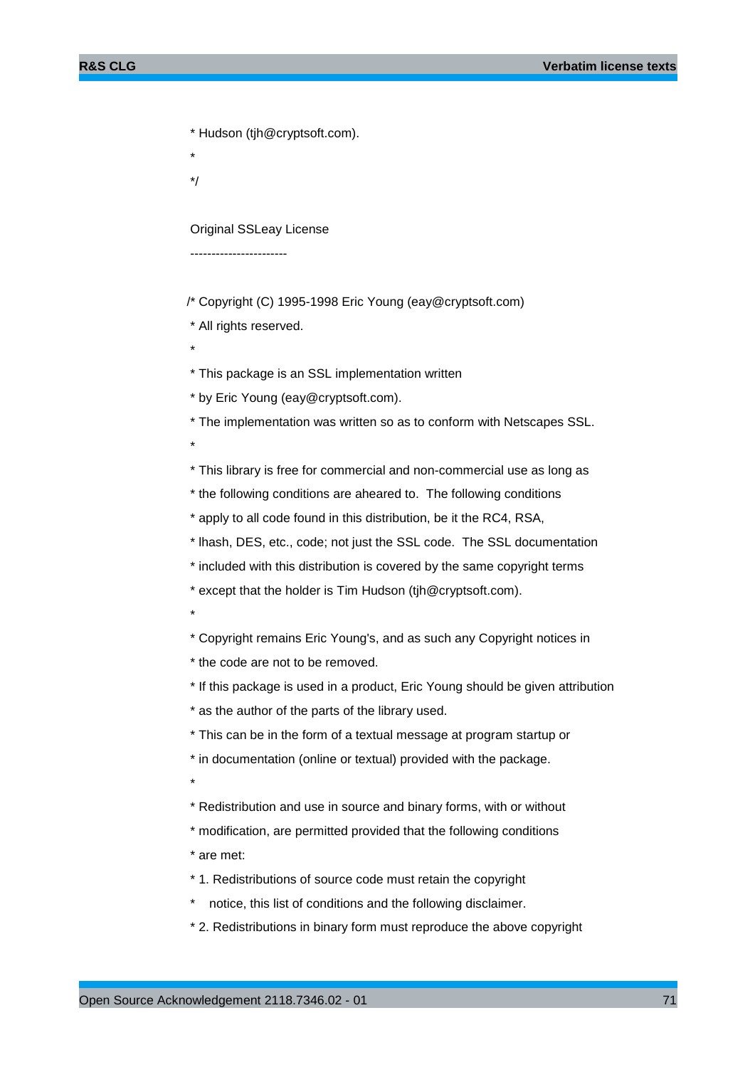```
 * Hudson (tjh@cryptsoft.com).
 *
 */
```

Original SSLeay License

-----------------------

```
/* Copyright (C) 1995-1998 Eric Young (eay@cryptsoft.com)
 * All rights reserved.
 *
 * This package is an SSL implementation written
 * by Eric Young (eay@cryptsoft.com).
 * The implementation was written so as to conform with Netscapes SSL.
 *
 * This library is free for commercial and non-commercial use as long as
 * the following conditions are aheared to.  The following conditions
 * apply to all code found in this distribution, be it the RC4, RSA,
 * lhash, DES, etc., code; not just the SSL code.  The SSL documentation
 * included with this distribution is covered by the same copyright terms
 * except that the holder is Tim Hudson (tjh@cryptsoft.com).
 *
 * Copyright remains Eric Young's, and as such any Copyright notices in
 * the code are not to be removed.
 * If this package is used in a product, Eric Young should be given attribution
 * as the author of the parts of the library used.
 * This can be in the form of a textual message at program startup or
 * in documentation (online or textual) provided with the package.
 *
 * Redistribution and use in source and binary forms, with or without
 * modification, are permitted provided that the following conditions
 * are met:
 * 1. Redistributions of source code must retain the copyright
 *    notice, this list of conditions and the following disclaimer.
 * 2. Redistributions in binary form must reproduce the above copyright
```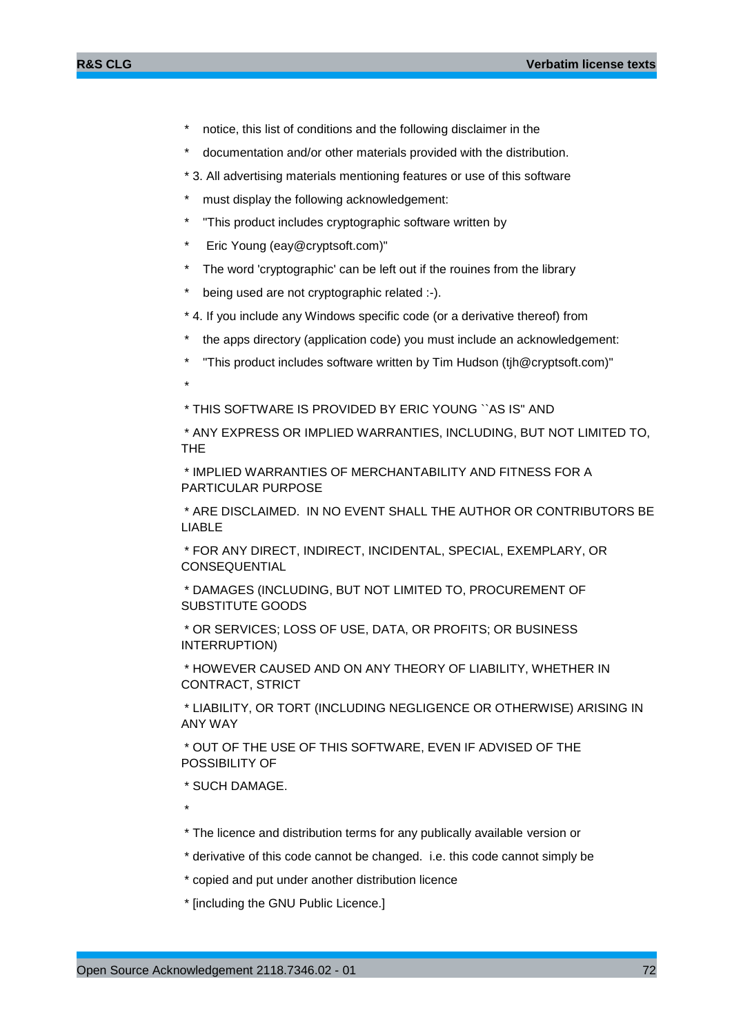\*    notice, this list of conditions and the following disclaimer in the

\*    documentation and/or other materials provided with the distribution.

\* 3. All advertising materials mentioning features or use of this software

\*    must display the following acknowledgement:

\*    "This product includes cryptographic software written by

\*     Eric Young (eay@cryptsoft.com)"

\*    The word 'cryptographic' can be left out if the rouines from the library

\*    being used are not cryptographic related :-).

\* 4. If you include any Windows specific code (or a derivative thereof) from

\*    the apps directory (application code) you must include an acknowledgement:

\*    "This product includes software written by Tim Hudson (tjh@cryptsoft.com)"

\*

\* THIS SOFTWARE IS PROVIDED BY ERIC YOUNG ``AS IS'' AND

\* ANY EXPRESS OR IMPLIED WARRANTIES, INCLUDING, BUT NOT LIMITED TO, THE

\* IMPLIED WARRANTIES OF MERCHANTABILITY AND FITNESS FOR A PARTICULAR PURPOSE

\* ARE DISCLAIMED.  IN NO EVENT SHALL THE AUTHOR OR CONTRIBUTORS BE LIABLE

\* FOR ANY DIRECT, INDIRECT, INCIDENTAL, SPECIAL, EXEMPLARY, OR CONSEQUENTIAL

\* DAMAGES (INCLUDING, BUT NOT LIMITED TO, PROCUREMENT OF SUBSTITUTE GOODS

\* OR SERVICES; LOSS OF USE, DATA, OR PROFITS; OR BUSINESS INTERRUPTION)

\* HOWEVER CAUSED AND ON ANY THEORY OF LIABILITY, WHETHER IN CONTRACT, STRICT

\* LIABILITY, OR TORT (INCLUDING NEGLIGENCE OR OTHERWISE) ARISING IN ANY WAY

\* OUT OF THE USE OF THIS SOFTWARE, EVEN IF ADVISED OF THE POSSIBILITY OF

\* SUCH DAMAGE.

\*

\* The licence and distribution terms for any publically available version or

\* derivative of this code cannot be changed.  i.e. this code cannot simply be

\* copied and put under another distribution licence

\* [including the GNU Public Licence.]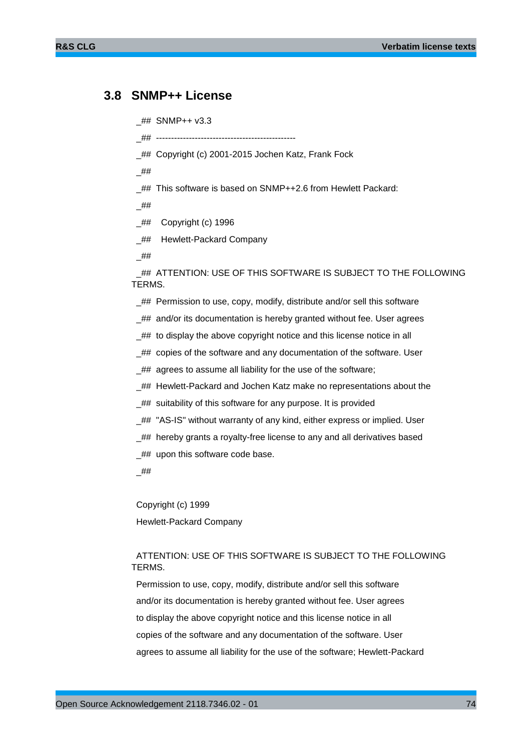## 3.8 SNMP++ License

_## SNMP++ v3.3

_## -----------------------------------------------

_## Copyright (c) 2001-2015 Jochen Katz, Frank Fock

_##

_## This software is based on SNMP++2.6 from Hewlett Packard:

_##

_## Copyright (c) 1996

_## Hewlett-Packard Company

_##

_## ATTENTION: USE OF THIS SOFTWARE IS SUBJECT TO THE FOLLOWING TERMS.

_## Permission to use, copy, modify, distribute and/or sell this software

_## and/or its documentation is hereby granted without fee. User agrees

_## to display the above copyright notice and this license notice in all

_## copies of the software and any documentation of the software. User

_## agrees to assume all liability for the use of the software;

_## Hewlett-Packard and Jochen Katz make no representations about the

_## suitability of this software for any purpose. It is provided

_## "AS-IS" without warranty of any kind, either express or implied. User

_## hereby grants a royalty-free license to any and all derivatives based

_## upon this software code base.

_##

Copyright (c) 1999

Hewlett-Packard Company

ATTENTION: USE OF THIS SOFTWARE IS SUBJECT TO THE FOLLOWING TERMS.

Permission to use, copy, modify, distribute and/or sell this software

and/or its documentation is hereby granted without fee. User agrees

to display the above copyright notice and this license notice in all

copies of the software and any documentation of the software. User

agrees to assume all liability for the use of the software; Hewlett-Packard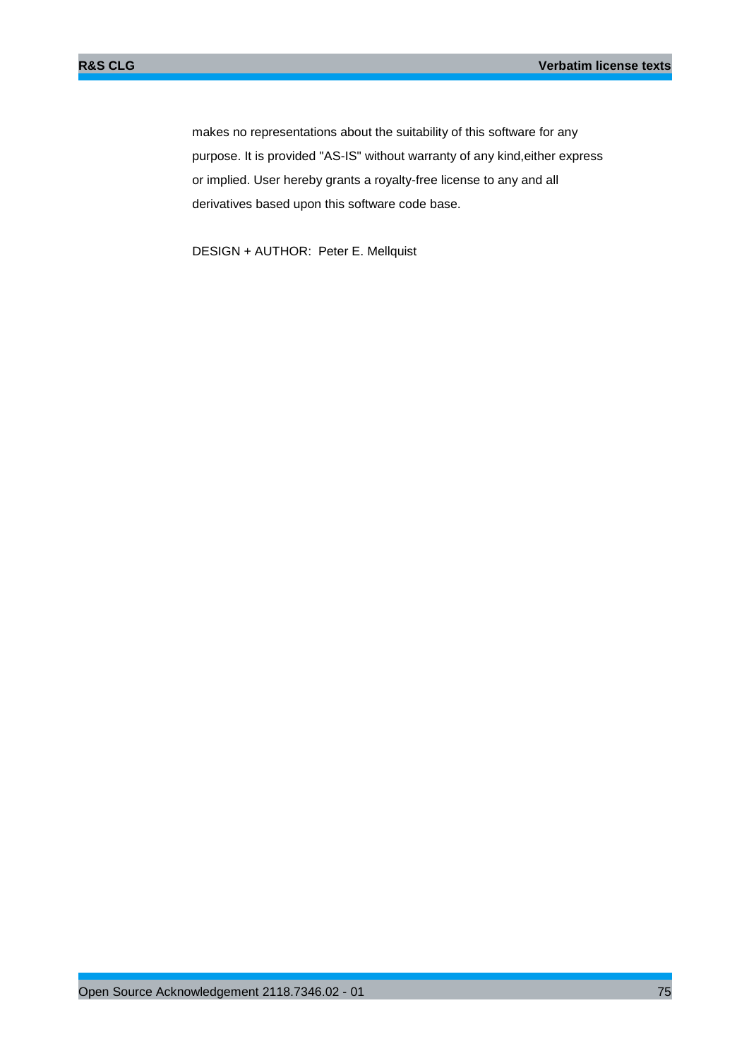makes no representations about the suitability of this software for any purpose. It is provided "AS-IS" without warranty of any kind,either express or implied. User hereby grants a royalty-free license to any and all derivatives based upon this software code base.

DESIGN + AUTHOR:  Peter E. Mellquist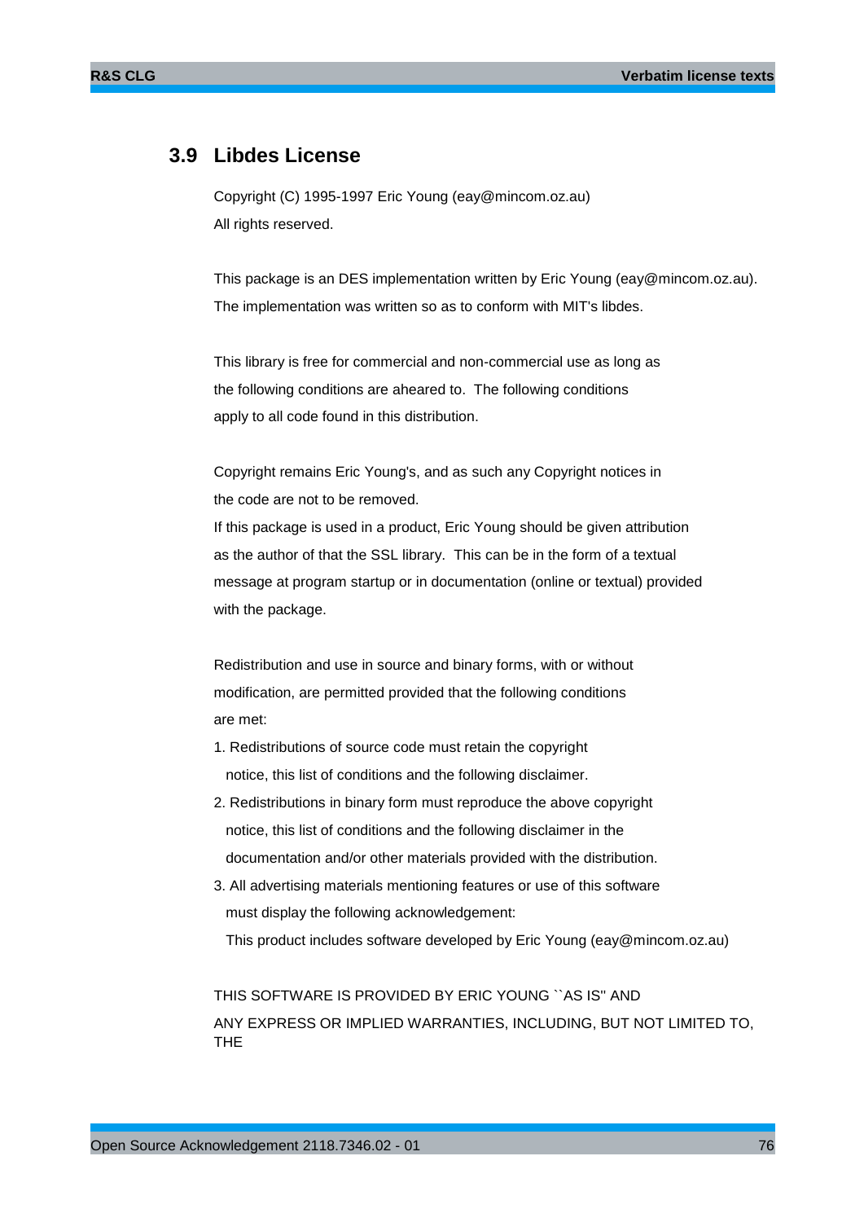## 3.9 Libdes License

Copyright (C) 1995-1997 Eric Young (eay@mincom.oz.au)
All rights reserved.

This package is an DES implementation written by Eric Young (eay@mincom.oz.au).
The implementation was written so as to conform with MIT's libdes.

This library is free for commercial and non-commercial use as long as
the following conditions are aheared to. The following conditions
apply to all code found in this distribution.

Copyright remains Eric Young's, and as such any Copyright notices in
the code are not to be removed.
If this package is used in a product, Eric Young should be given attribution
as the author of that the SSL library. This can be in the form of a textual
message at program startup or in documentation (online or textual) provided
with the package.

Redistribution and use in source and binary forms, with or without
modification, are permitted provided that the following conditions
are met:

1. Redistributions of source code must retain the copyright
   notice, this list of conditions and the following disclaimer.
2. Redistributions in binary form must reproduce the above copyright
   notice, this list of conditions and the following disclaimer in the
   documentation and/or other materials provided with the distribution.
3. All advertising materials mentioning features or use of this software
   must display the following acknowledgement:
   This product includes software developed by Eric Young (eay@mincom.oz.au)

THIS SOFTWARE IS PROVIDED BY ERIC YOUNG ``AS IS'' AND
ANY EXPRESS OR IMPLIED WARRANTIES, INCLUDING, BUT NOT LIMITED TO,
THE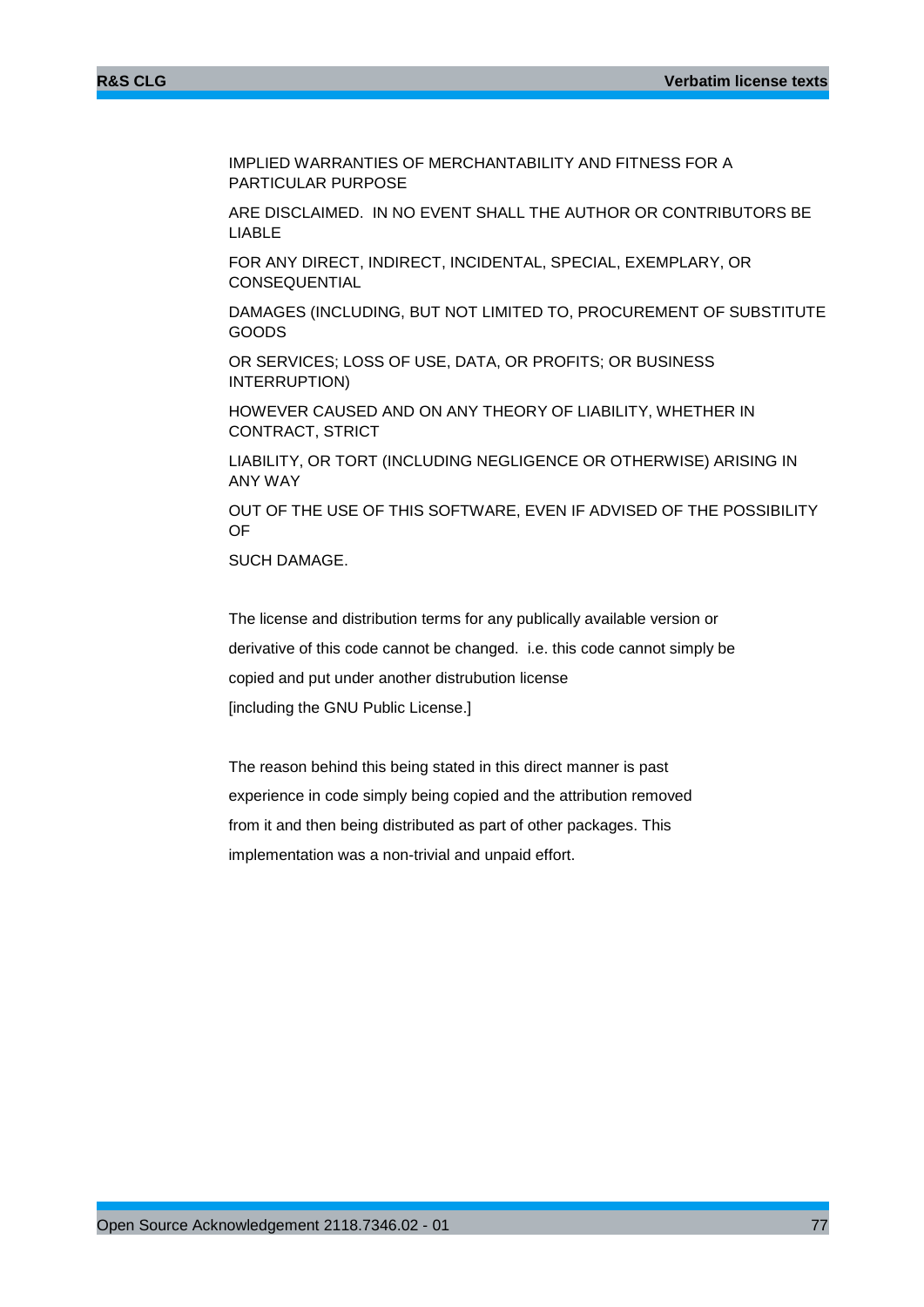IMPLIED WARRANTIES OF MERCHANTABILITY AND FITNESS FOR A PARTICULAR PURPOSE

ARE DISCLAIMED. IN NO EVENT SHALL THE AUTHOR OR CONTRIBUTORS BE LIABLE

FOR ANY DIRECT, INDIRECT, INCIDENTAL, SPECIAL, EXEMPLARY, OR CONSEQUENTIAL

DAMAGES (INCLUDING, BUT NOT LIMITED TO, PROCUREMENT OF SUBSTITUTE GOODS

OR SERVICES; LOSS OF USE, DATA, OR PROFITS; OR BUSINESS INTERRUPTION)

HOWEVER CAUSED AND ON ANY THEORY OF LIABILITY, WHETHER IN CONTRACT, STRICT

LIABILITY, OR TORT (INCLUDING NEGLIGENCE OR OTHERWISE) ARISING IN ANY WAY

OUT OF THE USE OF THIS SOFTWARE, EVEN IF ADVISED OF THE POSSIBILITY OF

SUCH DAMAGE.

The license and distribution terms for any publically available version or

derivative of this code cannot be changed. i.e. this code cannot simply be

copied and put under another distrubution license

[including the GNU Public License.]

The reason behind this being stated in this direct manner is past

experience in code simply being copied and the attribution removed

from it and then being distributed as part of other packages. This

implementation was a non-trivial and unpaid effort.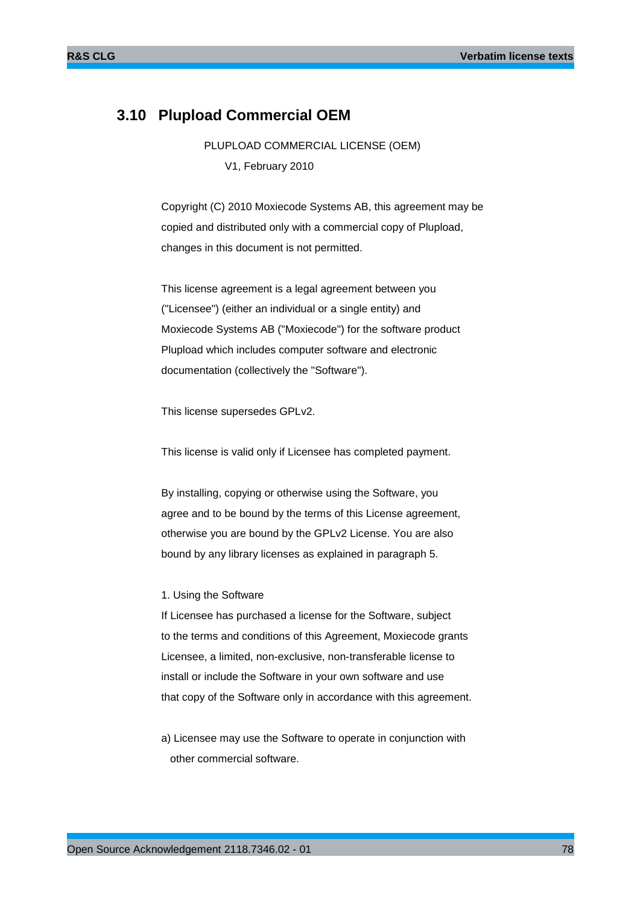## 3.10 Plupload Commercial OEM

PLUPLOAD COMMERCIAL LICENSE (OEM)

V1, February 2010

Copyright (C) 2010 Moxiecode Systems AB, this agreement may be copied and distributed only with a commercial copy of Plupload, changes in this document is not permitted.

This license agreement is a legal agreement between you ("Licensee") (either an individual or a single entity) and Moxiecode Systems AB ("Moxiecode") for the software product Plupload which includes computer software and electronic documentation (collectively the "Software").

This license supersedes GPLv2.

This license is valid only if Licensee has completed payment.

By installing, copying or otherwise using the Software, you agree and to be bound by the terms of this License agreement, otherwise you are bound by the GPLv2 License. You are also bound by any library licenses as explained in paragraph 5.

1. Using the Software

If Licensee has purchased a license for the Software, subject to the terms and conditions of this Agreement, Moxiecode grants Licensee, a limited, non-exclusive, non-transferable license to install or include the Software in your own software and use that copy of the Software only in accordance with this agreement.

a) Licensee may use the Software to operate in conjunction with other commercial software.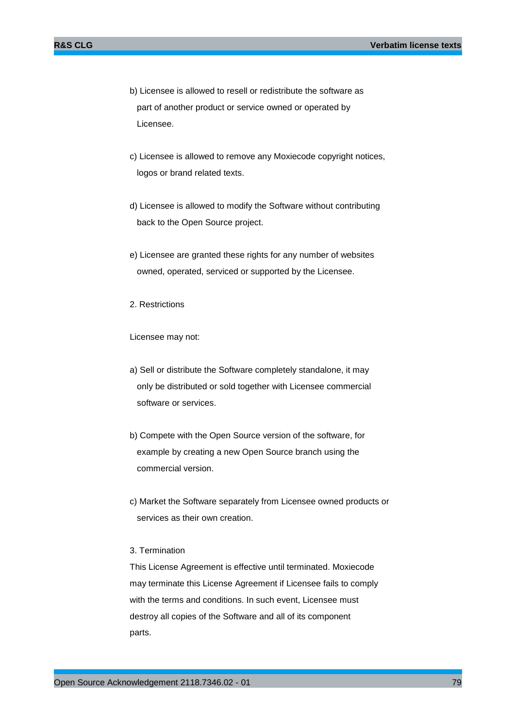b) Licensee is allowed to resell or redistribute the software as part of another product or service owned or operated by Licensee.

c) Licensee is allowed to remove any Moxiecode copyright notices, logos or brand related texts.

d) Licensee is allowed to modify the Software without contributing back to the Open Source project.

e) Licensee are granted these rights for any number of websites owned, operated, serviced or supported by the Licensee.

2. Restrictions

Licensee may not:

a) Sell or distribute the Software completely standalone, it may only be distributed or sold together with Licensee commercial software or services.

b) Compete with the Open Source version of the software, for example by creating a new Open Source branch using the commercial version.

c) Market the Software separately from Licensee owned products or services as their own creation.

3. Termination

This License Agreement is effective until terminated. Moxiecode may terminate this License Agreement if Licensee fails to comply with the terms and conditions. In such event, Licensee must destroy all copies of the Software and all of its component parts.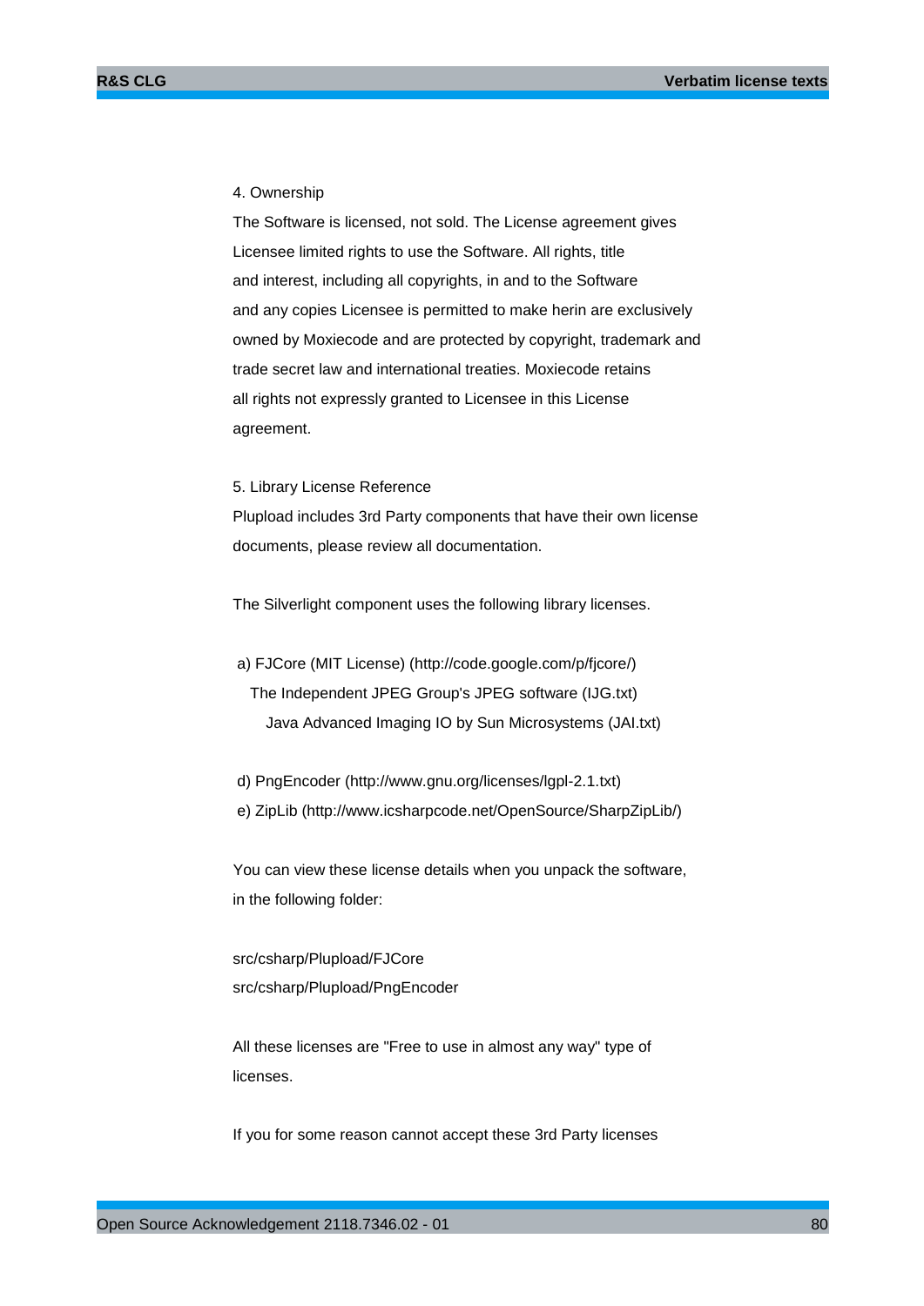4. Ownership

The Software is licensed, not sold. The License agreement gives Licensee limited rights to use the Software. All rights, title and interest, including all copyrights, in and to the Software and any copies Licensee is permitted to make herin are exclusively owned by Moxiecode and are protected by copyright, trademark and trade secret law and international treaties. Moxiecode retains all rights not expressly granted to Licensee in this License agreement.

5. Library License Reference

Plupload includes 3rd Party components that have their own license documents, please review all documentation.

The Silverlight component uses the following library licenses.

a) FJCore (MIT License) (http://code.google.com/p/fjcore/)
   The Independent JPEG Group's JPEG software (IJG.txt)
     Java Advanced Imaging IO by Sun Microsystems (JAI.txt)

d) PngEncoder (http://www.gnu.org/licenses/lgpl-2.1.txt)
e) ZipLib (http://www.icsharpcode.net/OpenSource/SharpZipLib/)

You can view these license details when you unpack the software, in the following folder:

src/csharp/Plupload/FJCore
src/csharp/Plupload/PngEncoder

All these licenses are "Free to use in almost any way" type of licenses.

If you for some reason cannot accept these 3rd Party licenses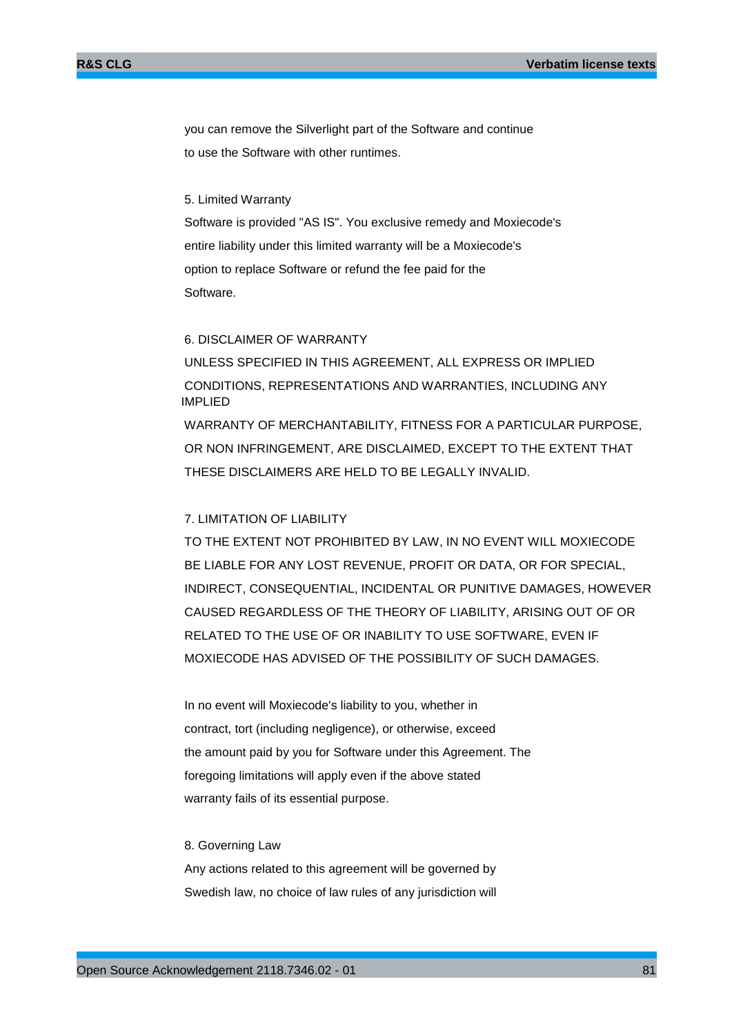you can remove the Silverlight part of the Software and continue
to use the Software with other runtimes.

5. Limited Warranty

Software is provided "AS IS". You exclusive remedy and Moxiecode's
entire liability under this limited warranty will be a Moxiecode's
option to replace Software or refund the fee paid for the
Software.

6. DISCLAIMER OF WARRANTY

UNLESS SPECIFIED IN THIS AGREEMENT, ALL EXPRESS OR IMPLIED
CONDITIONS, REPRESENTATIONS AND WARRANTIES, INCLUDING ANY
IMPLIED
WARRANTY OF MERCHANTABILITY, FITNESS FOR A PARTICULAR PURPOSE,
OR NON INFRINGEMENT, ARE DISCLAIMED, EXCEPT TO THE EXTENT THAT
THESE DISCLAIMERS ARE HELD TO BE LEGALLY INVALID.

7. LIMITATION OF LIABILITY

TO THE EXTENT NOT PROHIBITED BY LAW, IN NO EVENT WILL MOXIECODE
BE LIABLE FOR ANY LOST REVENUE, PROFIT OR DATA, OR FOR SPECIAL,
INDIRECT, CONSEQUENTIAL, INCIDENTAL OR PUNITIVE DAMAGES, HOWEVER
CAUSED REGARDLESS OF THE THEORY OF LIABILITY, ARISING OUT OF OR
RELATED TO THE USE OF OR INABILITY TO USE SOFTWARE, EVEN IF
MOXIECODE HAS ADVISED OF THE POSSIBILITY OF SUCH DAMAGES.

In no event will Moxiecode's liability to you, whether in
contract, tort (including negligence), or otherwise, exceed
the amount paid by you for Software under this Agreement. The
foregoing limitations will apply even if the above stated
warranty fails of its essential purpose.

8. Governing Law

Any actions related to this agreement will be governed by
Swedish law, no choice of law rules of any jurisdiction will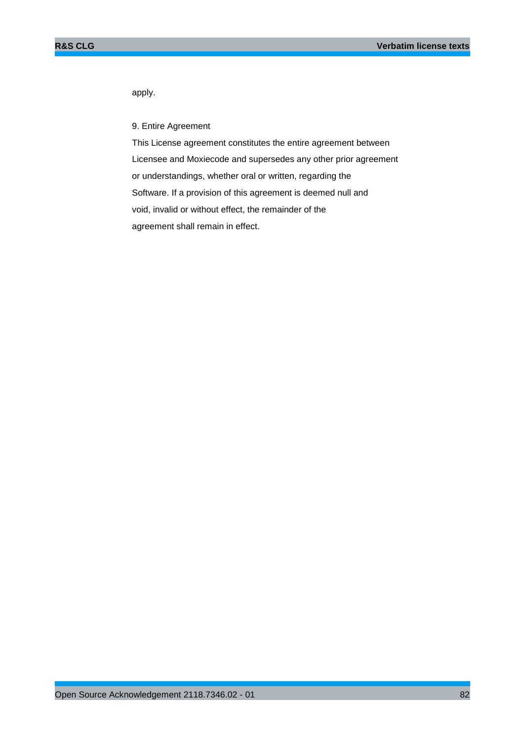apply.

9. Entire Agreement

This License agreement constitutes the entire agreement between
Licensee and Moxiecode and supersedes any other prior agreement
or understandings, whether oral or written, regarding the
Software. If a provision of this agreement is deemed null and
void, invalid or without effect, the remainder of the
agreement shall remain in effect.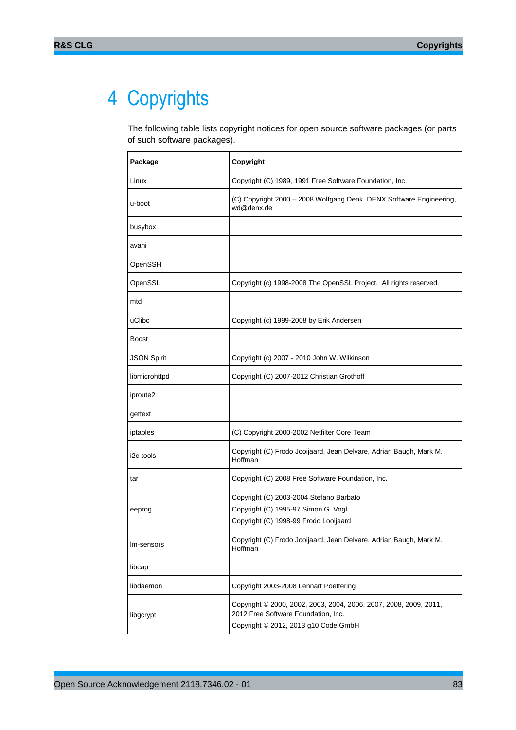# 4 Copyrights

The following table lists copyright notices for open source software packages (or parts of such software packages).

| Package | Copyright |
|---|---|
| Linux | Copyright (C) 1989, 1991 Free Software Foundation, Inc. |
| u-boot | (C) Copyright 2000 – 2008 Wolfgang Denk, DENX Software Engineering, wd@denx.de |
| busybox | |
| avahi | |
| OpenSSH | |
| OpenSSL | Copyright (c) 1998-2008 The OpenSSL Project. All rights reserved. |
| mtd | |
| uClibc | Copyright (c) 1999-2008 by Erik Andersen |
| Boost | |
| JSON Spirit | Copyright (c) 2007 - 2010 John W. Wilkinson |
| libmicrohttpd | Copyright (C) 2007-2012 Christian Grothoff |
| iproute2 | |
| gettext | |
| iptables | (C) Copyright 2000-2002 Netfilter Core Team |
| i2c-tools | Copyright (C) Frodo Jooijaard, Jean Delvare, Adrian Baugh, Mark M. Hoffman |
| tar | Copyright (C) 2008 Free Software Foundation, Inc. |
| eeprog | Copyright (C) 2003-2004 Stefano Barbato<br>Copyright (C) 1995-97 Simon G. Vogl<br>Copyright (C) 1998-99 Frodo Looijaard |
| lm-sensors | Copyright (C) Frodo Jooijaard, Jean Delvare, Adrian Baugh, Mark M. Hoffman |
| libcap | |
| libdaemon | Copyright 2003-2008 Lennart Poettering |
| libgcrypt | Copyright © 2000, 2002, 2003, 2004, 2006, 2007, 2008, 2009, 2011, 2012 Free Software Foundation, Inc.<br>Copyright © 2012, 2013 g10 Code GmbH |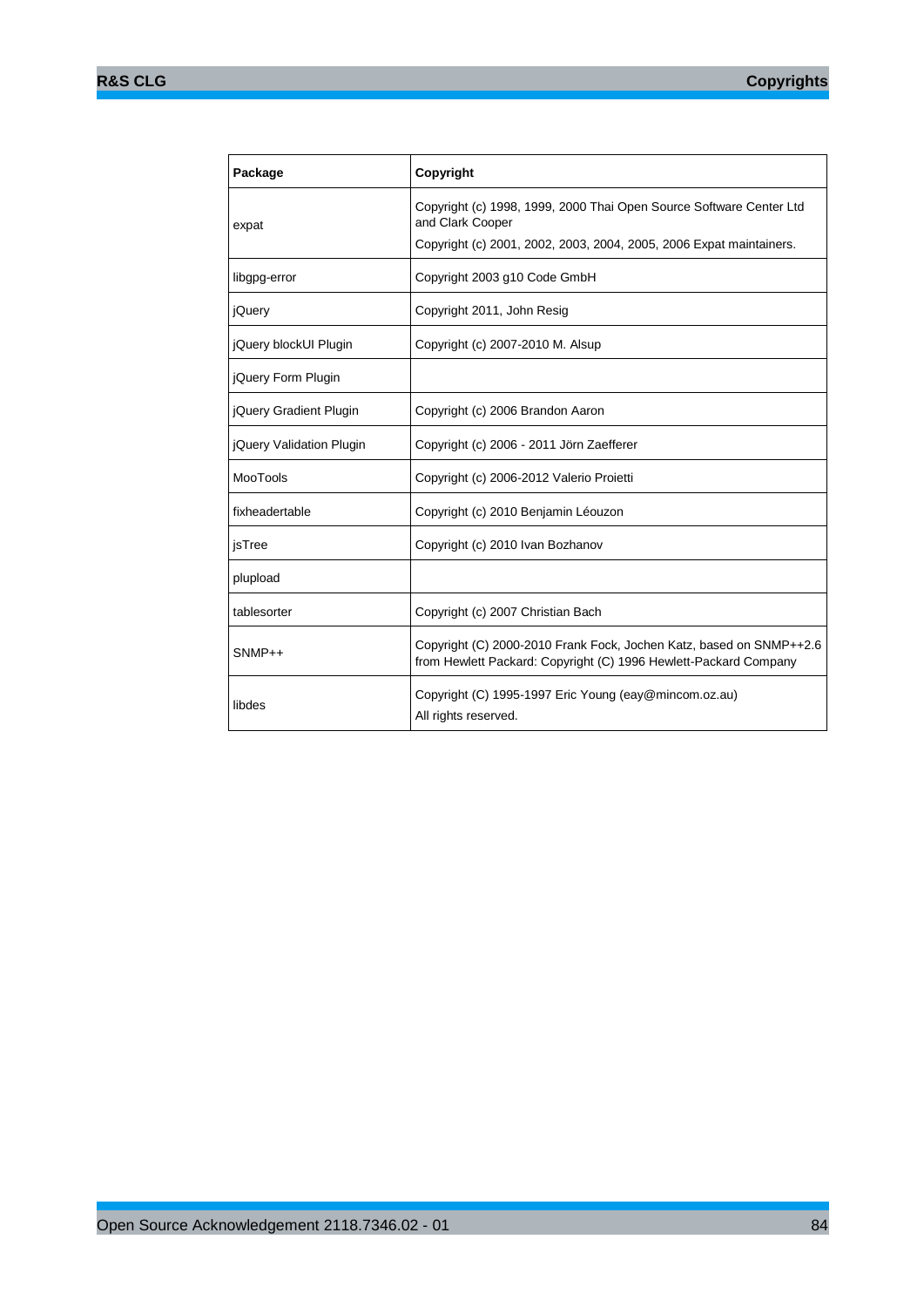| Package | Copyright |
|---|---|
| expat | Copyright (c) 1998, 1999, 2000 Thai Open Source Software Center Ltd and Clark Cooper<br>Copyright (c) 2001, 2002, 2003, 2004, 2005, 2006 Expat maintainers. |
| libgpg-error | Copyright 2003 g10 Code GmbH |
| jQuery | Copyright 2011, John Resig |
| jQuery blockUI Plugin | Copyright (c) 2007-2010 M. Alsup |
| jQuery Form Plugin | |
| jQuery Gradient Plugin | Copyright (c) 2006 Brandon Aaron |
| jQuery Validation Plugin | Copyright (c) 2006 - 2011 Jörn Zaefferer |
| MooTools | Copyright (c) 2006-2012 Valerio Proietti |
| fixheadertable | Copyright (c) 2010 Benjamin Léouzon |
| jsTree | Copyright (c) 2010 Ivan Bozhanov |
| plupload | |
| tablesorter | Copyright (c) 2007 Christian Bach |
| SNMP++ | Copyright (C) 2000-2010 Frank Fock, Jochen Katz, based on SNMP++2.6 from Hewlett Packard: Copyright (C) 1996 Hewlett-Packard Company |
| libdes | Copyright (C) 1995-1997 Eric Young (eay@mincom.oz.au)<br>All rights reserved. |